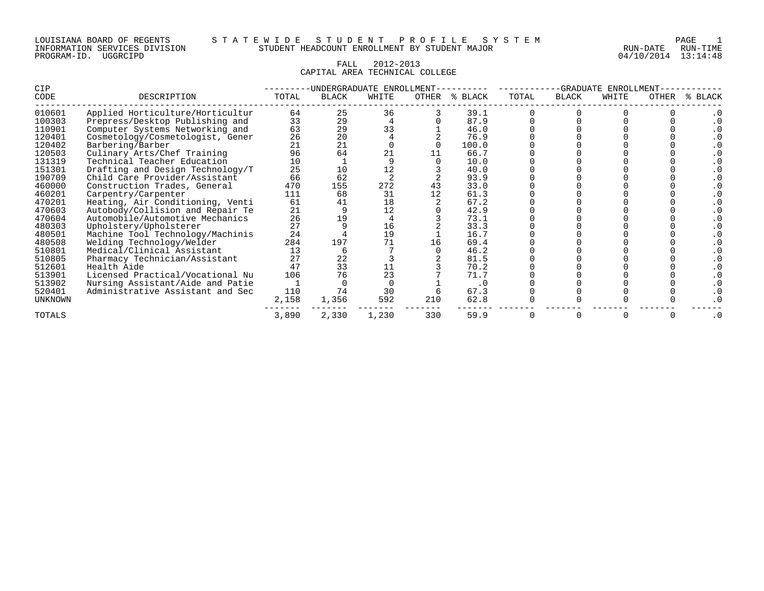LOUISIANA BOARD OF REGENTS — STATEWIDE STUDENT PROFILE SYSTEM
INFORMATION SERVICES DIVISION — STUDENT HEADCOUNT ENROLLMENT BY STUDENT MAJOR
PROGRAM-ID. UGGRCIPD

RUN-DATE 04/10/2014 RUN-TIME 13:14:48

FALL 2012-2013
CAPITAL AREA TECHNICAL COLLEGE

| CIP CODE | DESCRIPTION | UNDERGRADUATE ENROLLMENT TOTAL | BLACK | WHITE | OTHER | % BLACK | GRADUATE ENROLLMENT TOTAL | BLACK | WHITE | OTHER | % BLACK |
|---|---|---|---|---|---|---|---|---|---|---|---|
| 010601 | Applied Horticulture/Horticultur | 64 | 25 | 36 | 3 | 39.1 | 0 | 0 | 0 | 0 | .0 |
| 100303 | Prepress/Desktop Publishing and | 33 | 29 | 4 | 0 | 87.9 | 0 | 0 | 0 | 0 | .0 |
| 110901 | Computer Systems Networking and | 63 | 29 | 33 | 1 | 46.0 | 0 | 0 | 0 | 0 | .0 |
| 120401 | Cosmetology/Cosmetologist, Gener | 26 | 20 | 4 | 2 | 76.9 | 0 | 0 | 0 | 0 | .0 |
| 120402 | Barbering/Barber | 21 | 21 | 0 | 0 | 100.0 | 0 | 0 | 0 | 0 | .0 |
| 120503 | Culinary Arts/Chef Training | 96 | 64 | 21 | 11 | 66.7 | 0 | 0 | 0 | 0 | .0 |
| 131319 | Technical Teacher Education | 10 | 1 | 9 | 0 | 10.0 | 0 | 0 | 0 | 0 | .0 |
| 151301 | Drafting and Design Technology/T | 25 | 10 | 12 | 3 | 40.0 | 0 | 0 | 0 | 0 | .0 |
| 190709 | Child Care Provider/Assistant | 66 | 62 | 2 | 2 | 93.9 | 0 | 0 | 0 | 0 | .0 |
| 460000 | Construction Trades, General | 470 | 155 | 272 | 43 | 33.0 | 0 | 0 | 0 | 0 | .0 |
| 460201 | Carpentry/Carpenter | 111 | 68 | 31 | 12 | 61.3 | 0 | 0 | 0 | 0 | .0 |
| 470201 | Heating, Air Conditioning, Venti | 61 | 41 | 18 | 2 | 67.2 | 0 | 0 | 0 | 0 | .0 |
| 470603 | Autobody/Collision and Repair Te | 21 | 9 | 12 | 0 | 42.9 | 0 | 0 | 0 | 0 | .0 |
| 470604 | Automobile/Automotive Mechanics | 26 | 19 | 4 | 3 | 73.1 | 0 | 0 | 0 | 0 | .0 |
| 480303 | Upholstery/Upholsterer | 27 | 9 | 16 | 2 | 33.3 | 0 | 0 | 0 | 0 | .0 |
| 480501 | Machine Tool Technology/Machinis | 24 | 4 | 19 | 1 | 16.7 | 0 | 0 | 0 | 0 | .0 |
| 480508 | Welding Technology/Welder | 284 | 197 | 71 | 16 | 69.4 | 0 | 0 | 0 | 0 | .0 |
| 510801 | Medical/Clinical Assistant | 13 | 6 | 7 | 0 | 46.2 | 0 | 0 | 0 | 0 | .0 |
| 510805 | Pharmacy Technician/Assistant | 27 | 22 | 3 | 2 | 81.5 | 0 | 0 | 0 | 0 | .0 |
| 512601 | Health Aide | 47 | 33 | 11 | 3 | 70.2 | 0 | 0 | 0 | 0 | .0 |
| 513901 | Licensed Practical/Vocational Nu | 106 | 76 | 23 | 7 | 71.7 | 0 | 0 | 0 | 0 | .0 |
| 513902 | Nursing Assistant/Aide and Patie | 1 | 0 | 0 | 1 | .0 | 0 | 0 | 0 | 0 | .0 |
| 520401 | Administrative Assistant and Sec | 110 | 74 | 30 | 6 | 67.3 | 0 | 0 | 0 | 0 | .0 |
| UNKNOWN | | 2,158 | 1,356 | 592 | 210 | 62.8 | 0 | 0 | 0 | 0 | .0 |
| TOTALS | | 3,890 | 2,330 | 1,230 | 330 | 59.9 | 0 | 0 | 0 | 0 | .0 |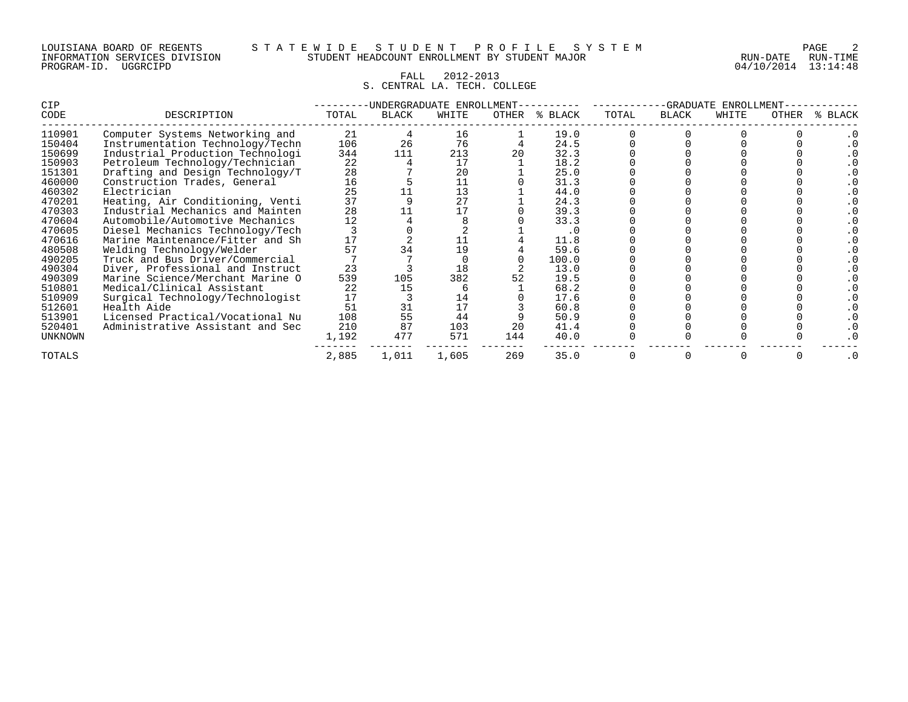LOUISIANA BOARD OF REGENTS STATEWIDE STUDENT PROFILE SYSTEM
INFORMATION SERVICES DIVISION STUDENT HEADCOUNT ENROLLMENT BY STUDENT MAJOR
PROGRAM-ID. UGGRCIPD

RUN-DATE 04/10/2014 RUN-TIME 13:14:48

FALL 2012-2013
S. CENTRAL LA. TECH. COLLEGE

| CIP | | UNDERGRADUATE ENROLLMENT | | | | | GRADUATE ENROLLMENT | | | | |
|---|---|---|---|---|---|---|---|---|---|---|---|
| CODE | DESCRIPTION | TOTAL | BLACK | WHITE | OTHER | % BLACK | TOTAL | BLACK | WHITE | OTHER | % BLACK |
| 110901 | Computer Systems Networking and | 21 | 4 | 16 | 1 | 19.0 | 0 | 0 | 0 | 0 | .0 |
| 150404 | Instrumentation Technology/Techn | 106 | 26 | 76 | 4 | 24.5 | 0 | 0 | 0 | 0 | .0 |
| 150699 | Industrial Production Technologi | 344 | 111 | 213 | 20 | 32.3 | 0 | 0 | 0 | 0 | .0 |
| 150903 | Petroleum Technology/Technician | 22 | 4 | 17 | 1 | 18.2 | 0 | 0 | 0 | 0 | .0 |
| 151301 | Drafting and Design Technology/T | 28 | 7 | 20 | 1 | 25.0 | 0 | 0 | 0 | 0 | .0 |
| 460000 | Construction Trades, General | 16 | 5 | 11 | 0 | 31.3 | 0 | 0 | 0 | 0 | .0 |
| 460302 | Electrician | 25 | 11 | 13 | 1 | 44.0 | 0 | 0 | 0 | 0 | .0 |
| 470201 | Heating, Air Conditioning, Venti | 37 | 9 | 27 | 1 | 24.3 | 0 | 0 | 0 | 0 | .0 |
| 470303 | Industrial Mechanics and Mainten | 28 | 11 | 17 | 0 | 39.3 | 0 | 0 | 0 | 0 | .0 |
| 470604 | Automobile/Automotive Mechanics | 12 | 4 | 8 | 0 | 33.3 | 0 | 0 | 0 | 0 | .0 |
| 470605 | Diesel Mechanics Technology/Tech | 3 | 0 | 2 | 1 | .0 | 0 | 0 | 0 | 0 | .0 |
| 470616 | Marine Maintenance/Fitter and Sh | 17 | 2 | 11 | 4 | 11.8 | 0 | 0 | 0 | 0 | .0 |
| 480508 | Welding Technology/Welder | 57 | 34 | 19 | 4 | 59.6 | 0 | 0 | 0 | 0 | .0 |
| 490205 | Truck and Bus Driver/Commercial | 7 | 7 | 0 | 0 | 100.0 | 0 | 0 | 0 | 0 | .0 |
| 490304 | Diver, Professional and Instruct | 23 | 3 | 18 | 2 | 13.0 | 0 | 0 | 0 | 0 | .0 |
| 490309 | Marine Science/Merchant Marine O | 539 | 105 | 382 | 52 | 19.5 | 0 | 0 | 0 | 0 | .0 |
| 510801 | Medical/Clinical Assistant | 22 | 15 | 6 | 1 | 68.2 | 0 | 0 | 0 | 0 | .0 |
| 510909 | Surgical Technology/Technologist | 17 | 3 | 14 | 0 | 17.6 | 0 | 0 | 0 | 0 | .0 |
| 512601 | Health Aide | 51 | 31 | 17 | 3 | 60.8 | 0 | 0 | 0 | 0 | .0 |
| 513901 | Licensed Practical/Vocational Nu | 108 | 55 | 44 | 9 | 50.9 | 0 | 0 | 0 | 0 | .0 |
| 520401 | Administrative Assistant and Sec | 210 | 87 | 103 | 20 | 41.4 | 0 | 0 | 0 | 0 | .0 |
| UNKNOWN | | 1,192 | 477 | 571 | 144 | 40.0 | 0 | 0 | 0 | 0 | .0 |
| TOTALS | | 2,885 | 1,011 | 1,605 | 269 | 35.0 | 0 | 0 | 0 | 0 | .0 |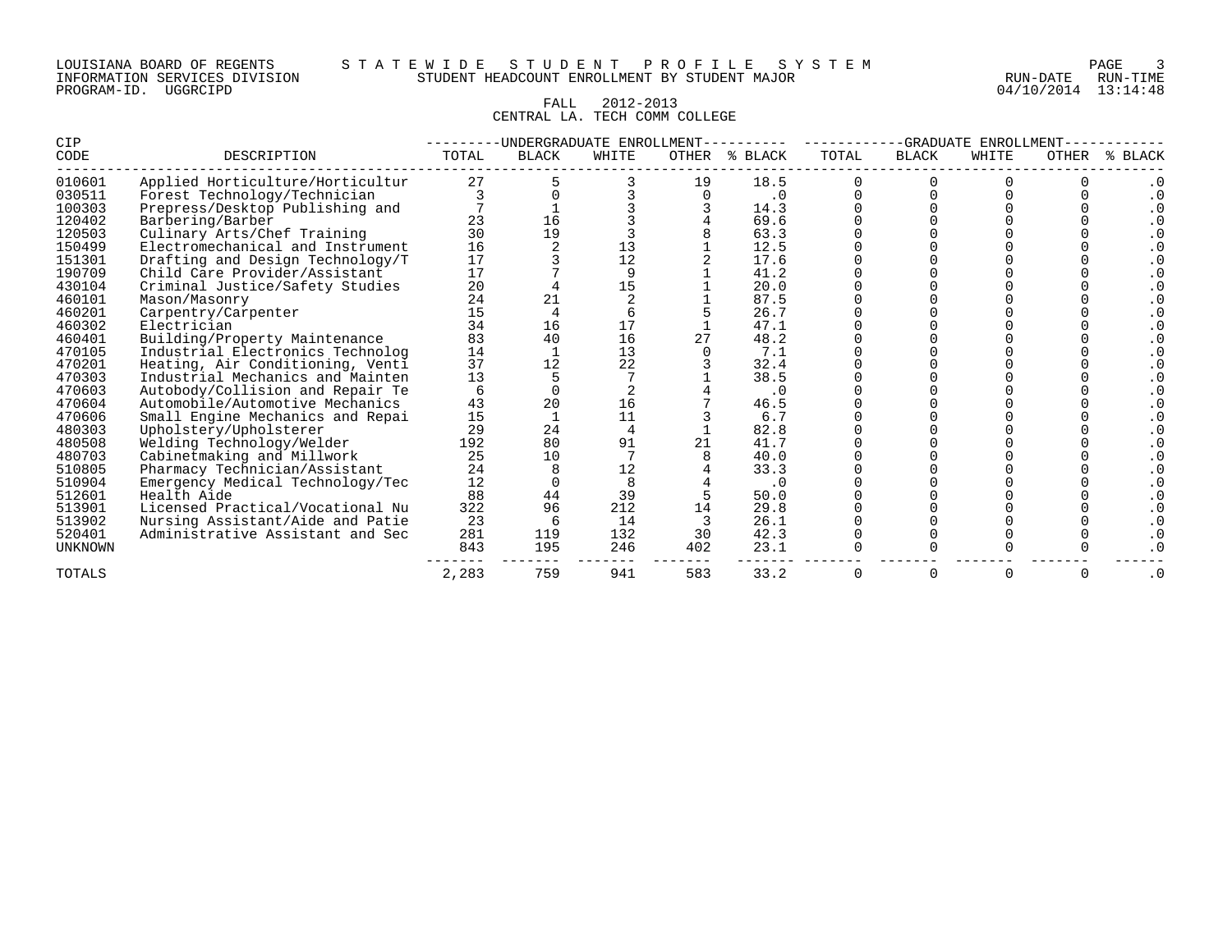LOUISIANA BOARD OF REGENTS — STATEWIDE STUDENT PROFILE SYSTEM
INFORMATION SERVICES DIVISION — STUDENT HEADCOUNT ENROLLMENT BY STUDENT MAJOR — RUN-DATE 04/10/2014 RUN-TIME 13:14:48
PROGRAM-ID. UGGRCIPD

FALL 2012-2013
CENTRAL LA. TECH COMM COLLEGE

| CIP | | UNDERGRADUATE ENROLLMENT | | | | | GRADUATE ENROLLMENT | | | | |
|---|---|---|---|---|---|---|---|---|---|---|---|
| CODE | DESCRIPTION | TOTAL | BLACK | WHITE | OTHER | % BLACK | TOTAL | BLACK | WHITE | OTHER | % BLACK |
| 010601 | Applied Horticulture/Horticultur | 27 | 5 | 3 | 19 | 18.5 | 0 | 0 | 0 | 0 | .0 |
| 030511 | Forest Technology/Technician | 3 | 0 | 3 | 0 | .0 | 0 | 0 | 0 | 0 | .0 |
| 100303 | Prepress/Desktop Publishing and | 7 | 1 | 3 | 3 | 14.3 | 0 | 0 | 0 | 0 | .0 |
| 120402 | Barbering/Barber | 23 | 16 | 3 | 4 | 69.6 | 0 | 0 | 0 | 0 | .0 |
| 120503 | Culinary Arts/Chef Training | 30 | 19 | 3 | 8 | 63.3 | 0 | 0 | 0 | 0 | .0 |
| 150499 | Electromechanical and Instrument | 16 | 2 | 13 | 1 | 12.5 | 0 | 0 | 0 | 0 | .0 |
| 151301 | Drafting and Design Technology/T | 17 | 3 | 12 | 2 | 17.6 | 0 | 0 | 0 | 0 | .0 |
| 190709 | Child Care Provider/Assistant | 17 | 7 | 9 | 1 | 41.2 | 0 | 0 | 0 | 0 | .0 |
| 430104 | Criminal Justice/Safety Studies | 20 | 4 | 15 | 1 | 20.0 | 0 | 0 | 0 | 0 | .0 |
| 460101 | Mason/Masonry | 24 | 21 | 2 | 1 | 87.5 | 0 | 0 | 0 | 0 | .0 |
| 460201 | Carpentry/Carpenter | 15 | 4 | 6 | 5 | 26.7 | 0 | 0 | 0 | 0 | .0 |
| 460302 | Electrician | 34 | 16 | 17 | 1 | 47.1 | 0 | 0 | 0 | 0 | .0 |
| 460401 | Building/Property Maintenance | 83 | 40 | 16 | 27 | 48.2 | 0 | 0 | 0 | 0 | .0 |
| 470105 | Industrial Electronics Technolog | 14 | 1 | 13 | 0 | 7.1 | 0 | 0 | 0 | 0 | .0 |
| 470201 | Heating, Air Conditioning, Venti | 37 | 12 | 22 | 3 | 32.4 | 0 | 0 | 0 | 0 | .0 |
| 470303 | Industrial Mechanics and Mainten | 13 | 5 | 7 | 1 | 38.5 | 0 | 0 | 0 | 0 | .0 |
| 470603 | Autobody/Collision and Repair Te | 6 | 0 | 2 | 4 | .0 | 0 | 0 | 0 | 0 | .0 |
| 470604 | Automobile/Automotive Mechanics | 43 | 20 | 16 | 7 | 46.5 | 0 | 0 | 0 | 0 | .0 |
| 470606 | Small Engine Mechanics and Repai | 15 | 1 | 11 | 3 | 6.7 | 0 | 0 | 0 | 0 | .0 |
| 480303 | Upholstery/Upholsterer | 29 | 24 | 4 | 1 | 82.8 | 0 | 0 | 0 | 0 | .0 |
| 480508 | Welding Technology/Welder | 192 | 80 | 91 | 21 | 41.7 | 0 | 0 | 0 | 0 | .0 |
| 480703 | Cabinetmaking and Millwork | 25 | 10 | 7 | 8 | 40.0 | 0 | 0 | 0 | 0 | .0 |
| 510805 | Pharmacy Technician/Assistant | 24 | 8 | 12 | 4 | 33.3 | 0 | 0 | 0 | 0 | .0 |
| 510904 | Emergency Medical Technology/Tec | 12 | 0 | 8 | 4 | .0 | 0 | 0 | 0 | 0 | .0 |
| 512601 | Health Aide | 88 | 44 | 39 | 5 | 50.0 | 0 | 0 | 0 | 0 | .0 |
| 513901 | Licensed Practical/Vocational Nu | 322 | 96 | 212 | 14 | 29.8 | 0 | 0 | 0 | 0 | .0 |
| 513902 | Nursing Assistant/Aide and Patie | 23 | 6 | 14 | 3 | 26.1 | 0 | 0 | 0 | 0 | .0 |
| 520401 | Administrative Assistant and Sec | 281 | 119 | 132 | 30 | 42.3 | 0 | 0 | 0 | 0 | .0 |
| UNKNOWN | | 843 | 195 | 246 | 402 | 23.1 | 0 | 0 | 0 | 0 | .0 |
| TOTALS | | 2,283 | 759 | 941 | 583 | 33.2 | 0 | 0 | 0 | 0 | .0 |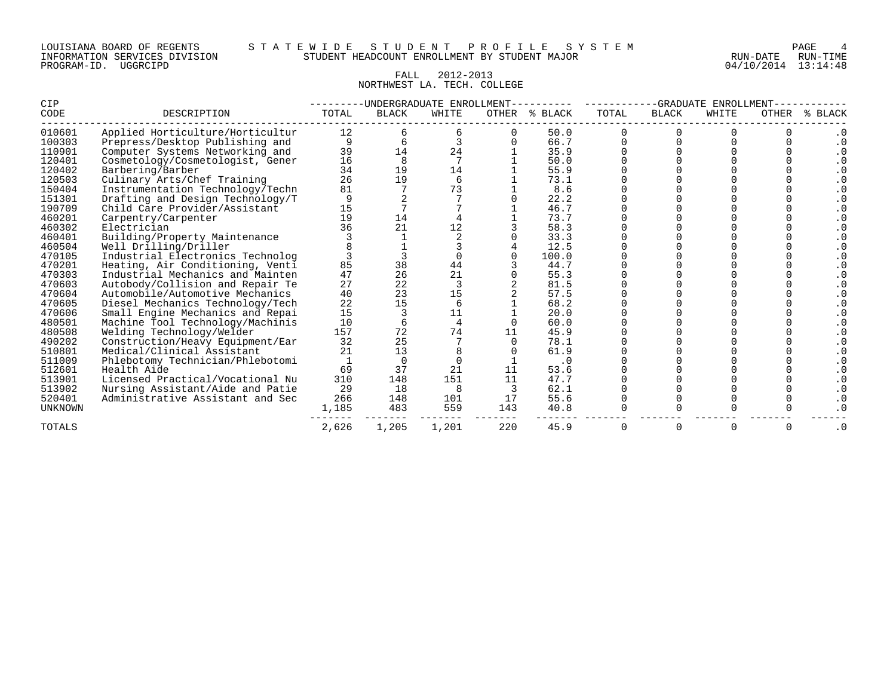LOUISIANA BOARD OF REGENTS — STATEWIDE STUDENT PROFILE SYSTEM
INFORMATION SERVICES DIVISION — STUDENT HEADCOUNT ENROLLMENT BY STUDENT MAJOR — RUN-DATE 04/10/2014 RUN-TIME 13:14:48
PROGRAM-ID. UGGRCIPD

FALL 2012-2013
NORTHWEST LA. TECH. COLLEGE

| CIP | | UNDERGRADUATE ENROLLMENT | | | | | GRADUATE ENROLLMENT | | | | |
|---|---|---|---|---|---|---|---|---|---|---|---|
| CODE | DESCRIPTION | TOTAL | BLACK | WHITE | OTHER | % BLACK | TOTAL | BLACK | WHITE | OTHER | % BLACK |
| 010601 | Applied Horticulture/Horticultur | 12 | 6 | 6 | 0 | 50.0 | 0 | 0 | 0 | 0 | .0 |
| 100303 | Prepress/Desktop Publishing and | 9 | 6 | 3 | 0 | 66.7 | 0 | 0 | 0 | 0 | .0 |
| 110901 | Computer Systems Networking and | 39 | 14 | 24 | 1 | 35.9 | 0 | 0 | 0 | 0 | .0 |
| 120401 | Cosmetology/Cosmetologist, Gener | 16 | 8 | 7 | 1 | 50.0 | 0 | 0 | 0 | 0 | .0 |
| 120402 | Barbering/Barber | 34 | 19 | 14 | 1 | 55.9 | 0 | 0 | 0 | 0 | .0 |
| 120503 | Culinary Arts/Chef Training | 26 | 19 | 6 | 1 | 73.1 | 0 | 0 | 0 | 0 | .0 |
| 150404 | Instrumentation Technology/Techn | 81 | 7 | 73 | 1 | 8.6 | 0 | 0 | 0 | 0 | .0 |
| 151301 | Drafting and Design Technology/T | 9 | 2 | 7 | 0 | 22.2 | 0 | 0 | 0 | 0 | .0 |
| 190709 | Child Care Provider/Assistant | 15 | 7 | 7 | 1 | 46.7 | 0 | 0 | 0 | 0 | .0 |
| 460201 | Carpentry/Carpenter | 19 | 14 | 4 | 1 | 73.7 | 0 | 0 | 0 | 0 | .0 |
| 460302 | Electrician | 36 | 21 | 12 | 3 | 58.3 | 0 | 0 | 0 | 0 | .0 |
| 460401 | Building/Property Maintenance | 3 | 1 | 2 | 0 | 33.3 | 0 | 0 | 0 | 0 | .0 |
| 460504 | Well Drilling/Driller | 8 | 1 | 3 | 4 | 12.5 | 0 | 0 | 0 | 0 | .0 |
| 470105 | Industrial Electronics Technolog | 3 | 3 | 0 | 0 | 100.0 | 0 | 0 | 0 | 0 | .0 |
| 470201 | Heating, Air Conditioning, Venti | 85 | 38 | 44 | 3 | 44.7 | 0 | 0 | 0 | 0 | .0 |
| 470303 | Industrial Mechanics and Mainten | 47 | 26 | 21 | 0 | 55.3 | 0 | 0 | 0 | 0 | .0 |
| 470603 | Autobody/Collision and Repair Te | 27 | 22 | 3 | 2 | 81.5 | 0 | 0 | 0 | 0 | .0 |
| 470604 | Automobile/Automotive Mechanics | 40 | 23 | 15 | 2 | 57.5 | 0 | 0 | 0 | 0 | .0 |
| 470605 | Diesel Mechanics Technology/Tech | 22 | 15 | 6 | 1 | 68.2 | 0 | 0 | 0 | 0 | .0 |
| 470606 | Small Engine Mechanics and Repai | 15 | 3 | 11 | 1 | 20.0 | 0 | 0 | 0 | 0 | .0 |
| 480501 | Machine Tool Technology/Machinis | 10 | 6 | 4 | 0 | 60.0 | 0 | 0 | 0 | 0 | .0 |
| 480508 | Welding Technology/Welder | 157 | 72 | 74 | 11 | 45.9 | 0 | 0 | 0 | 0 | .0 |
| 490202 | Construction/Heavy Equipment/Ear | 32 | 25 | 7 | 0 | 78.1 | 0 | 0 | 0 | 0 | .0 |
| 510801 | Medical/Clinical Assistant | 21 | 13 | 8 | 0 | 61.9 | 0 | 0 | 0 | 0 | .0 |
| 511009 | Phlebotomy Technician/Phlebotomi | 1 | 0 | 0 | 1 | .0 | 0 | 0 | 0 | 0 | .0 |
| 512601 | Health Aide | 69 | 37 | 21 | 11 | 53.6 | 0 | 0 | 0 | 0 | .0 |
| 513901 | Licensed Practical/Vocational Nu | 310 | 148 | 151 | 11 | 47.7 | 0 | 0 | 0 | 0 | .0 |
| 513902 | Nursing Assistant/Aide and Patie | 29 | 18 | 8 | 3 | 62.1 | 0 | 0 | 0 | 0 | .0 |
| 520401 | Administrative Assistant and Sec | 266 | 148 | 101 | 17 | 55.6 | 0 | 0 | 0 | 0 | .0 |
| UNKNOWN | | 1,185 | 483 | 559 | 143 | 40.8 | 0 | 0 | 0 | 0 | .0 |
| TOTALS | | 2,626 | 1,205 | 1,201 | 220 | 45.9 | 0 | 0 | 0 | 0 | .0 |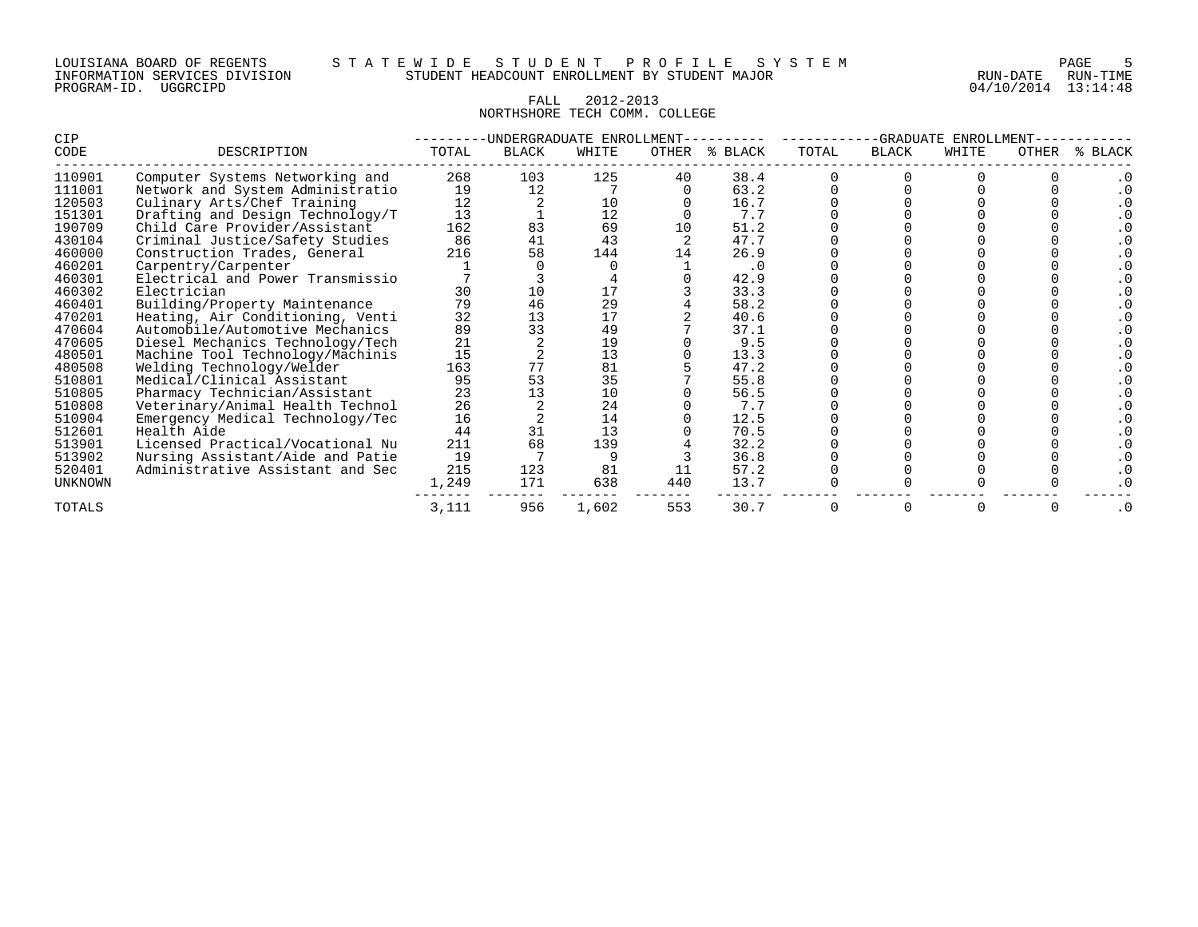LOUISIANA BOARD OF REGENTS — STATEWIDE STUDENT PROFILE SYSTEM
INFORMATION SERVICES DIVISION — STUDENT HEADCOUNT ENROLLMENT BY STUDENT MAJOR
PROGRAM-ID. UGGRCIPD — RUN-DATE 04/10/2014 RUN-TIME 13:14:48

FALL 2012-2013
NORTHSHORE TECH COMM. COLLEGE

| CIP | | UNDERGRADUATE ENROLLMENT | | | | | GRADUATE ENROLLMENT | | | | |
|---|---|---|---|---|---|---|---|---|---|---|---|
| CODE | DESCRIPTION | TOTAL | BLACK | WHITE | OTHER | % BLACK | TOTAL | BLACK | WHITE | OTHER | % BLACK |
| 110901 | Computer Systems Networking and | 268 | 103 | 125 | 40 | 38.4 | 0 | 0 | 0 | 0 | .0 |
| 111001 | Network and System Administratio | 19 | 12 | 7 | 0 | 63.2 | 0 | 0 | 0 | 0 | .0 |
| 120503 | Culinary Arts/Chef Training | 12 | 2 | 10 | 0 | 16.7 | 0 | 0 | 0 | 0 | .0 |
| 151301 | Drafting and Design Technology/T | 13 | 1 | 12 | 0 | 7.7 | 0 | 0 | 0 | 0 | .0 |
| 190709 | Child Care Provider/Assistant | 162 | 83 | 69 | 10 | 51.2 | 0 | 0 | 0 | 0 | .0 |
| 430104 | Criminal Justice/Safety Studies | 86 | 41 | 43 | 2 | 47.7 | 0 | 0 | 0 | 0 | .0 |
| 460000 | Construction Trades, General | 216 | 58 | 144 | 14 | 26.9 | 0 | 0 | 0 | 0 | .0 |
| 460201 | Carpentry/Carpenter | 1 | 0 | 0 | 1 | .0 | 0 | 0 | 0 | 0 | .0 |
| 460301 | Electrical and Power Transmissio | 7 | 3 | 4 | 0 | 42.9 | 0 | 0 | 0 | 0 | .0 |
| 460302 | Electrician | 30 | 10 | 17 | 3 | 33.3 | 0 | 0 | 0 | 0 | .0 |
| 460401 | Building/Property Maintenance | 79 | 46 | 29 | 4 | 58.2 | 0 | 0 | 0 | 0 | .0 |
| 470201 | Heating, Air Conditioning, Venti | 32 | 13 | 17 | 2 | 40.6 | 0 | 0 | 0 | 0 | .0 |
| 470604 | Automobile/Automotive Mechanics | 89 | 33 | 49 | 7 | 37.1 | 0 | 0 | 0 | 0 | .0 |
| 470605 | Diesel Mechanics Technology/Tech | 21 | 2 | 19 | 0 | 9.5 | 0 | 0 | 0 | 0 | .0 |
| 480501 | Machine Tool Technology/Machinis | 15 | 2 | 13 | 0 | 13.3 | 0 | 0 | 0 | 0 | .0 |
| 480508 | Welding Technology/Welder | 163 | 77 | 81 | 5 | 47.2 | 0 | 0 | 0 | 0 | .0 |
| 510801 | Medical/Clinical Assistant | 95 | 53 | 35 | 7 | 55.8 | 0 | 0 | 0 | 0 | .0 |
| 510805 | Pharmacy Technician/Assistant | 23 | 13 | 10 | 0 | 56.5 | 0 | 0 | 0 | 0 | .0 |
| 510808 | Veterinary/Animal Health Technol | 26 | 2 | 24 | 0 | 7.7 | 0 | 0 | 0 | 0 | .0 |
| 510904 | Emergency Medical Technology/Tec | 16 | 2 | 14 | 0 | 12.5 | 0 | 0 | 0 | 0 | .0 |
| 512601 | Health Aide | 44 | 31 | 13 | 0 | 70.5 | 0 | 0 | 0 | 0 | .0 |
| 513901 | Licensed Practical/Vocational Nu | 211 | 68 | 139 | 4 | 32.2 | 0 | 0 | 0 | 0 | .0 |
| 513902 | Nursing Assistant/Aide and Patie | 19 | 7 | 9 | 3 | 36.8 | 0 | 0 | 0 | 0 | .0 |
| 520401 | Administrative Assistant and Sec | 215 | 123 | 81 | 11 | 57.2 | 0 | 0 | 0 | 0 | .0 |
| UNKNOWN | | 1,249 | 171 | 638 | 440 | 13.7 | 0 | 0 | 0 | 0 | .0 |
| TOTALS | | 3,111 | 956 | 1,602 | 553 | 30.7 | 0 | 0 | 0 | 0 | .0 |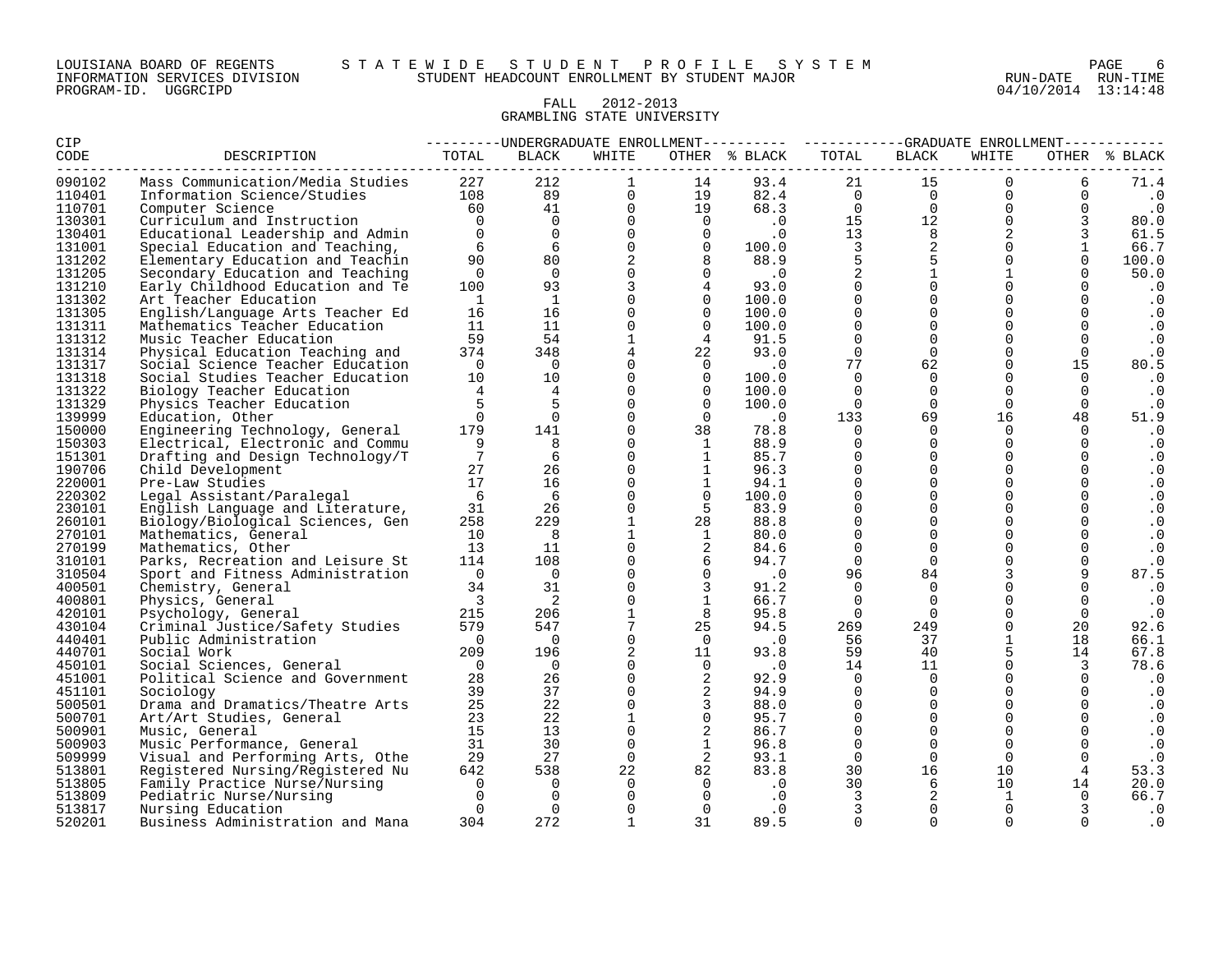LOUISIANA BOARD OF REGENTS
INFORMATION SERVICES DIVISION
PROGRAM-ID. UGGRCIPD

STATEWIDE STUDENT PROFILE SYSTEM
STUDENT HEADCOUNT ENROLLMENT BY STUDENT MAJOR

RUN-DATE 04/10/2014 RUN-TIME 13:14:48

FALL 2012-2013
GRAMBLING STATE UNIVERSITY

| CIP CODE | DESCRIPTION | UNDERGRADUATE ENROLLMENT TOTAL | BLACK | WHITE | OTHER | % BLACK | GRADUATE ENROLLMENT TOTAL | BLACK | WHITE | OTHER | % BLACK |
|---|---|---|---|---|---|---|---|---|---|---|---|
| 090102 | Mass Communication/Media Studies | 227 | 212 | 1 | 14 | 93.4 | 21 | 15 | 0 | 6 | 71.4 |
| 110401 | Information Science/Studies | 108 | 89 | 0 | 19 | 82.4 | 0 | 0 | 0 | 0 | .0 |
| 110701 | Computer Science | 60 | 41 | 0 | 19 | 68.3 | 0 | 0 | 0 | 0 | .0 |
| 130301 | Curriculum and Instruction | 0 | 0 | 0 | 0 | .0 | 15 | 12 | 0 | 3 | 80.0 |
| 130401 | Educational Leadership and Admin | 0 | 0 | 0 | 0 | .0 | 13 | 8 | 2 | 3 | 61.5 |
| 131001 | Special Education and Teaching, | 6 | 6 | 0 | 0 | 100.0 | 3 | 2 | 0 | 1 | 66.7 |
| 131202 | Elementary Education and Teachin | 90 | 80 | 2 | 8 | 88.9 | 5 | 5 | 0 | 0 | 100.0 |
| 131205 | Secondary Education and Teaching | 0 | 0 | 0 | 0 | .0 | 2 | 1 | 1 | 0 | 50.0 |
| 131210 | Early Childhood Education and Te | 100 | 93 | 3 | 4 | 93.0 | 0 | 0 | 0 | 0 | .0 |
| 131302 | Art Teacher Education | 1 | 1 | 0 | 0 | 100.0 | 0 | 0 | 0 | 0 | .0 |
| 131305 | English/Language Arts Teacher Ed | 16 | 16 | 0 | 0 | 100.0 | 0 | 0 | 0 | 0 | .0 |
| 131311 | Mathematics Teacher Education | 11 | 11 | 0 | 0 | 100.0 | 0 | 0 | 0 | 0 | .0 |
| 131312 | Music Teacher Education | 59 | 54 | 1 | 4 | 91.5 | 0 | 0 | 0 | 0 | .0 |
| 131314 | Physical Education Teaching and | 374 | 348 | 4 | 22 | 93.0 | 0 | 0 | 0 | 0 | .0 |
| 131317 | Social Science Teacher Education | 0 | 0 | 0 | 0 | .0 | 77 | 62 | 0 | 15 | 80.5 |
| 131318 | Social Studies Teacher Education | 10 | 10 | 0 | 0 | 100.0 | 0 | 0 | 0 | 0 | .0 |
| 131322 | Biology Teacher Education | 4 | 4 | 0 | 0 | 100.0 | 0 | 0 | 0 | 0 | .0 |
| 131329 | Physics Teacher Education | 5 | 5 | 0 | 0 | 100.0 | 0 | 0 | 0 | 0 | .0 |
| 139999 | Education, Other | 0 | 0 | 0 | 0 | .0 | 133 | 69 | 16 | 48 | 51.9 |
| 150000 | Engineering Technology, General | 179 | 141 | 0 | 38 | 78.8 | 0 | 0 | 0 | 0 | .0 |
| 150303 | Electrical, Electronic and Commu | 9 | 8 | 0 | 1 | 88.9 | 0 | 0 | 0 | 0 | .0 |
| 151301 | Drafting and Design Technology/T | 7 | 6 | 0 | 1 | 85.7 | 0 | 0 | 0 | 0 | .0 |
| 190706 | Child Development | 27 | 26 | 0 | 1 | 96.3 | 0 | 0 | 0 | 0 | .0 |
| 220001 | Pre-Law Studies | 17 | 16 | 0 | 1 | 94.1 | 0 | 0 | 0 | 0 | .0 |
| 220302 | Legal Assistant/Paralegal | 6 | 6 | 0 | 0 | 100.0 | 0 | 0 | 0 | 0 | .0 |
| 230101 | English Language and Literature, | 31 | 26 | 0 | 5 | 83.9 | 0 | 0 | 0 | 0 | .0 |
| 260101 | Biology/Biological Sciences, Gen | 258 | 229 | 1 | 28 | 88.8 | 0 | 0 | 0 | 0 | .0 |
| 270101 | Mathematics, General | 10 | 8 | 1 | 1 | 80.0 | 0 | 0 | 0 | 0 | .0 |
| 270199 | Mathematics, Other | 13 | 11 | 0 | 2 | 84.6 | 0 | 0 | 0 | 0 | .0 |
| 310101 | Parks, Recreation and Leisure St | 114 | 108 | 0 | 6 | 94.7 | 0 | 0 | 0 | 0 | .0 |
| 310504 | Sport and Fitness Administration | 0 | 0 | 0 | 0 | .0 | 96 | 84 | 3 | 9 | 87.5 |
| 400501 | Chemistry, General | 34 | 31 | 0 | 3 | 91.2 | 0 | 0 | 0 | 0 | .0 |
| 400801 | Physics, General | 3 | 2 | 0 | 1 | 66.7 | 0 | 0 | 0 | 0 | .0 |
| 420101 | Psychology, General | 215 | 206 | 1 | 8 | 95.8 | 0 | 0 | 0 | 0 | .0 |
| 430104 | Criminal Justice/Safety Studies | 579 | 547 | 7 | 25 | 94.5 | 269 | 249 | 0 | 20 | 92.6 |
| 440401 | Public Administration | 0 | 0 | 0 | 0 | .0 | 56 | 37 | 1 | 18 | 66.1 |
| 440701 | Social Work | 209 | 196 | 2 | 11 | 93.8 | 59 | 40 | 5 | 14 | 67.8 |
| 450101 | Social Sciences, General | 0 | 0 | 0 | 0 | .0 | 14 | 11 | 0 | 3 | 78.6 |
| 451001 | Political Science and Government | 28 | 26 | 0 | 2 | 92.9 | 0 | 0 | 0 | 0 | .0 |
| 451101 | Sociology | 39 | 37 | 0 | 2 | 94.9 | 0 | 0 | 0 | 0 | .0 |
| 500501 | Drama and Dramatics/Theatre Arts | 25 | 22 | 0 | 3 | 88.0 | 0 | 0 | 0 | 0 | .0 |
| 500701 | Art/Art Studies, General | 23 | 22 | 1 | 0 | 95.7 | 0 | 0 | 0 | 0 | .0 |
| 500901 | Music, General | 15 | 13 | 0 | 2 | 86.7 | 0 | 0 | 0 | 0 | .0 |
| 500903 | Music Performance, General | 31 | 30 | 0 | 1 | 96.8 | 0 | 0 | 0 | 0 | .0 |
| 509999 | Visual and Performing Arts, Othe | 29 | 27 | 0 | 2 | 93.1 | 0 | 0 | 0 | 0 | .0 |
| 513801 | Registered Nursing/Registered Nu | 642 | 538 | 22 | 82 | 83.8 | 30 | 16 | 10 | 4 | 53.3 |
| 513805 | Family Practice Nurse/Nursing | 0 | 0 | 0 | 0 | .0 | 30 | 6 | 10 | 14 | 20.0 |
| 513809 | Pediatric Nurse/Nursing | 0 | 0 | 0 | 0 | .0 | 3 | 2 | 1 | 0 | 66.7 |
| 513817 | Nursing Education | 0 | 0 | 0 | 0 | .0 | 3 | 0 | 0 | 3 | .0 |
| 520201 | Business Administration and Mana | 304 | 272 | 1 | 31 | 89.5 | 0 | 0 | 0 | 0 | .0 |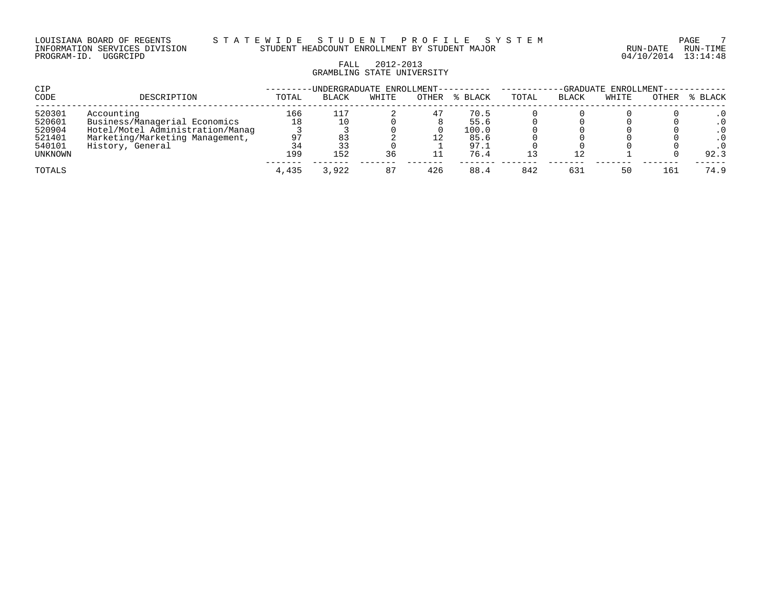LOUISIANA BOARD OF REGENTS — STATEWIDE STUDENT PROFILE SYSTEM
INFORMATION SERVICES DIVISION — STUDENT HEADCOUNT ENROLLMENT BY STUDENT MAJOR — RUN-DATE 04/10/2014 RUN-TIME 13:14:48
PROGRAM-ID. UGGRCIPD

FALL 2012-2013
GRAMBLING STATE UNIVERSITY

| CIP CODE | DESCRIPTION | UNDERGRADUATE ENROLLMENT | | | | | GRADUATE ENROLLMENT | | | | |
|---|---|---|---|---|---|---|---|---|---|---|---|
| | | TOTAL | BLACK | WHITE | OTHER | % BLACK | TOTAL | BLACK | WHITE | OTHER | % BLACK |
| 520301 | Accounting | 166 | 117 | 2 | 47 | 70.5 | 0 | 0 | 0 | 0 | .0 |
| 520601 | Business/Managerial Economics | 18 | 10 | 0 | 8 | 55.6 | 0 | 0 | 0 | 0 | .0 |
| 520904 | Hotel/Motel Administration/Manag | 3 | 3 | 0 | 0 | 100.0 | 0 | 0 | 0 | 0 | .0 |
| 521401 | Marketing/Marketing Management, | 97 | 83 | 2 | 12 | 85.6 | 0 | 0 | 0 | 0 | .0 |
| 540101 | History, General | 34 | 33 | 0 | 1 | 97.1 | 0 | 0 | 0 | 0 | .0 |
| UNKNOWN | | 199 | 152 | 36 | 11 | 76.4 | 13 | 12 | 1 | 0 | 92.3 |
| TOTALS | | 4,435 | 3,922 | 87 | 426 | 88.4 | 842 | 631 | 50 | 161 | 74.9 |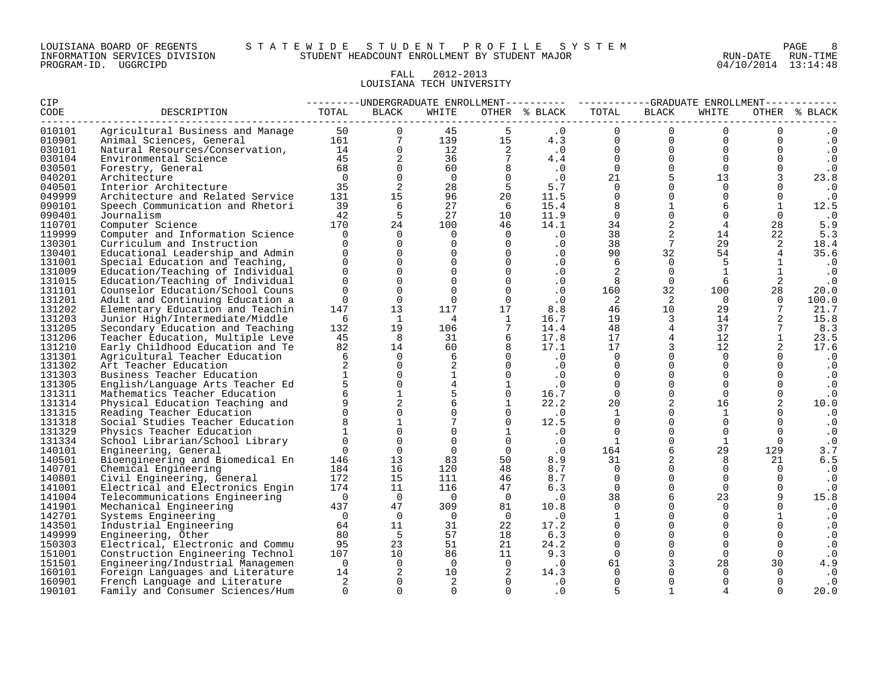LOUISIANA BOARD OF REGENTS — STATEWIDE STUDENT PROFILE SYSTEM
INFORMATION SERVICES DIVISION — STUDENT HEADCOUNT ENROLLMENT BY STUDENT MAJOR
PROGRAM-ID. UGGRCIPD — RUN-DATE 04/10/2014 RUN-TIME 13:14:48

FALL 2012-2013
LOUISIANA TECH UNIVERSITY

| CIP CODE | DESCRIPTION | UNDERGRADUATE ENROLLMENT TOTAL | BLACK | WHITE | OTHER | % BLACK | GRADUATE ENROLLMENT TOTAL | BLACK | WHITE | OTHER | % BLACK |
|---|---|---|---|---|---|---|---|---|---|---|---|
| 010101 | Agricultural Business and Manage | 50 | 0 | 45 | 5 | .0 | 0 | 0 | 0 | 0 | .0 |
| 010901 | Animal Sciences, General | 161 | 7 | 139 | 15 | 4.3 | 0 | 0 | 0 | 0 | .0 |
| 030101 | Natural Resources/Conservation, | 14 | 0 | 12 | 2 | .0 | 0 | 0 | 0 | 0 | .0 |
| 030104 | Environmental Science | 45 | 2 | 36 | 7 | 4.4 | 0 | 0 | 0 | 0 | .0 |
| 030501 | Forestry, General | 68 | 0 | 60 | 8 | .0 | 0 | 0 | 0 | 0 | .0 |
| 040201 | Architecture | 0 | 0 | 0 | 0 | .0 | 21 | 5 | 13 | 3 | 23.8 |
| 040501 | Interior Architecture | 35 | 2 | 28 | 5 | 5.7 | 0 | 0 | 0 | 0 | .0 |
| 049999 | Architecture and Related Service | 131 | 15 | 96 | 20 | 11.5 | 0 | 0 | 0 | 0 | .0 |
| 090101 | Speech Communication and Rhetori | 39 | 6 | 27 | 6 | 15.4 | 8 | 1 | 6 | 1 | 12.5 |
| 090401 | Journalism | 42 | 5 | 27 | 10 | 11.9 | 0 | 0 | 0 | 0 | .0 |
| 110701 | Computer Science | 170 | 24 | 100 | 46 | 14.1 | 34 | 2 | 4 | 28 | 5.9 |
| 119999 | Computer and Information Science | 0 | 0 | 0 | 0 | .0 | 38 | 2 | 14 | 22 | 5.3 |
| 130301 | Curriculum and Instruction | 0 | 0 | 0 | 0 | .0 | 38 | 7 | 29 | 2 | 18.4 |
| 130401 | Educational Leadership and Admin | 0 | 0 | 0 | 0 | .0 | 90 | 32 | 54 | 4 | 35.6 |
| 131001 | Special Education and Teaching, | 0 | 0 | 0 | 0 | .0 | 6 | 0 | 5 | 1 | .0 |
| 131009 | Education/Teaching of Individual | 0 | 0 | 0 | 0 | .0 | 2 | 0 | 1 | 1 | .0 |
| 131015 | Education/Teaching of Individual | 0 | 0 | 0 | 0 | .0 | 8 | 0 | 6 | 2 | .0 |
| 131101 | Counselor Education/School Couns | 0 | 0 | 0 | 0 | .0 | 160 | 32 | 100 | 28 | 20.0 |
| 131201 | Adult and Continuing Education a | 0 | 0 | 0 | 0 | .0 | 2 | 2 | 0 | 0 | 100.0 |
| 131202 | Elementary Education and Teachin | 147 | 13 | 117 | 17 | 8.8 | 46 | 10 | 29 | 7 | 21.7 |
| 131203 | Junior High/Intermediate/Middle | 6 | 1 | 4 | 1 | 16.7 | 19 | 3 | 14 | 2 | 15.8 |
| 131205 | Secondary Education and Teaching | 132 | 19 | 106 | 7 | 14.4 | 48 | 4 | 37 | 7 | 8.3 |
| 131206 | Teacher Education, Multiple Leve | 45 | 8 | 31 | 6 | 17.8 | 17 | 4 | 12 | 1 | 23.5 |
| 131210 | Early Childhood Education and Te | 82 | 14 | 60 | 8 | 17.1 | 17 | 3 | 12 | 2 | 17.6 |
| 131301 | Agricultural Teacher Education | 6 | 0 | 6 | 0 | .0 | 0 | 0 | 0 | 0 | .0 |
| 131302 | Art Teacher Education | 2 | 0 | 2 | 0 | .0 | 0 | 0 | 0 | 0 | .0 |
| 131303 | Business Teacher Education | 1 | 0 | 1 | 0 | .0 | 0 | 0 | 0 | 0 | .0 |
| 131305 | English/Language Arts Teacher Ed | 5 | 0 | 4 | 1 | .0 | 0 | 0 | 0 | 0 | .0 |
| 131311 | Mathematics Teacher Education | 6 | 1 | 5 | 0 | 16.7 | 0 | 0 | 0 | 0 | .0 |
| 131314 | Physical Education Teaching and | 9 | 2 | 6 | 1 | 22.2 | 20 | 2 | 16 | 2 | 10.0 |
| 131315 | Reading Teacher Education | 0 | 0 | 0 | 0 | .0 | 1 | 0 | 1 | 0 | .0 |
| 131318 | Social Studies Teacher Education | 8 | 1 | 7 | 0 | 12.5 | 0 | 0 | 0 | 0 | .0 |
| 131329 | Physics Teacher Education | 1 | 0 | 0 | 1 | .0 | 0 | 0 | 0 | 0 | .0 |
| 131334 | School Librarian/School Library | 0 | 0 | 0 | 0 | .0 | 1 | 0 | 1 | 0 | .0 |
| 140101 | Engineering, General | 0 | 0 | 0 | 0 | .0 | 164 | 6 | 29 | 129 | 3.7 |
| 140501 | Bioengineering and Biomedical En | 146 | 13 | 83 | 50 | 8.9 | 31 | 2 | 8 | 21 | 6.5 |
| 140701 | Chemical Engineering | 184 | 16 | 120 | 48 | 8.7 | 0 | 0 | 0 | 0 | .0 |
| 140801 | Civil Engineering, General | 172 | 15 | 111 | 46 | 8.7 | 0 | 0 | 0 | 0 | .0 |
| 141001 | Electrical and Electronics Engin | 174 | 11 | 116 | 47 | 6.3 | 0 | 0 | 0 | 0 | .0 |
| 141004 | Telecommunications Engineering | 0 | 0 | 0 | 0 | .0 | 38 | 6 | 23 | 9 | 15.8 |
| 141901 | Mechanical Engineering | 437 | 47 | 309 | 81 | 10.8 | 0 | 0 | 0 | 0 | .0 |
| 142701 | Systems Engineering | 0 | 0 | 0 | 0 | .0 | 1 | 0 | 0 | 1 | .0 |
| 143501 | Industrial Engineering | 64 | 11 | 31 | 22 | 17.2 | 0 | 0 | 0 | 0 | .0 |
| 149999 | Engineering, Other | 80 | 5 | 57 | 18 | 6.3 | 0 | 0 | 0 | 0 | .0 |
| 150303 | Electrical, Electronic and Commu | 95 | 23 | 51 | 21 | 24.2 | 0 | 0 | 0 | 0 | .0 |
| 151001 | Construction Engineering Technol | 107 | 10 | 86 | 11 | 9.3 | 0 | 0 | 0 | 0 | .0 |
| 151501 | Engineering/Industrial Managemen | 0 | 0 | 0 | 0 | .0 | 61 | 3 | 28 | 30 | 4.9 |
| 160101 | Foreign Languages and Literature | 14 | 2 | 10 | 2 | 14.3 | 0 | 0 | 0 | 0 | .0 |
| 160901 | French Language and Literature | 2 | 0 | 2 | 0 | .0 | 0 | 0 | 0 | 0 | .0 |
| 190101 | Family and Consumer Sciences/Hum | 0 | 0 | 0 | 0 | .0 | 5 | 1 | 4 | 0 | 20.0 |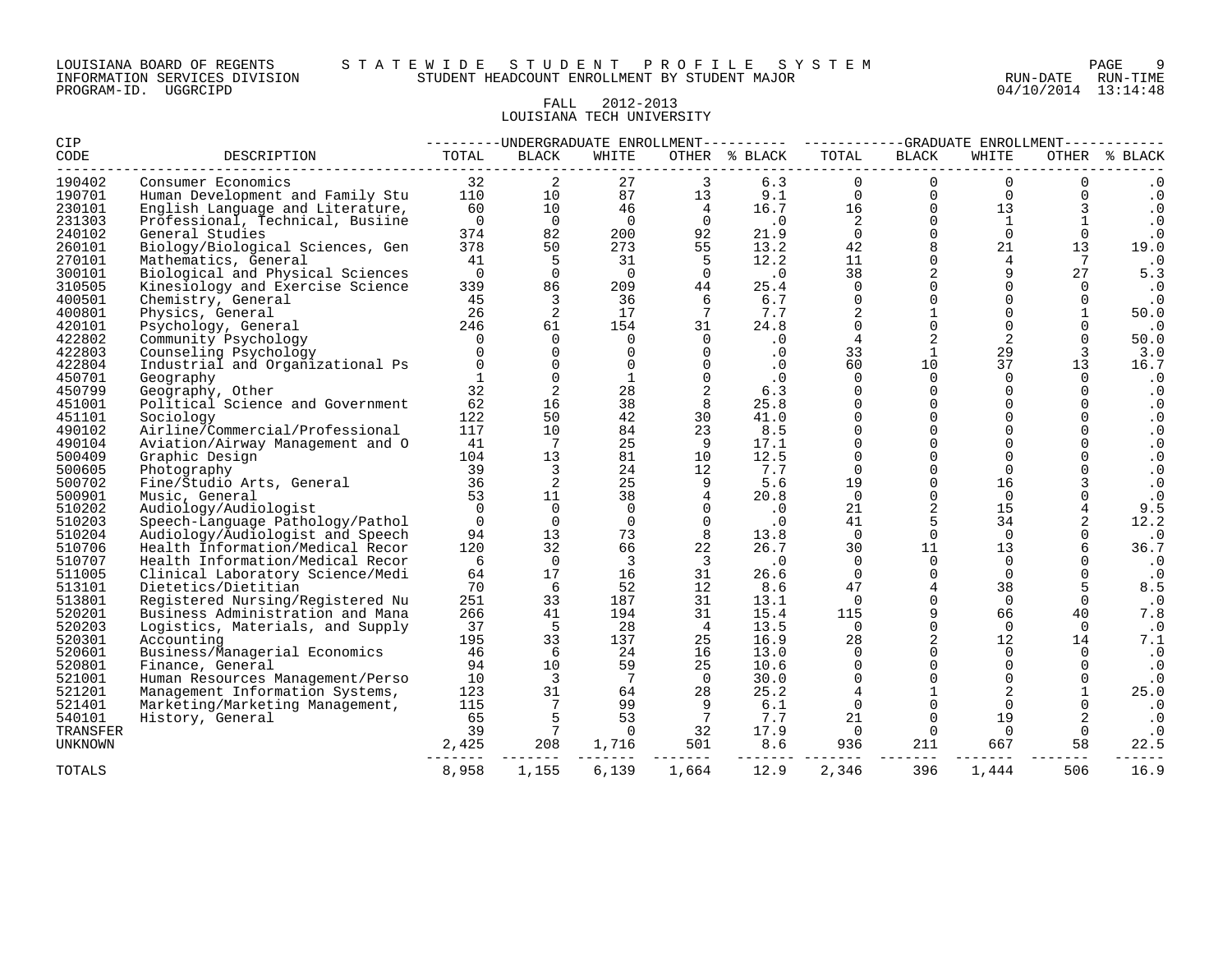LOUISIANA BOARD OF REGENTS — STATEWIDE STUDENT PROFILE SYSTEM
INFORMATION SERVICES DIVISION — STUDENT HEADCOUNT ENROLLMENT BY STUDENT MAJOR — RUN-DATE 04/10/2014 RUN-TIME 13:14:48
PROGRAM-ID. UGGRCIPD

FALL 2012-2013
LOUISIANA TECH UNIVERSITY

| CIP CODE | DESCRIPTION | UNDERGRADUATE ENROLLMENT TOTAL | BLACK | WHITE | OTHER | % BLACK | GRADUATE ENROLLMENT TOTAL | BLACK | WHITE | OTHER | % BLACK |
|---|---|---|---|---|---|---|---|---|---|---|---|
| 190402 | Consumer Economics | 32 | 2 | 27 | 3 | 6.3 | 0 | 0 | 0 | 0 | .0 |
| 190701 | Human Development and Family Stu | 110 | 10 | 87 | 13 | 9.1 | 0 | 0 | 0 | 0 | .0 |
| 230101 | English Language and Literature, | 60 | 10 | 46 | 4 | 16.7 | 16 | 0 | 13 | 3 | .0 |
| 231303 | Professional, Technical, Busiine | 0 | 0 | 0 | 0 | .0 | 2 | 0 | 1 | 1 | .0 |
| 240102 | General Studies | 374 | 82 | 200 | 92 | 21.9 | 0 | 0 | 0 | 0 | .0 |
| 260101 | Biology/Biological Sciences, Gen | 378 | 50 | 273 | 55 | 13.2 | 42 | 8 | 21 | 13 | 19.0 |
| 270101 | Mathematics, General | 41 | 5 | 31 | 5 | 12.2 | 11 | 0 | 4 | 7 | .0 |
| 300101 | Biological and Physical Sciences | 0 | 0 | 0 | 0 | .0 | 38 | 2 | 9 | 27 | 5.3 |
| 310505 | Kinesiology and Exercise Science | 339 | 86 | 209 | 44 | 25.4 | 0 | 0 | 0 | 0 | .0 |
| 400501 | Chemistry, General | 45 | 3 | 36 | 6 | 6.7 | 0 | 0 | 0 | 0 | .0 |
| 400801 | Physics, General | 26 | 2 | 17 | 7 | 7.7 | 2 | 1 | 0 | 1 | 50.0 |
| 420101 | Psychology, General | 246 | 61 | 154 | 31 | 24.8 | 0 | 0 | 0 | 0 | .0 |
| 422802 | Community Psychology | 0 | 0 | 0 | 0 | .0 | 4 | 2 | 2 | 0 | 50.0 |
| 422803 | Counseling Psychology | 0 | 0 | 0 | 0 | .0 | 33 | 1 | 29 | 3 | 3.0 |
| 422804 | Industrial and Organizational Ps | 0 | 0 | 0 | 0 | .0 | 60 | 10 | 37 | 13 | 16.7 |
| 450701 | Geography | 1 | 0 | 1 | 0 | .0 | 0 | 0 | 0 | 0 | .0 |
| 450799 | Geography, Other | 32 | 2 | 28 | 2 | 6.3 | 0 | 0 | 0 | 0 | .0 |
| 451001 | Political Science and Government | 62 | 16 | 38 | 8 | 25.8 | 0 | 0 | 0 | 0 | .0 |
| 451101 | Sociology | 122 | 50 | 42 | 30 | 41.0 | 0 | 0 | 0 | 0 | .0 |
| 490102 | Airline/Commercial/Professional | 117 | 10 | 84 | 23 | 8.5 | 0 | 0 | 0 | 0 | .0 |
| 490104 | Aviation/Airway Management and O | 41 | 7 | 25 | 9 | 17.1 | 0 | 0 | 0 | 0 | .0 |
| 500409 | Graphic Design | 104 | 13 | 81 | 10 | 12.5 | 0 | 0 | 0 | 0 | .0 |
| 500605 | Photography | 39 | 3 | 24 | 12 | 7.7 | 0 | 0 | 0 | 0 | .0 |
| 500702 | Fine/Studio Arts, General | 36 | 2 | 25 | 9 | 5.6 | 19 | 0 | 16 | 3 | .0 |
| 500901 | Music, General | 53 | 11 | 38 | 4 | 20.8 | 0 | 0 | 0 | 0 | .0 |
| 510202 | Audiology/Audiologist | 0 | 0 | 0 | 0 | .0 | 21 | 2 | 15 | 4 | 9.5 |
| 510203 | Speech-Language Pathology/Pathol | 0 | 0 | 0 | 0 | .0 | 41 | 5 | 34 | 2 | 12.2 |
| 510204 | Audiology/Audiologist and Speech | 94 | 13 | 73 | 8 | 13.8 | 0 | 0 | 0 | 0 | .0 |
| 510706 | Health Information/Medical Recor | 120 | 32 | 66 | 22 | 26.7 | 30 | 11 | 13 | 6 | 36.7 |
| 510707 | Health Information/Medical Recor | 6 | 0 | 3 | 3 | .0 | 0 | 0 | 0 | 0 | .0 |
| 511005 | Clinical Laboratory Science/Medi | 64 | 17 | 16 | 31 | 26.6 | 0 | 0 | 0 | 0 | .0 |
| 513101 | Dietetics/Dietitian | 70 | 6 | 52 | 12 | 8.6 | 47 | 4 | 38 | 5 | 8.5 |
| 513801 | Registered Nursing/Registered Nu | 251 | 33 | 187 | 31 | 13.1 | 0 | 0 | 0 | 0 | .0 |
| 520201 | Business Administration and Mana | 266 | 41 | 194 | 31 | 15.4 | 115 | 9 | 66 | 40 | 7.8 |
| 520203 | Logistics, Materials, and Supply | 37 | 5 | 28 | 4 | 13.5 | 0 | 0 | 0 | 0 | .0 |
| 520301 | Accounting | 195 | 33 | 137 | 25 | 16.9 | 28 | 2 | 12 | 14 | 7.1 |
| 520601 | Business/Managerial Economics | 46 | 6 | 24 | 16 | 13.0 | 0 | 0 | 0 | 0 | .0 |
| 520801 | Finance, General | 94 | 10 | 59 | 25 | 10.6 | 0 | 0 | 0 | 0 | .0 |
| 521001 | Human Resources Management/Perso | 10 | 3 | 7 | 0 | 30.0 | 0 | 0 | 0 | 0 | .0 |
| 521201 | Management Information Systems, | 123 | 31 | 64 | 28 | 25.2 | 4 | 1 | 2 | 1 | 25.0 |
| 521401 | Marketing/Marketing Management, | 115 | 7 | 99 | 9 | 6.1 | 0 | 0 | 0 | 0 | .0 |
| 540101 | History, General | 65 | 5 | 53 | 7 | 7.7 | 21 | 0 | 19 | 2 | .0 |
| TRANSFER | | 39 | 7 | 0 | 32 | 17.9 | 0 | 0 | 0 | 0 | .0 |
| UNKNOWN | | 2,425 | 208 | 1,716 | 501 | 8.6 | 936 | 211 | 667 | 58 | 22.5 |
| TOTALS | | 8,958 | 1,155 | 6,139 | 1,664 | 12.9 | 2,346 | 396 | 1,444 | 506 | 16.9 |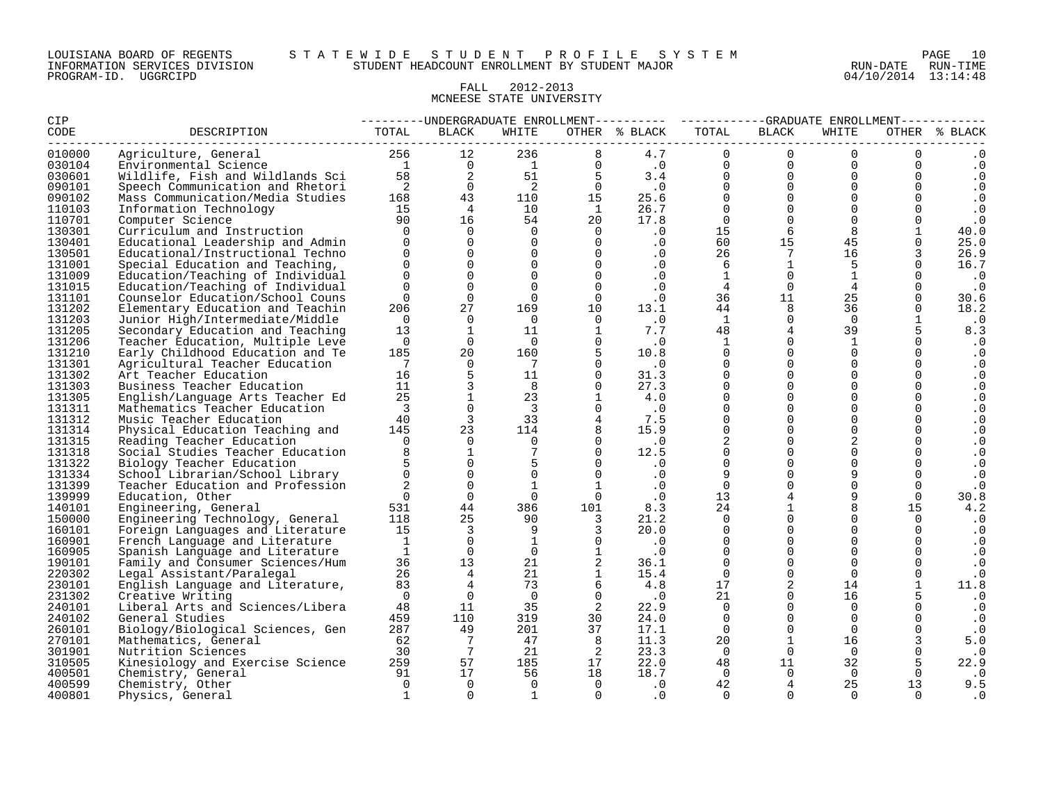LOUISIANA BOARD OF REGENTS — INFORMATION SERVICES DIVISION — PROGRAM-ID. UGGRCIPD

STATEWIDE STUDENT PROFILE SYSTEM

STUDENT HEADCOUNT ENROLLMENT BY STUDENT MAJOR

RUN-DATE 04/10/2014 RUN-TIME 13:14:48

FALL 2012-2013

MCNEESE STATE UNIVERSITY

| CIP CODE | DESCRIPTION | UNDERGRADUATE ENROLLMENT TOTAL | BLACK | WHITE | OTHER | % BLACK | GRADUATE ENROLLMENT TOTAL | BLACK | WHITE | OTHER | % BLACK |
|---|---|---|---|---|---|---|---|---|---|---|---|
| 010000 | Agriculture, General | 256 | 12 | 236 | 8 | 4.7 | 0 | 0 | 0 | 0 | .0 |
| 030104 | Environmental Science | 1 | 0 | 1 | 0 | .0 | 0 | 0 | 0 | 0 | .0 |
| 030601 | Wildlife, Fish and Wildlands Sci | 58 | 2 | 51 | 5 | 3.4 | 0 | 0 | 0 | 0 | .0 |
| 090101 | Speech Communication and Rhetori | 2 | 0 | 2 | 0 | .0 | 0 | 0 | 0 | 0 | .0 |
| 090102 | Mass Communication/Media Studies | 168 | 43 | 110 | 15 | 25.6 | 0 | 0 | 0 | 0 | .0 |
| 110103 | Information Technology | 15 | 4 | 10 | 1 | 26.7 | 0 | 0 | 0 | 0 | .0 |
| 110701 | Computer Science | 90 | 16 | 54 | 20 | 17.8 | 0 | 0 | 0 | 0 | .0 |
| 130301 | Curriculum and Instruction | 0 | 0 | 0 | 0 | .0 | 15 | 6 | 8 | 1 | 40.0 |
| 130401 | Educational Leadership and Admin | 0 | 0 | 0 | 0 | .0 | 60 | 15 | 45 | 0 | 25.0 |
| 130501 | Educational/Instructional Techno | 0 | 0 | 0 | 0 | .0 | 26 | 7 | 16 | 3 | 26.9 |
| 131001 | Special Education and Teaching, | 0 | 0 | 0 | 0 | .0 | 6 | 1 | 5 | 0 | 16.7 |
| 131009 | Education/Teaching of Individual | 0 | 0 | 0 | 0 | .0 | 1 | 0 | 1 | 0 | .0 |
| 131015 | Education/Teaching of Individual | 0 | 0 | 0 | 0 | .0 | 4 | 0 | 4 | 0 | .0 |
| 131101 | Counselor Education/School Couns | 0 | 0 | 0 | 0 | .0 | 36 | 11 | 25 | 0 | 30.6 |
| 131202 | Elementary Education and Teachin | 206 | 27 | 169 | 10 | 13.1 | 44 | 8 | 36 | 0 | 18.2 |
| 131203 | Junior High/Intermediate/Middle | 0 | 0 | 0 | 0 | .0 | 1 | 0 | 0 | 1 | .0 |
| 131205 | Secondary Education and Teaching | 13 | 1 | 11 | 1 | 7.7 | 48 | 4 | 39 | 5 | 8.3 |
| 131206 | Teacher Education, Multiple Leve | 0 | 0 | 0 | 0 | .0 | 1 | 0 | 1 | 0 | .0 |
| 131210 | Early Childhood Education and Te | 185 | 20 | 160 | 5 | 10.8 | 0 | 0 | 0 | 0 | .0 |
| 131301 | Agricultural Teacher Education | 7 | 0 | 7 | 0 | .0 | 0 | 0 | 0 | 0 | .0 |
| 131302 | Art Teacher Education | 16 | 5 | 11 | 0 | 31.3 | 0 | 0 | 0 | 0 | .0 |
| 131303 | Business Teacher Education | 11 | 3 | 8 | 0 | 27.3 | 0 | 0 | 0 | 0 | .0 |
| 131305 | English/Language Arts Teacher Ed | 25 | 1 | 23 | 1 | 4.0 | 0 | 0 | 0 | 0 | .0 |
| 131311 | Mathematics Teacher Education | 3 | 0 | 3 | 0 | .0 | 0 | 0 | 0 | 0 | .0 |
| 131312 | Music Teacher Education | 40 | 3 | 33 | 4 | 7.5 | 0 | 0 | 0 | 0 | .0 |
| 131314 | Physical Education Teaching and | 145 | 23 | 114 | 8 | 15.9 | 0 | 0 | 0 | 0 | .0 |
| 131315 | Reading Teacher Education | 0 | 0 | 0 | 0 | .0 | 2 | 0 | 2 | 0 | .0 |
| 131318 | Social Studies Teacher Education | 8 | 1 | 7 | 0 | 12.5 | 0 | 0 | 0 | 0 | .0 |
| 131322 | Biology Teacher Education | 5 | 0 | 5 | 0 | .0 | 0 | 0 | 0 | 0 | .0 |
| 131334 | School Librarian/School Library | 0 | 0 | 0 | 0 | .0 | 9 | 0 | 9 | 0 | .0 |
| 131399 | Teacher Education and Profession | 2 | 0 | 1 | 1 | .0 | 0 | 0 | 0 | 0 | .0 |
| 139999 | Education, Other | 0 | 0 | 0 | 0 | .0 | 13 | 4 | 9 | 0 | 30.8 |
| 140101 | Engineering, General | 531 | 44 | 386 | 101 | 8.3 | 24 | 1 | 8 | 15 | 4.2 |
| 150000 | Engineering Technology, General | 118 | 25 | 90 | 3 | 21.2 | 0 | 0 | 0 | 0 | .0 |
| 160101 | Foreign Languages and Literature | 15 | 3 | 9 | 3 | 20.0 | 0 | 0 | 0 | 0 | .0 |
| 160901 | French Language and Literature | 1 | 0 | 1 | 0 | .0 | 0 | 0 | 0 | 0 | .0 |
| 160905 | Spanish Language and Literature | 1 | 0 | 0 | 1 | .0 | 0 | 0 | 0 | 0 | .0 |
| 190101 | Family and Consumer Sciences/Hum | 36 | 13 | 21 | 2 | 36.1 | 0 | 0 | 0 | 0 | .0 |
| 220302 | Legal Assistant/Paralegal | 26 | 4 | 21 | 1 | 15.4 | 0 | 0 | 0 | 0 | .0 |
| 230101 | English Language and Literature, | 83 | 4 | 73 | 6 | 4.8 | 17 | 2 | 14 | 1 | 11.8 |
| 231302 | Creative Writing | 0 | 0 | 0 | 0 | .0 | 21 | 0 | 16 | 5 | .0 |
| 240101 | Liberal Arts and Sciences/Libera | 48 | 11 | 35 | 2 | 22.9 | 0 | 0 | 0 | 0 | .0 |
| 240102 | General Studies | 459 | 110 | 319 | 30 | 24.0 | 0 | 0 | 0 | 0 | .0 |
| 260101 | Biology/Biological Sciences, Gen | 287 | 49 | 201 | 37 | 17.1 | 0 | 0 | 0 | 0 | .0 |
| 270101 | Mathematics, General | 62 | 7 | 47 | 8 | 11.3 | 20 | 1 | 16 | 3 | 5.0 |
| 301901 | Nutrition Sciences | 30 | 7 | 21 | 2 | 23.3 | 0 | 0 | 0 | 0 | .0 |
| 310505 | Kinesiology and Exercise Science | 259 | 57 | 185 | 17 | 22.0 | 48 | 11 | 32 | 5 | 22.9 |
| 400501 | Chemistry, General | 91 | 17 | 56 | 18 | 18.7 | 0 | 0 | 0 | 0 | .0 |
| 400599 | Chemistry, Other | 0 | 0 | 0 | 0 | .0 | 42 | 4 | 25 | 13 | 9.5 |
| 400801 | Physics, General | 1 | 0 | 1 | 0 | .0 | 0 | 0 | 0 | 0 | .0 |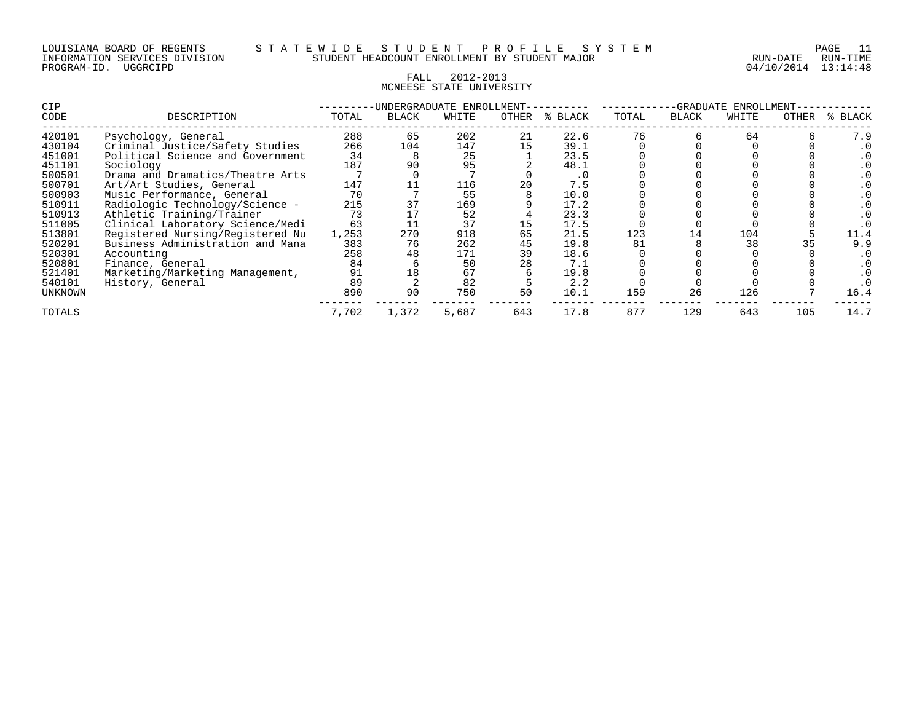LOUISIANA BOARD OF REGENTS — STATEWIDE STUDENT PROFILE SYSTEM
INFORMATION SERVICES DIVISION — STUDENT HEADCOUNT ENROLLMENT BY STUDENT MAJOR — RUN-DATE 04/10/2014 RUN-TIME 13:14:48
PROGRAM-ID. UGGRCIPD

FALL 2012-2013
MCNEESE STATE UNIVERSITY

| CIP CODE | DESCRIPTION | UNDERGRADUATE ENROLLMENT TOTAL | BLACK | WHITE | OTHER | % BLACK | GRADUATE ENROLLMENT TOTAL | BLACK | WHITE | OTHER | % BLACK |
|---|---|---|---|---|---|---|---|---|---|---|---|
| 420101 | Psychology, General | 288 | 65 | 202 | 21 | 22.6 | 76 | 6 | 64 | 6 | 7.9 |
| 430104 | Criminal Justice/Safety Studies | 266 | 104 | 147 | 15 | 39.1 | 0 | 0 | 0 | 0 | .0 |
| 451001 | Political Science and Government | 34 | 8 | 25 | 1 | 23.5 | 0 | 0 | 0 | 0 | .0 |
| 451101 | Sociology | 187 | 90 | 95 | 2 | 48.1 | 0 | 0 | 0 | 0 | .0 |
| 500501 | Drama and Dramatics/Theatre Arts | 7 | 0 | 7 | 0 | .0 | 0 | 0 | 0 | 0 | .0 |
| 500701 | Art/Art Studies, General | 147 | 11 | 116 | 20 | 7.5 | 0 | 0 | 0 | 0 | .0 |
| 500903 | Music Performance, General | 70 | 7 | 55 | 8 | 10.0 | 0 | 0 | 0 | 0 | .0 |
| 510911 | Radiologic Technology/Science - | 215 | 37 | 169 | 9 | 17.2 | 0 | 0 | 0 | 0 | .0 |
| 510913 | Athletic Training/Trainer | 73 | 17 | 52 | 4 | 23.3 | 0 | 0 | 0 | 0 | .0 |
| 511005 | Clinical Laboratory Science/Medi | 63 | 11 | 37 | 15 | 17.5 | 0 | 0 | 0 | 0 | .0 |
| 513801 | Registered Nursing/Registered Nu | 1,253 | 270 | 918 | 65 | 21.5 | 123 | 14 | 104 | 5 | 11.4 |
| 520201 | Business Administration and Mana | 383 | 76 | 262 | 45 | 19.8 | 81 | 8 | 38 | 35 | 9.9 |
| 520301 | Accounting | 258 | 48 | 171 | 39 | 18.6 | 0 | 0 | 0 | 0 | .0 |
| 520801 | Finance, General | 84 | 6 | 50 | 28 | 7.1 | 0 | 0 | 0 | 0 | .0 |
| 521401 | Marketing/Marketing Management, | 91 | 18 | 67 | 6 | 19.8 | 0 | 0 | 0 | 0 | .0 |
| 540101 | History, General | 89 | 2 | 82 | 5 | 2.2 | 0 | 0 | 0 | 0 | .0 |
| UNKNOWN | | 890 | 90 | 750 | 50 | 10.1 | 159 | 26 | 126 | 7 | 16.4 |
| TOTALS | | 7,702 | 1,372 | 5,687 | 643 | 17.8 | 877 | 129 | 643 | 105 | 14.7 |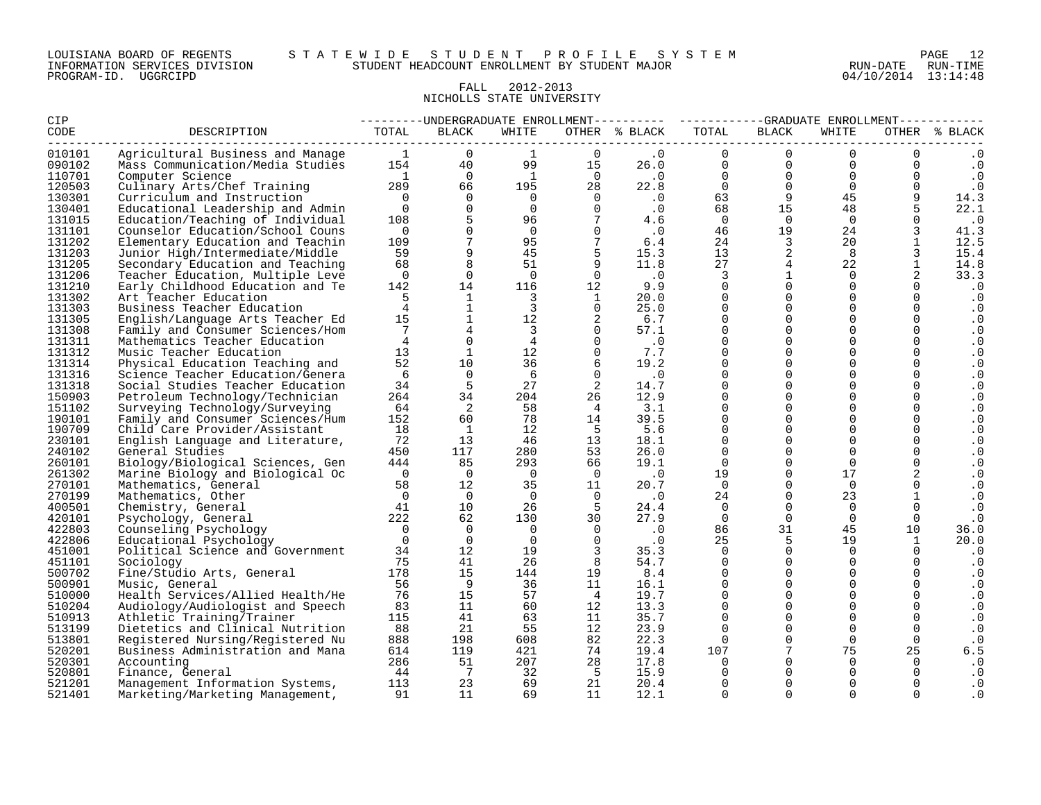LOUISIANA BOARD OF REGENTS — STATEWIDE STUDENT PROFILE SYSTEM
INFORMATION SERVICES DIVISION — STUDENT HEADCOUNT ENROLLMENT BY STUDENT MAJOR
PROGRAM-ID. UGGRCIPD — RUN-DATE 04/10/2014 RUN-TIME 13:14:48

FALL 2012-2013
NICHOLLS STATE UNIVERSITY

| CIP CODE | DESCRIPTION | UNDERGRADUATE ENROLLMENT | | | | | GRADUATE ENROLLMENT | | | | |
|---|---|---|---|---|---|---|---|---|---|---|---|
| | | TOTAL | BLACK | WHITE | OTHER | % BLACK | TOTAL | BLACK | WHITE | OTHER | % BLACK |
| 010101 | Agricultural Business and Manage | 1 | 0 | 1 | 0 | .0 | 0 | 0 | 0 | 0 | .0 |
| 090102 | Mass Communication/Media Studies | 154 | 40 | 99 | 15 | 26.0 | 0 | 0 | 0 | 0 | .0 |
| 110701 | Computer Science | 1 | 0 | 1 | 0 | .0 | 0 | 0 | 0 | 0 | .0 |
| 120503 | Culinary Arts/Chef Training | 289 | 66 | 195 | 28 | 22.8 | 0 | 0 | 0 | 0 | .0 |
| 130301 | Curriculum and Instruction | 0 | 0 | 0 | 0 | .0 | 63 | 9 | 45 | 9 | 14.3 |
| 130401 | Educational Leadership and Admin | 0 | 0 | 0 | 0 | .0 | 68 | 15 | 48 | 5 | 22.1 |
| 131015 | Education/Teaching of Individual | 108 | 5 | 96 | 7 | 4.6 | 0 | 0 | 0 | 0 | .0 |
| 131101 | Counselor Education/School Couns | 0 | 0 | 0 | 0 | .0 | 46 | 19 | 24 | 3 | 41.3 |
| 131202 | Elementary Education and Teachin | 109 | 7 | 95 | 7 | 6.4 | 24 | 3 | 20 | 1 | 12.5 |
| 131203 | Junior High/Intermediate/Middle | 59 | 9 | 45 | 5 | 15.3 | 13 | 2 | 8 | 3 | 15.4 |
| 131205 | Secondary Education and Teaching | 68 | 8 | 51 | 9 | 11.8 | 27 | 4 | 22 | 1 | 14.8 |
| 131206 | Teacher Education, Multiple Leve | 0 | 0 | 0 | 0 | .0 | 3 | 1 | 0 | 2 | 33.3 |
| 131210 | Early Childhood Education and Te | 142 | 14 | 116 | 12 | 9.9 | 0 | 0 | 0 | 0 | .0 |
| 131302 | Art Teacher Education | 5 | 1 | 3 | 1 | 20.0 | 0 | 0 | 0 | 0 | .0 |
| 131303 | Business Teacher Education | 4 | 1 | 3 | 0 | 25.0 | 0 | 0 | 0 | 0 | .0 |
| 131305 | English/Language Arts Teacher Ed | 15 | 1 | 12 | 2 | 6.7 | 0 | 0 | 0 | 0 | .0 |
| 131308 | Family and Consumer Sciences/Hom | 7 | 4 | 3 | 0 | 57.1 | 0 | 0 | 0 | 0 | .0 |
| 131311 | Mathematics Teacher Education | 4 | 0 | 4 | 0 | .0 | 0 | 0 | 0 | 0 | .0 |
| 131312 | Music Teacher Education | 13 | 1 | 12 | 0 | 7.7 | 0 | 0 | 0 | 0 | .0 |
| 131314 | Physical Education Teaching and | 52 | 10 | 36 | 6 | 19.2 | 0 | 0 | 0 | 0 | .0 |
| 131316 | Science Teacher Education/Genera | 6 | 0 | 6 | 0 | .0 | 0 | 0 | 0 | 0 | .0 |
| 131318 | Social Studies Teacher Education | 34 | 5 | 27 | 2 | 14.7 | 0 | 0 | 0 | 0 | .0 |
| 150903 | Petroleum Technology/Technician | 264 | 34 | 204 | 26 | 12.9 | 0 | 0 | 0 | 0 | .0 |
| 151102 | Surveying Technology/Surveying | 64 | 2 | 58 | 4 | 3.1 | 0 | 0 | 0 | 0 | .0 |
| 190101 | Family and Consumer Sciences/Hum | 152 | 60 | 78 | 14 | 39.5 | 0 | 0 | 0 | 0 | .0 |
| 190709 | Child Care Provider/Assistant | 18 | 1 | 12 | 5 | 5.6 | 0 | 0 | 0 | 0 | .0 |
| 230101 | English Language and Literature, | 72 | 13 | 46 | 13 | 18.1 | 0 | 0 | 0 | 0 | .0 |
| 240102 | General Studies | 450 | 117 | 280 | 53 | 26.0 | 0 | 0 | 0 | 0 | .0 |
| 260101 | Biology/Biological Sciences, Gen | 444 | 85 | 293 | 66 | 19.1 | 0 | 0 | 0 | 0 | .0 |
| 261302 | Marine Biology and Biological Oc | 0 | 0 | 0 | 0 | .0 | 19 | 0 | 17 | 2 | .0 |
| 270101 | Mathematics, General | 58 | 12 | 35 | 11 | 20.7 | 0 | 0 | 0 | 0 | .0 |
| 270199 | Mathematics, Other | 0 | 0 | 0 | 0 | .0 | 24 | 0 | 23 | 1 | .0 |
| 400501 | Chemistry, General | 41 | 10 | 26 | 5 | 24.4 | 0 | 0 | 0 | 0 | .0 |
| 420101 | Psychology, General | 222 | 62 | 130 | 30 | 27.9 | 0 | 0 | 0 | 0 | .0 |
| 422803 | Counseling Psychology | 0 | 0 | 0 | 0 | .0 | 86 | 31 | 45 | 10 | 36.0 |
| 422806 | Educational Psychology | 0 | 0 | 0 | 0 | .0 | 25 | 5 | 19 | 1 | 20.0 |
| 451001 | Political Science and Government | 34 | 12 | 19 | 3 | 35.3 | 0 | 0 | 0 | 0 | .0 |
| 451101 | Sociology | 75 | 41 | 26 | 8 | 54.7 | 0 | 0 | 0 | 0 | .0 |
| 500702 | Fine/Studio Arts, General | 178 | 15 | 144 | 19 | 8.4 | 0 | 0 | 0 | 0 | .0 |
| 500901 | Music, General | 56 | 9 | 36 | 11 | 16.1 | 0 | 0 | 0 | 0 | .0 |
| 510000 | Health Services/Allied Health/He | 76 | 15 | 57 | 4 | 19.7 | 0 | 0 | 0 | 0 | .0 |
| 510204 | Audiology/Audiologist and Speech | 83 | 11 | 60 | 12 | 13.3 | 0 | 0 | 0 | 0 | .0 |
| 510913 | Athletic Training/Trainer | 115 | 41 | 63 | 11 | 35.7 | 0 | 0 | 0 | 0 | .0 |
| 513199 | Dietetics and Clinical Nutrition | 88 | 21 | 55 | 12 | 23.9 | 0 | 0 | 0 | 0 | .0 |
| 513801 | Registered Nursing/Registered Nu | 888 | 198 | 608 | 82 | 22.3 | 0 | 0 | 0 | 0 | .0 |
| 520201 | Business Administration and Mana | 614 | 119 | 421 | 74 | 19.4 | 107 | 7 | 75 | 25 | 6.5 |
| 520301 | Accounting | 286 | 51 | 207 | 28 | 17.8 | 0 | 0 | 0 | 0 | .0 |
| 520801 | Finance, General | 44 | 7 | 32 | 5 | 15.9 | 0 | 0 | 0 | 0 | .0 |
| 521201 | Management Information Systems, | 113 | 23 | 69 | 21 | 20.4 | 0 | 0 | 0 | 0 | .0 |
| 521401 | Marketing/Marketing Management, | 91 | 11 | 69 | 11 | 12.1 | 0 | 0 | 0 | 0 | .0 |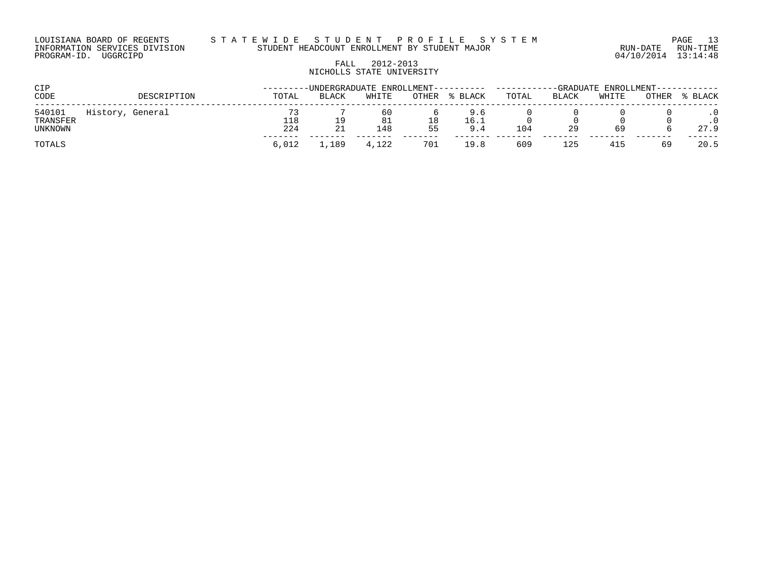LOUISIANA BOARD OF REGENTS — STATEWIDE STUDENT PROFILE SYSTEM
INFORMATION SERVICES DIVISION — STUDENT HEADCOUNT ENROLLMENT BY STUDENT MAJOR — RUN-DATE 04/10/2014 RUN-TIME 13:14:48
PROGRAM-ID. UGGRCIPD

FALL 2012-2013
NICHOLLS STATE UNIVERSITY

| CIP CODE | DESCRIPTION | UNDERGRADUATE ENROLLMENT | | | | | GRADUATE ENROLLMENT | | | | |
|---|---|---|---|---|---|---|---|---|---|---|---|
| | | TOTAL | BLACK | WHITE | OTHER | % BLACK | TOTAL | BLACK | WHITE | OTHER | % BLACK |
| 540101 | History, General | 73 | 7 | 60 | 6 | 9.6 | 0 | 0 | 0 | 0 | .0 |
| TRANSFER | | 118 | 19 | 81 | 18 | 16.1 | 0 | 0 | 0 | 0 | .0 |
| UNKNOWN | | 224 | 21 | 148 | 55 | 9.4 | 104 | 29 | 69 | 6 | 27.9 |
| TOTALS | | 6,012 | 1,189 | 4,122 | 701 | 19.8 | 609 | 125 | 415 | 69 | 20.5 |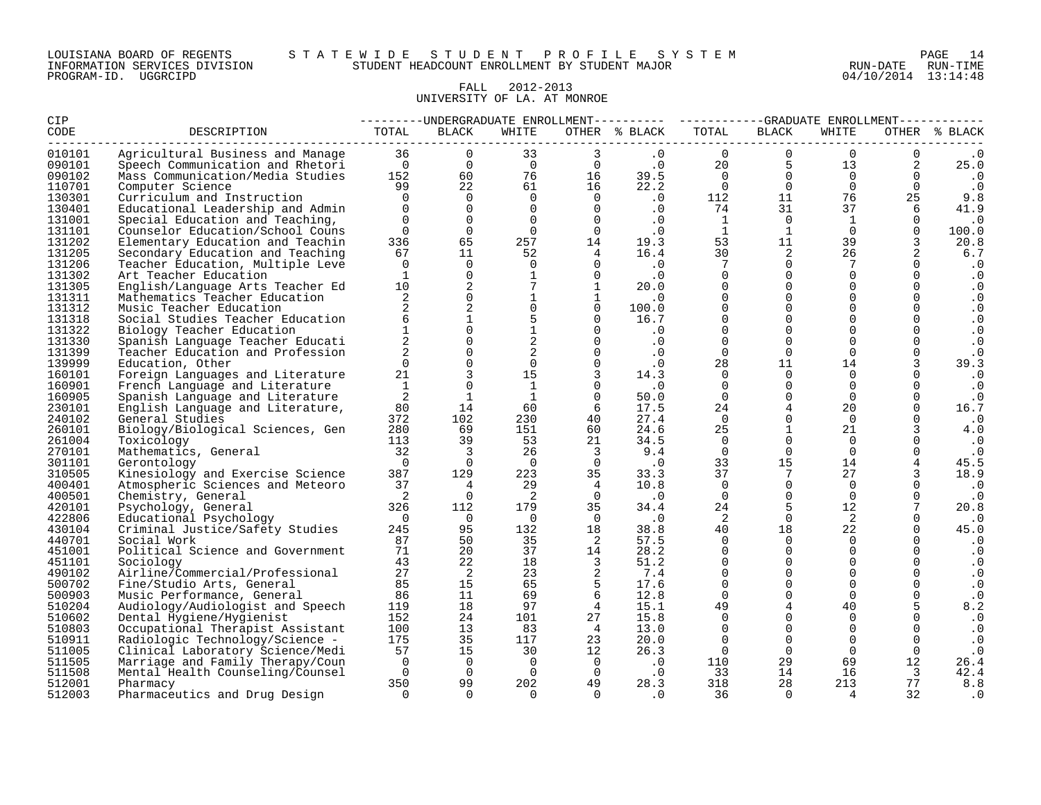LOUISIANA BOARD OF REGENTS
INFORMATION SERVICES DIVISION
PROGRAM-ID. UGGRCIPD

STATEWIDE STUDENT PROFILE SYSTEM
STUDENT HEADCOUNT ENROLLMENT BY STUDENT MAJOR

RUN-DATE 04/10/2014 RUN-TIME 13:14:48

FALL 2012-2013
UNIVERSITY OF LA. AT MONROE

| CIP CODE | DESCRIPTION | UNDERGRADUATE ENROLLMENT TOTAL | BLACK | WHITE | OTHER | % BLACK | GRADUATE ENROLLMENT TOTAL | BLACK | WHITE | OTHER | % BLACK |
|---|---|---|---|---|---|---|---|---|---|---|---|
| 010101 | Agricultural Business and Manage | 36 | 0 | 33 | 3 | .0 | 0 | 0 | 0 | 0 | .0 |
| 090101 | Speech Communication and Rhetori | 0 | 0 | 0 | 0 | .0 | 20 | 5 | 13 | 2 | 25.0 |
| 090102 | Mass Communication/Media Studies | 152 | 60 | 76 | 16 | 39.5 | 0 | 0 | 0 | 0 | .0 |
| 110701 | Computer Science | 99 | 22 | 61 | 16 | 22.2 | 0 | 0 | 0 | 0 | .0 |
| 130301 | Curriculum and Instruction | 0 | 0 | 0 | 0 | .0 | 112 | 11 | 76 | 25 | 9.8 |
| 130401 | Educational Leadership and Admin | 0 | 0 | 0 | 0 | .0 | 74 | 31 | 37 | 6 | 41.9 |
| 131001 | Special Education and Teaching, | 0 | 0 | 0 | 0 | .0 | 1 | 0 | 1 | 0 | .0 |
| 131101 | Counselor Education/School Couns | 0 | 0 | 0 | 0 | .0 | 1 | 1 | 0 | 0 | 100.0 |
| 131202 | Elementary Education and Teachin | 336 | 65 | 257 | 14 | 19.3 | 53 | 11 | 39 | 3 | 20.8 |
| 131205 | Secondary Education and Teaching | 67 | 11 | 52 | 4 | 16.4 | 30 | 2 | 26 | 2 | 6.7 |
| 131206 | Teacher Education, Multiple Leve | 0 | 0 | 0 | 0 | .0 | 7 | 0 | 7 | 0 | .0 |
| 131302 | Art Teacher Education | 1 | 0 | 1 | 0 | .0 | 0 | 0 | 0 | 0 | .0 |
| 131305 | English/Language Arts Teacher Ed | 10 | 2 | 7 | 1 | 20.0 | 0 | 0 | 0 | 0 | .0 |
| 131311 | Mathematics Teacher Education | 2 | 0 | 1 | 1 | .0 | 0 | 0 | 0 | 0 | .0 |
| 131312 | Music Teacher Education | 2 | 2 | 0 | 0 | 100.0 | 0 | 0 | 0 | 0 | .0 |
| 131318 | Social Studies Teacher Education | 6 | 1 | 5 | 0 | 16.7 | 0 | 0 | 0 | 0 | .0 |
| 131322 | Biology Teacher Education | 1 | 0 | 1 | 0 | .0 | 0 | 0 | 0 | 0 | .0 |
| 131330 | Spanish Language Teacher Educati | 2 | 0 | 2 | 0 | .0 | 0 | 0 | 0 | 0 | .0 |
| 131399 | Teacher Education and Profession | 2 | 0 | 2 | 0 | .0 | 0 | 0 | 0 | 0 | .0 |
| 139999 | Education, Other | 0 | 0 | 0 | 0 | .0 | 28 | 11 | 14 | 3 | 39.3 |
| 160101 | Foreign Languages and Literature | 21 | 3 | 15 | 3 | 14.3 | 0 | 0 | 0 | 0 | .0 |
| 160901 | French Language and Literature | 1 | 0 | 1 | 0 | .0 | 0 | 0 | 0 | 0 | .0 |
| 160905 | Spanish Language and Literature | 2 | 1 | 1 | 0 | 50.0 | 0 | 0 | 0 | 0 | .0 |
| 230101 | English Language and Literature, | 80 | 14 | 60 | 6 | 17.5 | 24 | 4 | 20 | 0 | 16.7 |
| 240102 | General Studies | 372 | 102 | 230 | 40 | 27.4 | 0 | 0 | 0 | 0 | .0 |
| 260101 | Biology/Biological Sciences, Gen | 280 | 69 | 151 | 60 | 24.6 | 25 | 1 | 21 | 3 | 4.0 |
| 261004 | Toxicology | 113 | 39 | 53 | 21 | 34.5 | 0 | 0 | 0 | 0 | .0 |
| 270101 | Mathematics, General | 32 | 3 | 26 | 3 | 9.4 | 0 | 0 | 0 | 0 | .0 |
| 301101 | Gerontology | 0 | 0 | 0 | 0 | .0 | 33 | 15 | 14 | 4 | 45.5 |
| 310505 | Kinesiology and Exercise Science | 387 | 129 | 223 | 35 | 33.3 | 37 | 7 | 27 | 3 | 18.9 |
| 400401 | Atmospheric Sciences and Meteoro | 37 | 4 | 29 | 4 | 10.8 | 0 | 0 | 0 | 0 | .0 |
| 400501 | Chemistry, General | 2 | 0 | 2 | 0 | .0 | 0 | 0 | 0 | 0 | .0 |
| 420101 | Psychology, General | 326 | 112 | 179 | 35 | 34.4 | 24 | 5 | 12 | 7 | 20.8 |
| 422806 | Educational Psychology | 0 | 0 | 0 | 0 | .0 | 2 | 0 | 2 | 0 | .0 |
| 430104 | Criminal Justice/Safety Studies | 245 | 95 | 132 | 18 | 38.8 | 40 | 18 | 22 | 0 | 45.0 |
| 440701 | Social Work | 87 | 50 | 35 | 2 | 57.5 | 0 | 0 | 0 | 0 | .0 |
| 451001 | Political Science and Government | 71 | 20 | 37 | 14 | 28.2 | 0 | 0 | 0 | 0 | .0 |
| 451101 | Sociology | 43 | 22 | 18 | 3 | 51.2 | 0 | 0 | 0 | 0 | .0 |
| 490102 | Airline/Commercial/Professional | 27 | 2 | 23 | 2 | 7.4 | 0 | 0 | 0 | 0 | .0 |
| 500702 | Fine/Studio Arts, General | 85 | 15 | 65 | 5 | 17.6 | 0 | 0 | 0 | 0 | .0 |
| 500903 | Music Performance, General | 86 | 11 | 69 | 6 | 12.8 | 0 | 0 | 0 | 0 | .0 |
| 510204 | Audiology/Audiologist and Speech | 119 | 18 | 97 | 4 | 15.1 | 49 | 4 | 40 | 5 | 8.2 |
| 510602 | Dental Hygiene/Hygienist | 152 | 24 | 101 | 27 | 15.8 | 0 | 0 | 0 | 0 | .0 |
| 510803 | Occupational Therapist Assistant | 100 | 13 | 83 | 4 | 13.0 | 0 | 0 | 0 | 0 | .0 |
| 510911 | Radiologic Technology/Science - | 175 | 35 | 117 | 23 | 20.0 | 0 | 0 | 0 | 0 | .0 |
| 511005 | Clinical Laboratory Science/Medi | 57 | 15 | 30 | 12 | 26.3 | 0 | 0 | 0 | 0 | .0 |
| 511505 | Marriage and Family Therapy/Coun | 0 | 0 | 0 | 0 | .0 | 110 | 29 | 69 | 12 | 26.4 |
| 511508 | Mental Health Counseling/Counsel | 0 | 0 | 0 | 0 | .0 | 33 | 14 | 16 | 3 | 42.4 |
| 512001 | Pharmacy | 350 | 99 | 202 | 49 | 28.3 | 318 | 28 | 213 | 77 | 8.8 |
| 512003 | Pharmaceutics and Drug Design | 0 | 0 | 0 | 0 | .0 | 36 | 0 | 4 | 32 | .0 |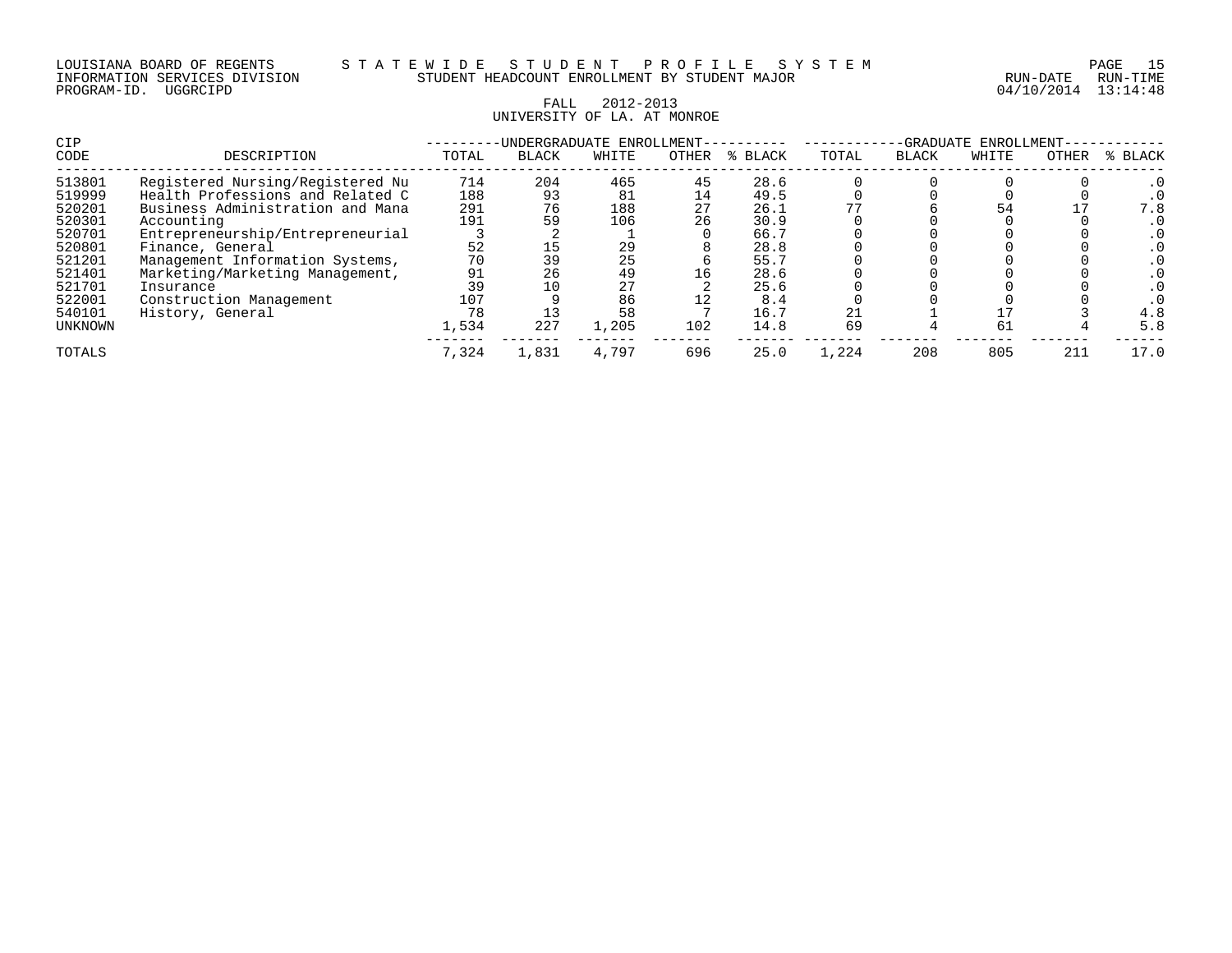LOUISIANA BOARD OF REGENTS — STATEWIDE STUDENT PROFILE SYSTEM
INFORMATION SERVICES DIVISION — STUDENT HEADCOUNT ENROLLMENT BY STUDENT MAJOR — RUN-DATE 04/10/2014 RUN-TIME 13:14:48
PROGRAM-ID. UGGRCIPD

FALL 2012-2013
UNIVERSITY OF LA. AT MONROE

| CIP CODE | DESCRIPTION | UNDERGRADUATE ENROLLMENT | | | | | GRADUATE ENROLLMENT | | | | |
|---|---|---|---|---|---|---|---|---|---|---|---|
| | | TOTAL | BLACK | WHITE | OTHER | % BLACK | TOTAL | BLACK | WHITE | OTHER | % BLACK |
| 513801 | Registered Nursing/Registered Nu | 714 | 204 | 465 | 45 | 28.6 | 0 | 0 | 0 | 0 | .0 |
| 519999 | Health Professions and Related C | 188 | 93 | 81 | 14 | 49.5 | 0 | 0 | 0 | 0 | .0 |
| 520201 | Business Administration and Mana | 291 | 76 | 188 | 27 | 26.1 | 77 | 6 | 54 | 17 | 7.8 |
| 520301 | Accounting | 191 | 59 | 106 | 26 | 30.9 | 0 | 0 | 0 | 0 | .0 |
| 520701 | Entrepreneurship/Entrepreneurial | 3 | 2 | 1 | 0 | 66.7 | 0 | 0 | 0 | 0 | .0 |
| 520801 | Finance, General | 52 | 15 | 29 | 8 | 28.8 | 0 | 0 | 0 | 0 | .0 |
| 521201 | Management Information Systems, | 70 | 39 | 25 | 6 | 55.7 | 0 | 0 | 0 | 0 | .0 |
| 521401 | Marketing/Marketing Management, | 91 | 26 | 49 | 16 | 28.6 | 0 | 0 | 0 | 0 | .0 |
| 521701 | Insurance | 39 | 10 | 27 | 2 | 25.6 | 0 | 0 | 0 | 0 | .0 |
| 522001 | Construction Management | 107 | 9 | 86 | 12 | 8.4 | 0 | 0 | 0 | 0 | .0 |
| 540101 | History, General | 78 | 13 | 58 | 7 | 16.7 | 21 | 1 | 17 | 3 | 4.8 |
| UNKNOWN | | 1,534 | 227 | 1,205 | 102 | 14.8 | 69 | 4 | 61 | 4 | 5.8 |
| TOTALS | | 7,324 | 1,831 | 4,797 | 696 | 25.0 | 1,224 | 208 | 805 | 211 | 17.0 |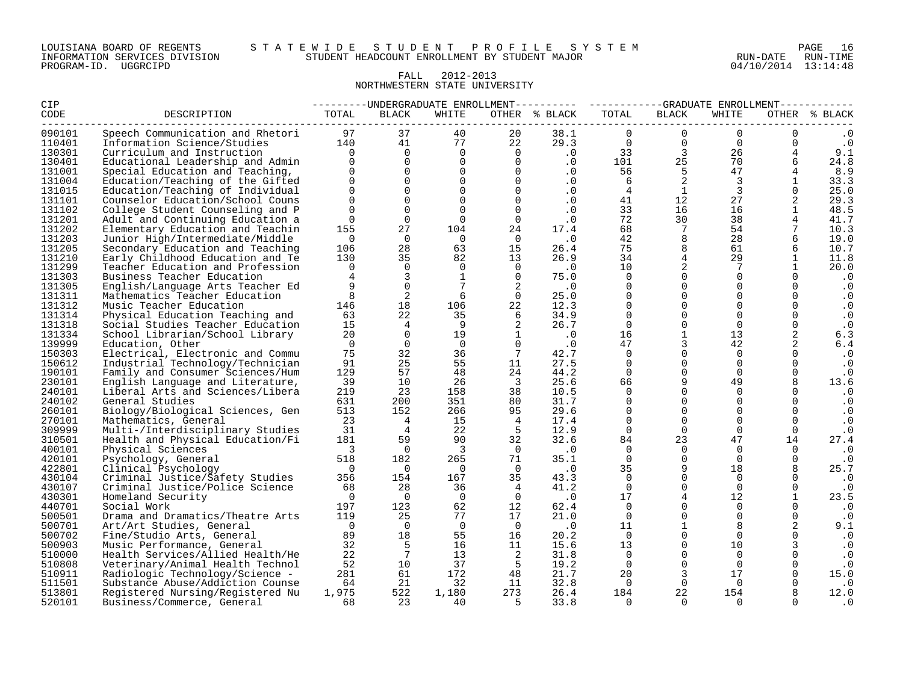LOUISIANA BOARD OF REGENTS — STATEWIDE STUDENT PROFILE SYSTEM
INFORMATION SERVICES DIVISION — STUDENT HEADCOUNT ENROLLMENT BY STUDENT MAJOR — RUN-DATE 04/10/2014 RUN-TIME 13:14:48
PROGRAM-ID. UGGRCIPD

## FALL 2012-2013
## NORTHWESTERN STATE UNIVERSITY

| CIP CODE | DESCRIPTION | UNDERGRADUATE ENROLLMENT TOTAL | BLACK | WHITE | OTHER | % BLACK | GRADUATE ENROLLMENT TOTAL | BLACK | WHITE | OTHER | % BLACK |
|---|---|---|---|---|---|---|---|---|---|---|---|
| 090101 | Speech Communication and Rhetori | 97 | 37 | 40 | 20 | 38.1 | 0 | 0 | 0 | 0 | .0 |
| 110401 | Information Science/Studies | 140 | 41 | 77 | 22 | 29.3 | 0 | 0 | 0 | 0 | .0 |
| 130301 | Curriculum and Instruction | 0 | 0 | 0 | 0 | .0 | 33 | 3 | 26 | 4 | 9.1 |
| 130401 | Educational Leadership and Admin | 0 | 0 | 0 | 0 | .0 | 101 | 25 | 70 | 6 | 24.8 |
| 131001 | Special Education and Teaching, | 0 | 0 | 0 | 0 | .0 | 56 | 5 | 47 | 4 | 8.9 |
| 131004 | Education/Teaching of the Gifted | 0 | 0 | 0 | 0 | .0 | 6 | 2 | 3 | 1 | 33.3 |
| 131015 | Education/Teaching of Individual | 0 | 0 | 0 | 0 | .0 | 4 | 1 | 3 | 0 | 25.0 |
| 131101 | Counselor Education/School Couns | 0 | 0 | 0 | 0 | .0 | 41 | 12 | 27 | 2 | 29.3 |
| 131102 | College Student Counseling and P | 0 | 0 | 0 | 0 | .0 | 33 | 16 | 16 | 1 | 48.5 |
| 131201 | Adult and Continuing Education a | 0 | 0 | 0 | 0 | .0 | 72 | 30 | 38 | 4 | 41.7 |
| 131202 | Elementary Education and Teachin | 155 | 27 | 104 | 24 | 17.4 | 68 | 7 | 54 | 7 | 10.3 |
| 131203 | Junior High/Intermediate/Middle | 0 | 0 | 0 | 0 | .0 | 42 | 8 | 28 | 6 | 19.0 |
| 131205 | Secondary Education and Teaching | 106 | 28 | 63 | 15 | 26.4 | 75 | 8 | 61 | 6 | 10.7 |
| 131210 | Early Childhood Education and Te | 130 | 35 | 82 | 13 | 26.9 | 34 | 4 | 29 | 1 | 11.8 |
| 131299 | Teacher Education and Profession | 0 | 0 | 0 | 0 | .0 | 10 | 2 | 7 | 1 | 20.0 |
| 131303 | Business Teacher Education | 4 | 3 | 1 | 0 | 75.0 | 0 | 0 | 0 | 0 | .0 |
| 131305 | English/Language Arts Teacher Ed | 9 | 0 | 7 | 2 | .0 | 0 | 0 | 0 | 0 | .0 |
| 131311 | Mathematics Teacher Education | 8 | 2 | 6 | 0 | 25.0 | 0 | 0 | 0 | 0 | .0 |
| 131312 | Music Teacher Education | 146 | 18 | 106 | 22 | 12.3 | 0 | 0 | 0 | 0 | .0 |
| 131314 | Physical Education Teaching and | 63 | 22 | 35 | 6 | 34.9 | 0 | 0 | 0 | 0 | .0 |
| 131318 | Social Studies Teacher Education | 15 | 4 | 9 | 2 | 26.7 | 0 | 0 | 0 | 0 | .0 |
| 131334 | School Librarian/School Library | 20 | 0 | 19 | 1 | .0 | 16 | 1 | 13 | 2 | 6.3 |
| 139999 | Education, Other | 0 | 0 | 0 | 0 | .0 | 47 | 3 | 42 | 2 | 6.4 |
| 150303 | Electrical, Electronic and Commu | 75 | 32 | 36 | 7 | 42.7 | 0 | 0 | 0 | 0 | .0 |
| 150612 | Industrial Technology/Technician | 91 | 25 | 55 | 11 | 27.5 | 0 | 0 | 0 | 0 | .0 |
| 190101 | Family and Consumer Sciences/Hum | 129 | 57 | 48 | 24 | 44.2 | 0 | 0 | 0 | 0 | .0 |
| 230101 | English Language and Literature, | 39 | 10 | 26 | 3 | 25.6 | 66 | 9 | 49 | 8 | 13.6 |
| 240101 | Liberal Arts and Sciences/Libera | 219 | 23 | 158 | 38 | 10.5 | 0 | 0 | 0 | 0 | .0 |
| 240102 | General Studies | 631 | 200 | 351 | 80 | 31.7 | 0 | 0 | 0 | 0 | .0 |
| 260101 | Biology/Biological Sciences, Gen | 513 | 152 | 266 | 95 | 29.6 | 0 | 0 | 0 | 0 | .0 |
| 270101 | Mathematics, General | 23 | 4 | 15 | 4 | 17.4 | 0 | 0 | 0 | 0 | .0 |
| 309999 | Multi-/Interdisciplinary Studies | 31 | 4 | 22 | 5 | 12.9 | 0 | 0 | 0 | 0 | .0 |
| 310501 | Health and Physical Education/Fi | 181 | 59 | 90 | 32 | 32.6 | 84 | 23 | 47 | 14 | 27.4 |
| 400101 | Physical Sciences | 3 | 0 | 3 | 0 | .0 | 0 | 0 | 0 | 0 | .0 |
| 420101 | Psychology, General | 518 | 182 | 265 | 71 | 35.1 | 0 | 0 | 0 | 0 | .0 |
| 422801 | Clinical Psychology | 0 | 0 | 0 | 0 | .0 | 35 | 9 | 18 | 8 | 25.7 |
| 430104 | Criminal Justice/Safety Studies | 356 | 154 | 167 | 35 | 43.3 | 0 | 0 | 0 | 0 | .0 |
| 430107 | Criminal Justice/Police Science | 68 | 28 | 36 | 4 | 41.2 | 0 | 0 | 0 | 0 | .0 |
| 430301 | Homeland Security | 0 | 0 | 0 | 0 | .0 | 17 | 4 | 12 | 1 | 23.5 |
| 440701 | Social Work | 197 | 123 | 62 | 12 | 62.4 | 0 | 0 | 0 | 0 | .0 |
| 500501 | Drama and Dramatics/Theatre Arts | 119 | 25 | 77 | 17 | 21.0 | 0 | 0 | 0 | 0 | .0 |
| 500701 | Art/Art Studies, General | 0 | 0 | 0 | 0 | .0 | 11 | 1 | 8 | 2 | 9.1 |
| 500702 | Fine/Studio Arts, General | 89 | 18 | 55 | 16 | 20.2 | 0 | 0 | 0 | 0 | .0 |
| 500903 | Music Performance, General | 32 | 5 | 16 | 11 | 15.6 | 13 | 0 | 10 | 3 | .0 |
| 510000 | Health Services/Allied Health/He | 22 | 7 | 13 | 2 | 31.8 | 0 | 0 | 0 | 0 | .0 |
| 510808 | Veterinary/Animal Health Technol | 52 | 10 | 37 | 5 | 19.2 | 0 | 0 | 0 | 0 | .0 |
| 510911 | Radiologic Technology/Science - | 281 | 61 | 172 | 48 | 21.7 | 20 | 3 | 17 | 0 | 15.0 |
| 511501 | Substance Abuse/Addiction Counse | 64 | 21 | 32 | 11 | 32.8 | 0 | 0 | 0 | 0 | .0 |
| 513801 | Registered Nursing/Registered Nu | 1,975 | 522 | 1,180 | 273 | 26.4 | 184 | 22 | 154 | 8 | 12.0 |
| 520101 | Business/Commerce, General | 68 | 23 | 40 | 5 | 33.8 | 0 | 0 | 0 | 0 | .0 |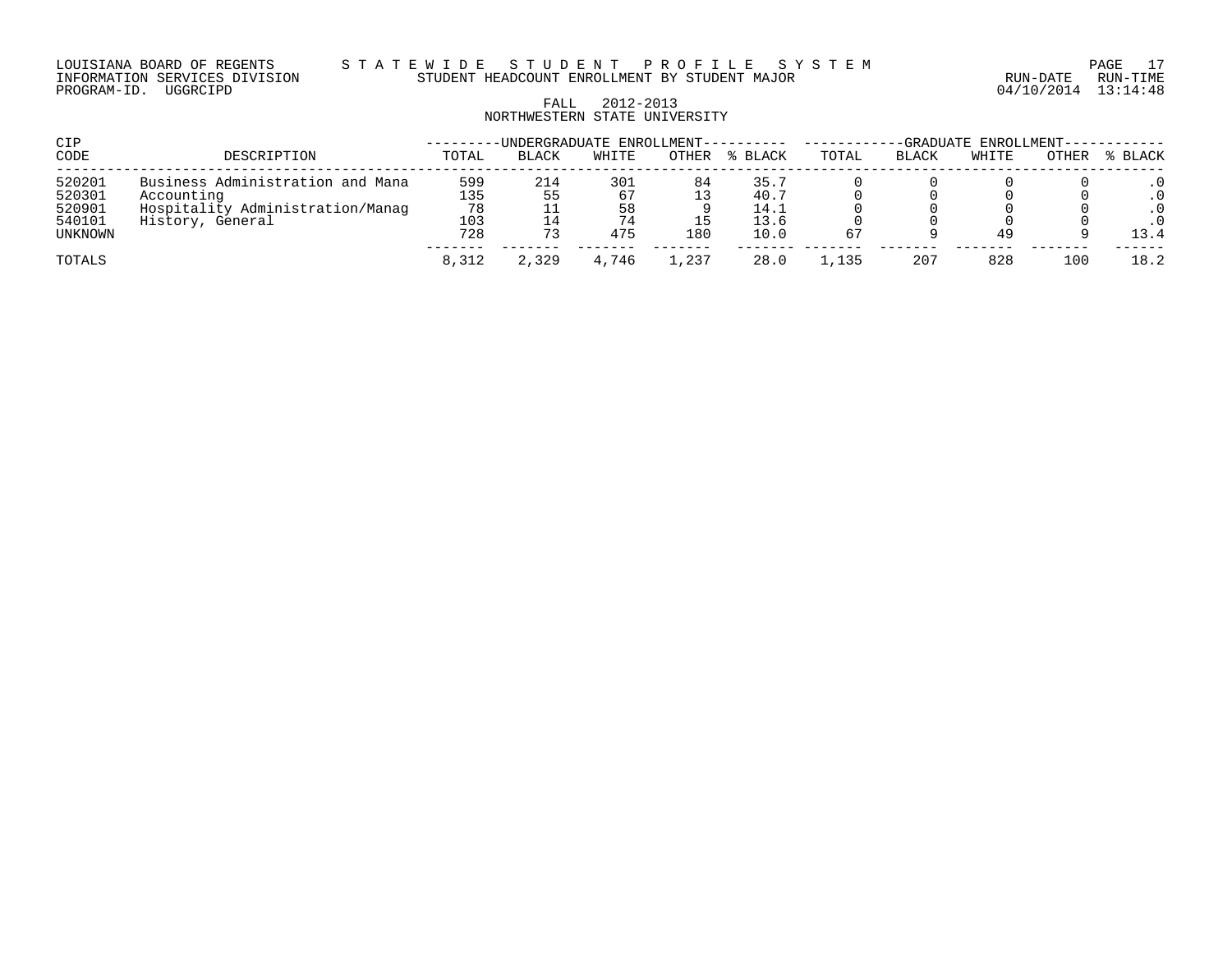FALL 2012-2013
NORTHWESTERN STATE UNIVERSITY

| CIP CODE | DESCRIPTION | UNDERGRADUATE ENROLLMENT TOTAL | BLACK | WHITE | OTHER | % BLACK | GRADUATE ENROLLMENT TOTAL | BLACK | WHITE | OTHER | % BLACK |
|---|---|---|---|---|---|---|---|---|---|---|---|
| 520201 | Business Administration and Mana | 599 | 214 | 301 | 84 | 35.7 | 0 | 0 | 0 | 0 | .0 |
| 520301 | Accounting | 135 | 55 | 67 | 13 | 40.7 | 0 | 0 | 0 | 0 | .0 |
| 520901 | Hospitality Administration/Manag | 78 | 11 | 58 | 9 | 14.1 | 0 | 0 | 0 | 0 | .0 |
| 540101 | History, General | 103 | 14 | 74 | 15 | 13.6 | 0 | 0 | 0 | 0 | .0 |
| UNKNOWN | | 728 | 73 | 475 | 180 | 10.0 | 67 | 9 | 49 | 9 | 13.4 |
| TOTALS | | 8,312 | 2,329 | 4,746 | 1,237 | 28.0 | 1,135 | 207 | 828 | 100 | 18.2 |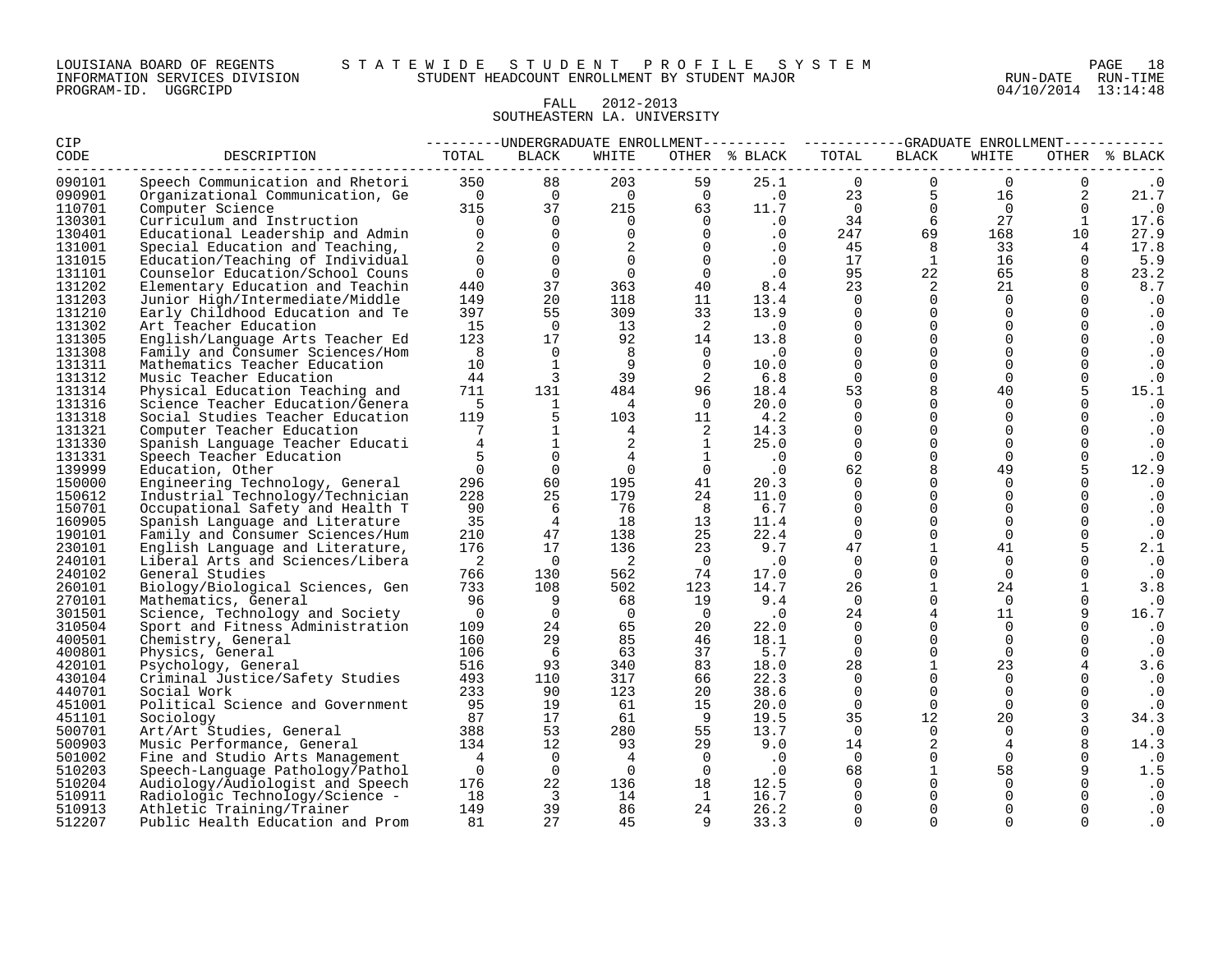LOUISIANA BOARD OF REGENTS — S T A T E W I D E S T U D E N T P R O F I L E S Y S T E M
INFORMATION SERVICES DIVISION — STUDENT HEADCOUNT ENROLLMENT BY STUDENT MAJOR — RUN-DATE 04/10/2014 RUN-TIME 13:14:48
PROGRAM-ID. UGGRCIPD

FALL 2012-2013
SOUTHEASTERN LA. UNIVERSITY

| CIP CODE | DESCRIPTION | UNDERGRADUATE ENROLLMENT TOTAL | BLACK | WHITE | OTHER | % BLACK | GRADUATE ENROLLMENT TOTAL | BLACK | WHITE | OTHER | % BLACK |
|---|---|---|---|---|---|---|---|---|---|---|---|
| 090101 | Speech Communication and Rhetori | 350 | 88 | 203 | 59 | 25.1 | 0 | 0 | 0 | 0 | .0 |
| 090901 | Organizational Communication, Ge | 0 | 0 | 0 | 0 | .0 | 23 | 5 | 16 | 2 | 21.7 |
| 110701 | Computer Science | 315 | 37 | 215 | 63 | 11.7 | 0 | 0 | 0 | 0 | .0 |
| 130301 | Curriculum and Instruction | 0 | 0 | 0 | 0 | .0 | 34 | 6 | 27 | 1 | 17.6 |
| 130401 | Educational Leadership and Admin | 0 | 0 | 0 | 0 | .0 | 247 | 69 | 168 | 10 | 27.9 |
| 131001 | Special Education and Teaching, | 2 | 0 | 2 | 0 | .0 | 45 | 8 | 33 | 4 | 17.8 |
| 131015 | Education/Teaching of Individual | 0 | 0 | 0 | 0 | .0 | 17 | 1 | 16 | 0 | 5.9 |
| 131101 | Counselor Education/School Couns | 0 | 0 | 0 | 0 | .0 | 95 | 22 | 65 | 8 | 23.2 |
| 131202 | Elementary Education and Teachin | 440 | 37 | 363 | 40 | 8.4 | 23 | 2 | 21 | 0 | 8.7 |
| 131203 | Junior High/Intermediate/Middle | 149 | 20 | 118 | 11 | 13.4 | 0 | 0 | 0 | 0 | .0 |
| 131210 | Early Childhood Education and Te | 397 | 55 | 309 | 33 | 13.9 | 0 | 0 | 0 | 0 | .0 |
| 131302 | Art Teacher Education | 15 | 0 | 13 | 2 | .0 | 0 | 0 | 0 | 0 | .0 |
| 131305 | English/Language Arts Teacher Ed | 123 | 17 | 92 | 14 | 13.8 | 0 | 0 | 0 | 0 | .0 |
| 131308 | Family and Consumer Sciences/Hom | 8 | 0 | 8 | 0 | .0 | 0 | 0 | 0 | 0 | .0 |
| 131311 | Mathematics Teacher Education | 10 | 1 | 9 | 0 | 10.0 | 0 | 0 | 0 | 0 | .0 |
| 131312 | Music Teacher Education | 44 | 3 | 39 | 2 | 6.8 | 0 | 0 | 0 | 0 | .0 |
| 131314 | Physical Education Teaching and | 711 | 131 | 484 | 96 | 18.4 | 53 | 8 | 40 | 5 | 15.1 |
| 131316 | Science Teacher Education/Genera | 5 | 1 | 4 | 0 | 20.0 | 0 | 0 | 0 | 0 | .0 |
| 131318 | Social Studies Teacher Education | 119 | 5 | 103 | 11 | 4.2 | 0 | 0 | 0 | 0 | .0 |
| 131321 | Computer Teacher Education | 7 | 1 | 4 | 2 | 14.3 | 0 | 0 | 0 | 0 | .0 |
| 131330 | Spanish Language Teacher Educati | 4 | 1 | 2 | 1 | 25.0 | 0 | 0 | 0 | 0 | .0 |
| 131331 | Speech Teacher Education | 5 | 0 | 4 | 1 | .0 | 0 | 0 | 0 | 0 | .0 |
| 139999 | Education, Other | 0 | 0 | 0 | 0 | .0 | 62 | 8 | 49 | 5 | 12.9 |
| 150000 | Engineering Technology, General | 296 | 60 | 195 | 41 | 20.3 | 0 | 0 | 0 | 0 | .0 |
| 150612 | Industrial Technology/Technician | 228 | 25 | 179 | 24 | 11.0 | 0 | 0 | 0 | 0 | .0 |
| 150701 | Occupational Safety and Health T | 90 | 6 | 76 | 8 | 6.7 | 0 | 0 | 0 | 0 | .0 |
| 160905 | Spanish Language and Literature | 35 | 4 | 18 | 13 | 11.4 | 0 | 0 | 0 | 0 | .0 |
| 190101 | Family and Consumer Sciences/Hum | 210 | 47 | 138 | 25 | 22.4 | 0 | 0 | 0 | 0 | .0 |
| 230101 | English Language and Literature, | 176 | 17 | 136 | 23 | 9.7 | 47 | 1 | 41 | 5 | 2.1 |
| 240101 | Liberal Arts and Sciences/Libera | 2 | 0 | 2 | 0 | .0 | 0 | 0 | 0 | 0 | .0 |
| 240102 | General Studies | 766 | 130 | 562 | 74 | 17.0 | 0 | 0 | 0 | 0 | .0 |
| 260101 | Biology/Biological Sciences, Gen | 733 | 108 | 502 | 123 | 14.7 | 26 | 1 | 24 | 1 | 3.8 |
| 270101 | Mathematics, General | 96 | 9 | 68 | 19 | 9.4 | 0 | 0 | 0 | 0 | .0 |
| 301501 | Science, Technology and Society | 0 | 0 | 0 | 0 | .0 | 24 | 4 | 11 | 9 | 16.7 |
| 310504 | Sport and Fitness Administration | 109 | 24 | 65 | 20 | 22.0 | 0 | 0 | 0 | 0 | .0 |
| 400501 | Chemistry, General | 160 | 29 | 85 | 46 | 18.1 | 0 | 0 | 0 | 0 | .0 |
| 400801 | Physics, General | 106 | 6 | 63 | 37 | 5.7 | 0 | 0 | 0 | 0 | .0 |
| 420101 | Psychology, General | 516 | 93 | 340 | 83 | 18.0 | 28 | 1 | 23 | 4 | 3.6 |
| 430104 | Criminal Justice/Safety Studies | 493 | 110 | 317 | 66 | 22.3 | 0 | 0 | 0 | 0 | .0 |
| 440701 | Social Work | 233 | 90 | 123 | 20 | 38.6 | 0 | 0 | 0 | 0 | .0 |
| 451001 | Political Science and Government | 95 | 19 | 61 | 15 | 20.0 | 0 | 0 | 0 | 0 | .0 |
| 451101 | Sociology | 87 | 17 | 61 | 9 | 19.5 | 35 | 12 | 20 | 3 | 34.3 |
| 500701 | Art/Art Studies, General | 388 | 53 | 280 | 55 | 13.7 | 0 | 0 | 0 | 0 | .0 |
| 500903 | Music Performance, General | 134 | 12 | 93 | 29 | 9.0 | 14 | 2 | 4 | 8 | 14.3 |
| 501002 | Fine and Studio Arts Management | 4 | 0 | 4 | 0 | .0 | 0 | 0 | 0 | 0 | .0 |
| 510203 | Speech-Language Pathology/Pathol | 0 | 0 | 0 | 0 | .0 | 68 | 1 | 58 | 9 | 1.5 |
| 510204 | Audiology/Audiologist and Speech | 176 | 22 | 136 | 18 | 12.5 | 0 | 0 | 0 | 0 | .0 |
| 510911 | Radiologic Technology/Science - | 18 | 3 | 14 | 1 | 16.7 | 0 | 0 | 0 | 0 | .0 |
| 510913 | Athletic Training/Trainer | 149 | 39 | 86 | 24 | 26.2 | 0 | 0 | 0 | 0 | .0 |
| 512207 | Public Health Education and Prom | 81 | 27 | 45 | 9 | 33.3 | 0 | 0 | 0 | 0 | .0 |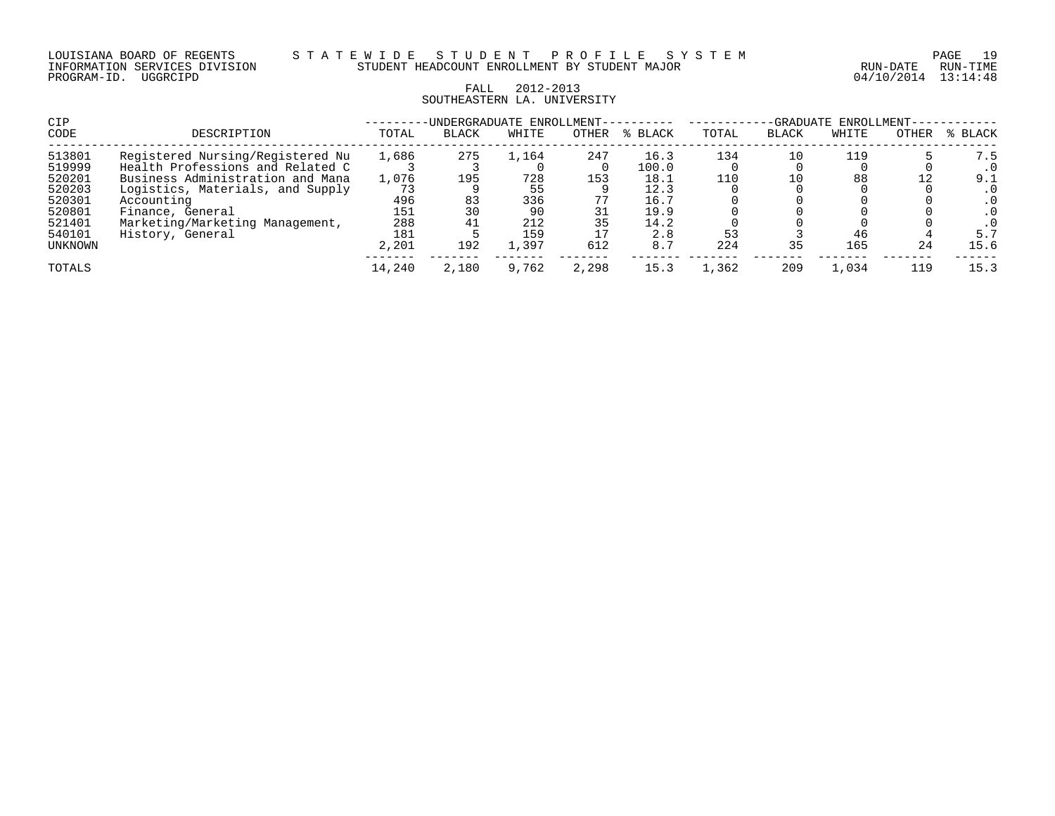LOUISIANA BOARD OF REGENTS — STATEWIDE STUDENT PROFILE SYSTEM
INFORMATION SERVICES DIVISION — STUDENT HEADCOUNT ENROLLMENT BY STUDENT MAJOR — RUN-DATE 04/10/2014 RUN-TIME 13:14:48
PROGRAM-ID. UGGRCIPD

FALL 2012-2013
SOUTHEASTERN LA. UNIVERSITY

| CIP CODE | DESCRIPTION | UNDERGRADUATE ENROLLMENT | | | | | GRADUATE ENROLLMENT | | | | |
|---|---|---|---|---|---|---|---|---|---|---|---|
| | | TOTAL | BLACK | WHITE | OTHER | % BLACK | TOTAL | BLACK | WHITE | OTHER | % BLACK |
| 513801 | Registered Nursing/Registered Nu | 1,686 | 275 | 1,164 | 247 | 16.3 | 134 | 10 | 119 | 5 | 7.5 |
| 519999 | Health Professions and Related C | 3 | 3 | 0 | 0 | 100.0 | 0 | 0 | 0 | 0 | .0 |
| 520201 | Business Administration and Mana | 1,076 | 195 | 728 | 153 | 18.1 | 110 | 10 | 88 | 12 | 9.1 |
| 520203 | Logistics, Materials, and Supply | 73 | 9 | 55 | 9 | 12.3 | 0 | 0 | 0 | 0 | .0 |
| 520301 | Accounting | 496 | 83 | 336 | 77 | 16.7 | 0 | 0 | 0 | 0 | .0 |
| 520801 | Finance, General | 151 | 30 | 90 | 31 | 19.9 | 0 | 0 | 0 | 0 | .0 |
| 521401 | Marketing/Marketing Management, | 288 | 41 | 212 | 35 | 14.2 | 0 | 0 | 0 | 0 | .0 |
| 540101 | History, General | 181 | 5 | 159 | 17 | 2.8 | 53 | 3 | 46 | 4 | 5.7 |
| UNKNOWN | | 2,201 | 192 | 1,397 | 612 | 8.7 | 224 | 35 | 165 | 24 | 15.6 |
| TOTALS | | 14,240 | 2,180 | 9,762 | 2,298 | 15.3 | 1,362 | 209 | 1,034 | 119 | 15.3 |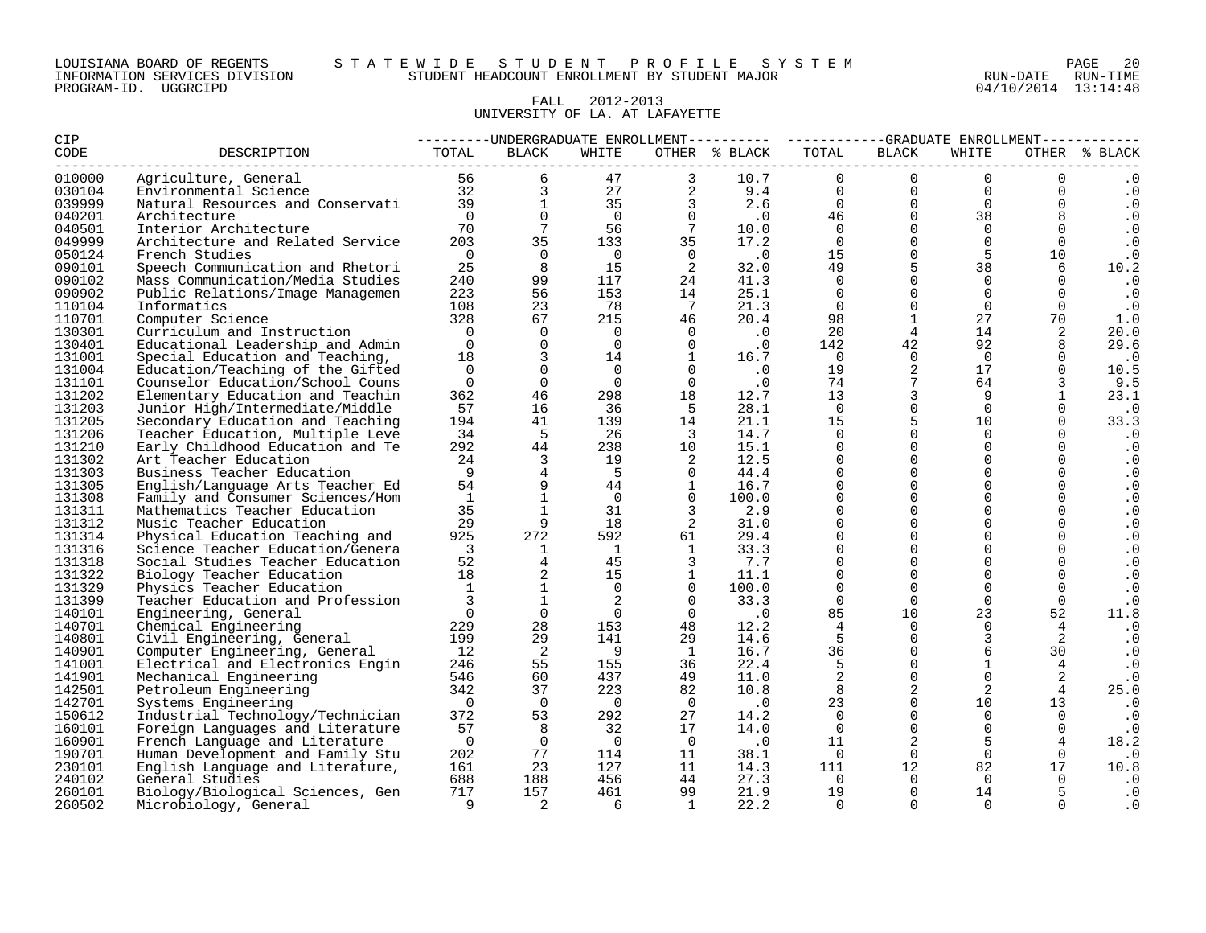LOUISIANA BOARD OF REGENTS — STATEWIDE STUDENT PROFILE SYSTEM
INFORMATION SERVICES DIVISION — STUDENT HEADCOUNT ENROLLMENT BY STUDENT MAJOR — RUN-DATE 04/10/2014 RUN-TIME 13:14:48
PROGRAM-ID. UGGRCIPD

FALL 2012-2013
UNIVERSITY OF LA. AT LAFAYETTE

| CIP CODE | DESCRIPTION | UNDERGRADUATE ENROLLMENT TOTAL | BLACK | WHITE | OTHER | % BLACK | GRADUATE ENROLLMENT TOTAL | BLACK | WHITE | OTHER | % BLACK |
|---|---|---|---|---|---|---|---|---|---|---|---|
| 010000 | Agriculture, General | 56 | 6 | 47 | 3 | 10.7 | 0 | 0 | 0 | 0 | .0 |
| 030104 | Environmental Science | 32 | 3 | 27 | 2 | 9.4 | 0 | 0 | 0 | 0 | .0 |
| 039999 | Natural Resources and Conservati | 39 | 1 | 35 | 3 | 2.6 | 0 | 0 | 0 | 0 | .0 |
| 040201 | Architecture | 0 | 0 | 0 | 0 | .0 | 46 | 0 | 38 | 8 | .0 |
| 040501 | Interior Architecture | 70 | 7 | 56 | 7 | 10.0 | 0 | 0 | 0 | 0 | .0 |
| 049999 | Architecture and Related Service | 203 | 35 | 133 | 35 | 17.2 | 0 | 0 | 0 | 0 | .0 |
| 050124 | French Studies | 0 | 0 | 0 | 0 | .0 | 15 | 0 | 5 | 10 | .0 |
| 090101 | Speech Communication and Rhetori | 25 | 8 | 15 | 2 | 32.0 | 49 | 5 | 38 | 6 | 10.2 |
| 090102 | Mass Communication/Media Studies | 240 | 99 | 117 | 24 | 41.3 | 0 | 0 | 0 | 0 | .0 |
| 090902 | Public Relations/Image Managemen | 223 | 56 | 153 | 14 | 25.1 | 0 | 0 | 0 | 0 | .0 |
| 110104 | Informatics | 108 | 23 | 78 | 7 | 21.3 | 0 | 0 | 0 | 0 | .0 |
| 110701 | Computer Science | 328 | 67 | 215 | 46 | 20.4 | 98 | 1 | 27 | 70 | 1.0 |
| 130301 | Curriculum and Instruction | 0 | 0 | 0 | 0 | .0 | 20 | 4 | 14 | 2 | 20.0 |
| 130401 | Educational Leadership and Admin | 0 | 0 | 0 | 0 | .0 | 142 | 42 | 92 | 8 | 29.6 |
| 131001 | Special Education and Teaching, | 18 | 3 | 14 | 1 | 16.7 | 0 | 0 | 0 | 0 | .0 |
| 131004 | Education/Teaching of the Gifted | 0 | 0 | 0 | 0 | .0 | 19 | 2 | 17 | 0 | 10.5 |
| 131101 | Counselor Education/School Couns | 0 | 0 | 0 | 0 | .0 | 74 | 7 | 64 | 3 | 9.5 |
| 131202 | Elementary Education and Teachin | 362 | 46 | 298 | 18 | 12.7 | 13 | 3 | 9 | 1 | 23.1 |
| 131203 | Junior High/Intermediate/Middle | 57 | 16 | 36 | 5 | 28.1 | 0 | 0 | 0 | 0 | .0 |
| 131205 | Secondary Education and Teaching | 194 | 41 | 139 | 14 | 21.1 | 15 | 5 | 10 | 0 | 33.3 |
| 131206 | Teacher Education, Multiple Leve | 34 | 5 | 26 | 3 | 14.7 | 0 | 0 | 0 | 0 | .0 |
| 131210 | Early Childhood Education and Te | 292 | 44 | 238 | 10 | 15.1 | 0 | 0 | 0 | 0 | .0 |
| 131302 | Art Teacher Education | 24 | 3 | 19 | 2 | 12.5 | 0 | 0 | 0 | 0 | .0 |
| 131303 | Business Teacher Education | 9 | 4 | 5 | 0 | 44.4 | 0 | 0 | 0 | 0 | .0 |
| 131305 | English/Language Arts Teacher Ed | 54 | 9 | 44 | 1 | 16.7 | 0 | 0 | 0 | 0 | .0 |
| 131308 | Family and Consumer Sciences/Hom | 1 | 1 | 0 | 0 | 100.0 | 0 | 0 | 0 | 0 | .0 |
| 131311 | Mathematics Teacher Education | 35 | 1 | 31 | 3 | 2.9 | 0 | 0 | 0 | 0 | .0 |
| 131312 | Music Teacher Education | 29 | 9 | 18 | 2 | 31.0 | 0 | 0 | 0 | 0 | .0 |
| 131314 | Physical Education Teaching and | 925 | 272 | 592 | 61 | 29.4 | 0 | 0 | 0 | 0 | .0 |
| 131316 | Science Teacher Education/Genera | 3 | 1 | 1 | 1 | 33.3 | 0 | 0 | 0 | 0 | .0 |
| 131318 | Social Studies Teacher Education | 52 | 4 | 45 | 3 | 7.7 | 0 | 0 | 0 | 0 | .0 |
| 131322 | Biology Teacher Education | 18 | 2 | 15 | 1 | 11.1 | 0 | 0 | 0 | 0 | .0 |
| 131329 | Physics Teacher Education | 1 | 1 | 0 | 0 | 100.0 | 0 | 0 | 0 | 0 | .0 |
| 131399 | Teacher Education and Profession | 3 | 1 | 2 | 0 | 33.3 | 0 | 0 | 0 | 0 | .0 |
| 140101 | Engineering, General | 0 | 0 | 0 | 0 | .0 | 85 | 10 | 23 | 52 | 11.8 |
| 140701 | Chemical Engineering | 229 | 28 | 153 | 48 | 12.2 | 4 | 0 | 0 | 4 | .0 |
| 140801 | Civil Engineering, General | 199 | 29 | 141 | 29 | 14.6 | 5 | 0 | 3 | 2 | .0 |
| 140901 | Computer Engineering, General | 12 | 2 | 9 | 1 | 16.7 | 36 | 0 | 6 | 30 | .0 |
| 141001 | Electrical and Electronics Engin | 246 | 55 | 155 | 36 | 22.4 | 5 | 0 | 1 | 4 | .0 |
| 141901 | Mechanical Engineering | 546 | 60 | 437 | 49 | 11.0 | 2 | 0 | 0 | 2 | .0 |
| 142501 | Petroleum Engineering | 342 | 37 | 223 | 82 | 10.8 | 8 | 2 | 2 | 4 | 25.0 |
| 142701 | Systems Engineering | 0 | 0 | 0 | 0 | .0 | 23 | 0 | 10 | 13 | .0 |
| 150612 | Industrial Technology/Technician | 372 | 53 | 292 | 27 | 14.2 | 0 | 0 | 0 | 0 | .0 |
| 160101 | Foreign Languages and Literature | 57 | 8 | 32 | 17 | 14.0 | 0 | 0 | 0 | 0 | .0 |
| 160901 | French Language and Literature | 0 | 0 | 0 | 0 | .0 | 11 | 2 | 5 | 4 | 18.2 |
| 190701 | Human Development and Family Stu | 202 | 77 | 114 | 11 | 38.1 | 0 | 0 | 0 | 0 | .0 |
| 230101 | English Language and Literature, | 161 | 23 | 127 | 11 | 14.3 | 111 | 12 | 82 | 17 | 10.8 |
| 240102 | General Studies | 688 | 188 | 456 | 44 | 27.3 | 0 | 0 | 0 | 0 | .0 |
| 260101 | Biology/Biological Sciences, Gen | 717 | 157 | 461 | 99 | 21.9 | 19 | 0 | 14 | 5 | .0 |
| 260502 | Microbiology, General | 9 | 2 | 6 | 1 | 22.2 | 0 | 0 | 0 | 0 | .0 |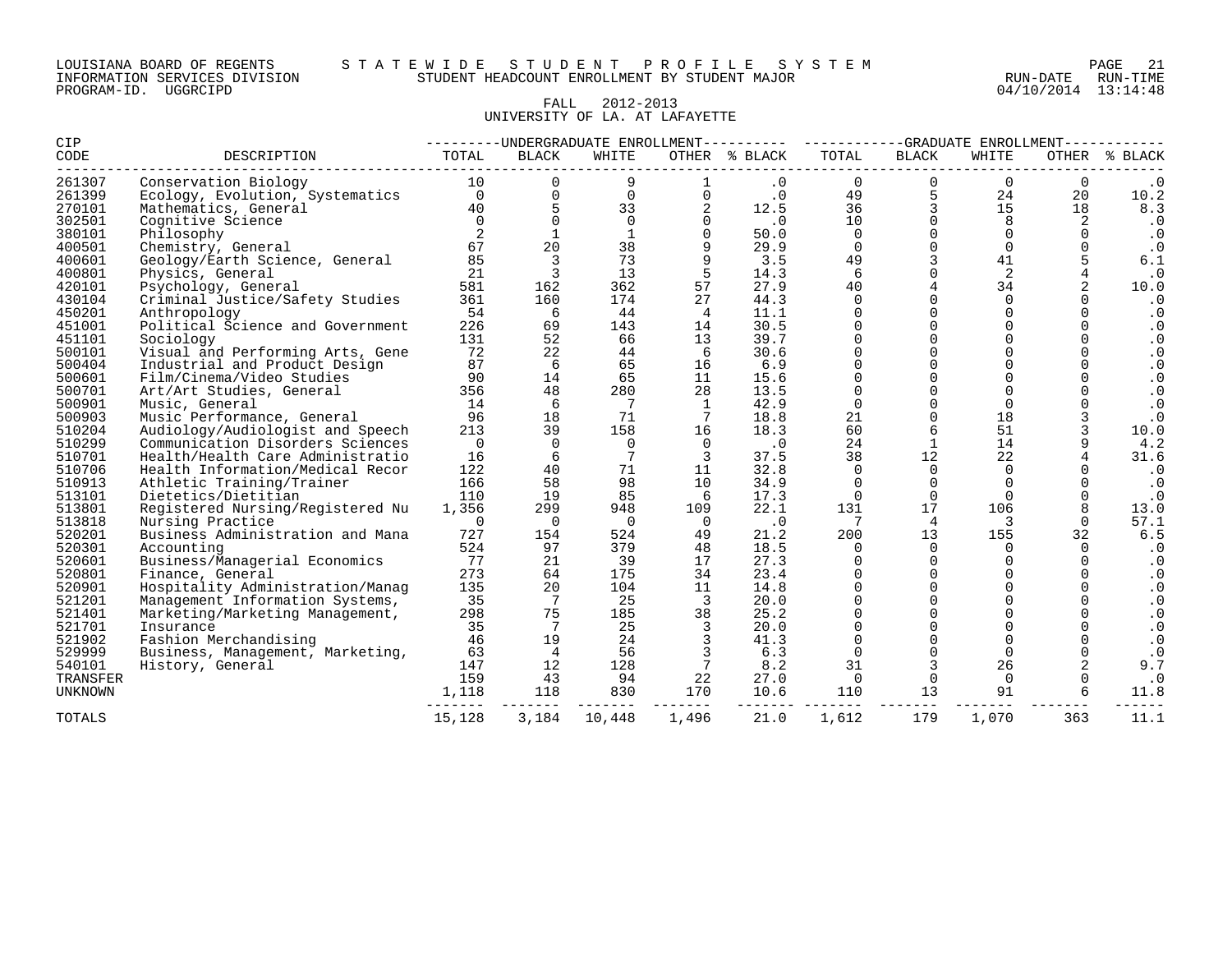LOUISIANA BOARD OF REGENTS — STATEWIDE STUDENT PROFILE SYSTEM
INFORMATION SERVICES DIVISION — STUDENT HEADCOUNT ENROLLMENT BY STUDENT MAJOR — RUN-DATE 04/10/2014 RUN-TIME 13:14:48
PROGRAM-ID. UGGRCIPD

FALL 2012-2013
UNIVERSITY OF LA. AT LAFAYETTE

| CIP CODE | DESCRIPTION | UNDERGRADUATE ENROLLMENT TOTAL | BLACK | WHITE | OTHER | % BLACK | GRADUATE ENROLLMENT TOTAL | BLACK | WHITE | OTHER | % BLACK |
|---|---|---|---|---|---|---|---|---|---|---|---|
| 261307 | Conservation Biology | 10 | 0 | 9 | 1 | .0 | 0 | 0 | 0 | 0 | .0 |
| 261399 | Ecology, Evolution, Systematics | 0 | 0 | 0 | 0 | .0 | 49 | 5 | 24 | 20 | 10.2 |
| 270101 | Mathematics, General | 40 | 5 | 33 | 2 | 12.5 | 36 | 3 | 15 | 18 | 8.3 |
| 302501 | Cognitive Science | 0 | 0 | 0 | 0 | .0 | 10 | 0 | 8 | 2 | .0 |
| 380101 | Philosophy | 2 | 1 | 1 | 0 | 50.0 | 0 | 0 | 0 | 0 | .0 |
| 400501 | Chemistry, General | 67 | 20 | 38 | 9 | 29.9 | 0 | 0 | 0 | 0 | .0 |
| 400601 | Geology/Earth Science, General | 85 | 3 | 73 | 9 | 3.5 | 49 | 3 | 41 | 5 | 6.1 |
| 400801 | Physics, General | 21 | 3 | 13 | 5 | 14.3 | 6 | 0 | 2 | 4 | .0 |
| 420101 | Psychology, General | 581 | 162 | 362 | 57 | 27.9 | 40 | 4 | 34 | 2 | 10.0 |
| 430104 | Criminal Justice/Safety Studies | 361 | 160 | 174 | 27 | 44.3 | 0 | 0 | 0 | 0 | .0 |
| 450201 | Anthropology | 54 | 6 | 44 | 4 | 11.1 | 0 | 0 | 0 | 0 | .0 |
| 451001 | Political Science and Government | 226 | 69 | 143 | 14 | 30.5 | 0 | 0 | 0 | 0 | .0 |
| 451101 | Sociology | 131 | 52 | 66 | 13 | 39.7 | 0 | 0 | 0 | 0 | .0 |
| 500101 | Visual and Performing Arts, Gene | 72 | 22 | 44 | 6 | 30.6 | 0 | 0 | 0 | 0 | .0 |
| 500404 | Industrial and Product Design | 87 | 6 | 65 | 16 | 6.9 | 0 | 0 | 0 | 0 | .0 |
| 500601 | Film/Cinema/Video Studies | 90 | 14 | 65 | 11 | 15.6 | 0 | 0 | 0 | 0 | .0 |
| 500701 | Art/Art Studies, General | 356 | 48 | 280 | 28 | 13.5 | 0 | 0 | 0 | 0 | .0 |
| 500901 | Music, General | 14 | 6 | 7 | 1 | 42.9 | 0 | 0 | 0 | 0 | .0 |
| 500903 | Music Performance, General | 96 | 18 | 71 | 7 | 18.8 | 21 | 0 | 18 | 3 | .0 |
| 510204 | Audiology/Audiologist and Speech | 213 | 39 | 158 | 16 | 18.3 | 60 | 6 | 51 | 3 | 10.0 |
| 510299 | Communication Disorders Sciences | 0 | 0 | 0 | 0 | .0 | 24 | 1 | 14 | 9 | 4.2 |
| 510701 | Health/Health Care Administratio | 16 | 6 | 7 | 3 | 37.5 | 38 | 12 | 22 | 4 | 31.6 |
| 510706 | Health Information/Medical Recor | 122 | 40 | 71 | 11 | 32.8 | 0 | 0 | 0 | 0 | .0 |
| 510913 | Athletic Training/Trainer | 166 | 58 | 98 | 10 | 34.9 | 0 | 0 | 0 | 0 | .0 |
| 513101 | Dietetics/Dietitian | 110 | 19 | 85 | 6 | 17.3 | 0 | 0 | 0 | 0 | .0 |
| 513801 | Registered Nursing/Registered Nu | 1,356 | 299 | 948 | 109 | 22.1 | 131 | 17 | 106 | 8 | 13.0 |
| 513818 | Nursing Practice | 0 | 0 | 0 | 0 | .0 | 7 | 4 | 3 | 0 | 57.1 |
| 520201 | Business Administration and Mana | 727 | 154 | 524 | 49 | 21.2 | 200 | 13 | 155 | 32 | 6.5 |
| 520301 | Accounting | 524 | 97 | 379 | 48 | 18.5 | 0 | 0 | 0 | 0 | .0 |
| 520601 | Business/Managerial Economics | 77 | 21 | 39 | 17 | 27.3 | 0 | 0 | 0 | 0 | .0 |
| 520801 | Finance, General | 273 | 64 | 175 | 34 | 23.4 | 0 | 0 | 0 | 0 | .0 |
| 520901 | Hospitality Administration/Manag | 135 | 20 | 104 | 11 | 14.8 | 0 | 0 | 0 | 0 | .0 |
| 521201 | Management Information Systems, | 35 | 7 | 25 | 3 | 20.0 | 0 | 0 | 0 | 0 | .0 |
| 521401 | Marketing/Marketing Management, | 298 | 75 | 185 | 38 | 25.2 | 0 | 0 | 0 | 0 | .0 |
| 521701 | Insurance | 35 | 7 | 25 | 3 | 20.0 | 0 | 0 | 0 | 0 | .0 |
| 521902 | Fashion Merchandising | 46 | 19 | 24 | 3 | 41.3 | 0 | 0 | 0 | 0 | .0 |
| 529999 | Business, Management, Marketing, | 63 | 4 | 56 | 3 | 6.3 | 0 | 0 | 0 | 0 | .0 |
| 540101 | History, General | 147 | 12 | 128 | 7 | 8.2 | 31 | 3 | 26 | 2 | 9.7 |
| TRANSFER | | 159 | 43 | 94 | 22 | 27.0 | 0 | 0 | 0 | 0 | .0 |
| UNKNOWN | | 1,118 | 118 | 830 | 170 | 10.6 | 110 | 13 | 91 | 6 | 11.8 |
| TOTALS | | 15,128 | 3,184 | 10,448 | 1,496 | 21.0 | 1,612 | 179 | 1,070 | 363 | 11.1 |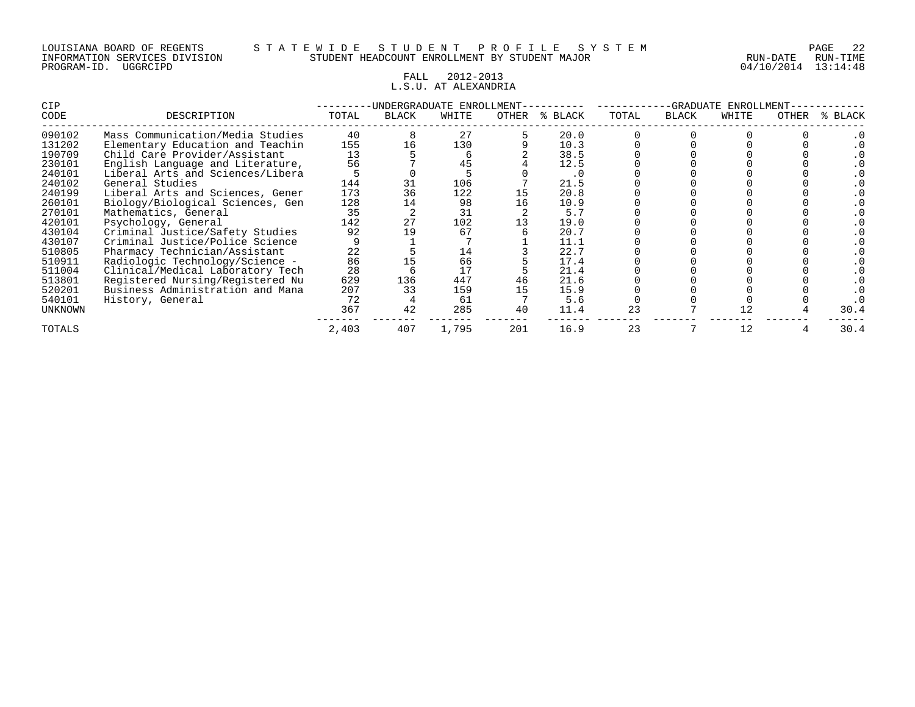LOUISIANA BOARD OF REGENTS — STATEWIDE STUDENT PROFILE SYSTEM
INFORMATION SERVICES DIVISION — STUDENT HEADCOUNT ENROLLMENT BY STUDENT MAJOR
PROGRAM-ID. UGGRCIPD — RUN-DATE 04/10/2014 RUN-TIME 13:14:48

FALL 2012-2013
L.S.U. AT ALEXANDRIA

| CIP CODE | DESCRIPTION | UNDERGRADUATE ENROLLMENT TOTAL | BLACK | WHITE | OTHER | % BLACK | GRADUATE ENROLLMENT TOTAL | BLACK | WHITE | OTHER | % BLACK |
|---|---|---|---|---|---|---|---|---|---|---|---|
| 090102 | Mass Communication/Media Studies | 40 | 8 | 27 | 5 | 20.0 | 0 | 0 | 0 | 0 | .0 |
| 131202 | Elementary Education and Teachin | 155 | 16 | 130 | 9 | 10.3 | 0 | 0 | 0 | 0 | .0 |
| 190709 | Child Care Provider/Assistant | 13 | 5 | 6 | 2 | 38.5 | 0 | 0 | 0 | 0 | .0 |
| 230101 | English Language and Literature, | 56 | 7 | 45 | 4 | 12.5 | 0 | 0 | 0 | 0 | .0 |
| 240101 | Liberal Arts and Sciences/Libera | 5 | 0 | 5 | 0 | .0 | 0 | 0 | 0 | 0 | .0 |
| 240102 | General Studies | 144 | 31 | 106 | 7 | 21.5 | 0 | 0 | 0 | 0 | .0 |
| 240199 | Liberal Arts and Sciences, Gener | 173 | 36 | 122 | 15 | 20.8 | 0 | 0 | 0 | 0 | .0 |
| 260101 | Biology/Biological Sciences, Gen | 128 | 14 | 98 | 16 | 10.9 | 0 | 0 | 0 | 0 | .0 |
| 270101 | Mathematics, General | 35 | 2 | 31 | 2 | 5.7 | 0 | 0 | 0 | 0 | .0 |
| 420101 | Psychology, General | 142 | 27 | 102 | 13 | 19.0 | 0 | 0 | 0 | 0 | .0 |
| 430104 | Criminal Justice/Safety Studies | 92 | 19 | 67 | 6 | 20.7 | 0 | 0 | 0 | 0 | .0 |
| 430107 | Criminal Justice/Police Science | 9 | 1 | 7 | 1 | 11.1 | 0 | 0 | 0 | 0 | .0 |
| 510805 | Pharmacy Technician/Assistant | 22 | 5 | 14 | 3 | 22.7 | 0 | 0 | 0 | 0 | .0 |
| 510911 | Radiologic Technology/Science - | 86 | 15 | 66 | 5 | 17.4 | 0 | 0 | 0 | 0 | .0 |
| 511004 | Clinical/Medical Laboratory Tech | 28 | 6 | 17 | 5 | 21.4 | 0 | 0 | 0 | 0 | .0 |
| 513801 | Registered Nursing/Registered Nu | 629 | 136 | 447 | 46 | 21.6 | 0 | 0 | 0 | 0 | .0 |
| 520201 | Business Administration and Mana | 207 | 33 | 159 | 15 | 15.9 | 0 | 0 | 0 | 0 | .0 |
| 540101 | History, General | 72 | 4 | 61 | 7 | 5.6 | 0 | 0 | 0 | 0 | .0 |
| UNKNOWN | | 367 | 42 | 285 | 40 | 11.4 | 23 | 7 | 12 | 4 | 30.4 |
| TOTALS | | 2,403 | 407 | 1,795 | 201 | 16.9 | 23 | 7 | 12 | 4 | 30.4 |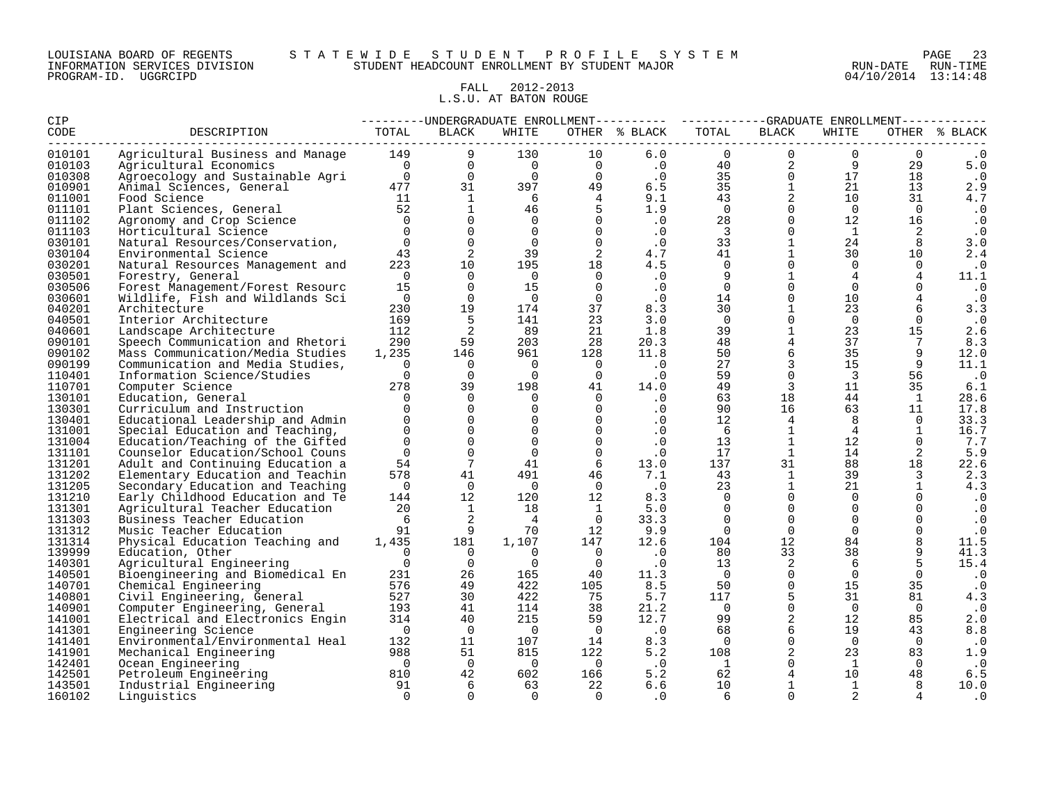LOUISIANA BOARD OF REGENTS — STATEWIDE STUDENT PROFILE SYSTEM
INFORMATION SERVICES DIVISION — STUDENT HEADCOUNT ENROLLMENT BY STUDENT MAJOR
PROGRAM-ID. UGGRCIPD — RUN-DATE 04/10/2014 RUN-TIME 13:14:48

FALL 2012-2013
L.S.U. AT BATON ROUGE

| CIP CODE | DESCRIPTION | UNDERGRADUATE ENROLLMENT TOTAL | BLACK | WHITE | OTHER | % BLACK | GRADUATE ENROLLMENT TOTAL | BLACK | WHITE | OTHER | % BLACK |
|---|---|---|---|---|---|---|---|---|---|---|---|
| 010101 | Agricultural Business and Manage | 149 | 9 | 130 | 10 | 6.0 | 0 | 0 | 0 | 0 | .0 |
| 010103 | Agricultural Economics | 0 | 0 | 0 | 0 | .0 | 40 | 2 | 9 | 29 | 5.0 |
| 010308 | Agroecology and Sustainable Agri | 0 | 0 | 0 | 0 | .0 | 35 | 0 | 17 | 18 | .0 |
| 010901 | Animal Sciences, General | 477 | 31 | 397 | 49 | 6.5 | 35 | 1 | 21 | 13 | 2.9 |
| 011001 | Food Science | 11 | 1 | 6 | 4 | 9.1 | 43 | 2 | 10 | 31 | 4.7 |
| 011101 | Plant Sciences, General | 52 | 1 | 46 | 5 | 1.9 | 0 | 0 | 0 | 0 | .0 |
| 011102 | Agronomy and Crop Science | 0 | 0 | 0 | 0 | .0 | 28 | 0 | 12 | 16 | .0 |
| 011103 | Horticultural Science | 0 | 0 | 0 | 0 | .0 | 3 | 0 | 1 | 2 | .0 |
| 030101 | Natural Resources/Conservation, | 0 | 0 | 0 | 0 | .0 | 33 | 1 | 24 | 8 | 3.0 |
| 030104 | Environmental Science | 43 | 2 | 39 | 2 | 4.7 | 41 | 1 | 30 | 10 | 2.4 |
| 030201 | Natural Resources Management and | 223 | 10 | 195 | 18 | 4.5 | 0 | 0 | 0 | 0 | .0 |
| 030501 | Forestry, General | 0 | 0 | 0 | 0 | .0 | 9 | 1 | 4 | 4 | 11.1 |
| 030506 | Forest Management/Forest Resourc | 15 | 0 | 15 | 0 | .0 | 0 | 0 | 0 | 0 | .0 |
| 030601 | Wildlife, Fish and Wildlands Sci | 0 | 0 | 0 | 0 | .0 | 14 | 0 | 10 | 4 | .0 |
| 040201 | Architecture | 230 | 19 | 174 | 37 | 8.3 | 30 | 1 | 23 | 6 | 3.3 |
| 040501 | Interior Architecture | 169 | 5 | 141 | 23 | 3.0 | 0 | 0 | 0 | 0 | .0 |
| 040601 | Landscape Architecture | 112 | 2 | 89 | 21 | 1.8 | 39 | 1 | 23 | 15 | 2.6 |
| 090101 | Speech Communication and Rhetori | 290 | 59 | 203 | 28 | 20.3 | 48 | 4 | 37 | 7 | 8.3 |
| 090102 | Mass Communication/Media Studies | 1,235 | 146 | 961 | 128 | 11.8 | 50 | 6 | 35 | 9 | 12.0 |
| 090199 | Communication and Media Studies, | 0 | 0 | 0 | 0 | .0 | 27 | 3 | 15 | 9 | 11.1 |
| 110401 | Information Science/Studies | 0 | 0 | 0 | 0 | .0 | 59 | 0 | 3 | 56 | .0 |
| 110701 | Computer Science | 278 | 39 | 198 | 41 | 14.0 | 49 | 3 | 11 | 35 | 6.1 |
| 130101 | Education, General | 0 | 0 | 0 | 0 | .0 | 63 | 18 | 44 | 1 | 28.6 |
| 130301 | Curriculum and Instruction | 0 | 0 | 0 | 0 | .0 | 90 | 16 | 63 | 11 | 17.8 |
| 130401 | Educational Leadership and Admin | 0 | 0 | 0 | 0 | .0 | 12 | 4 | 8 | 0 | 33.3 |
| 131001 | Special Education and Teaching, | 0 | 0 | 0 | 0 | .0 | 6 | 1 | 4 | 1 | 16.7 |
| 131004 | Education/Teaching of the Gifted | 0 | 0 | 0 | 0 | .0 | 13 | 1 | 12 | 0 | 7.7 |
| 131101 | Counselor Education/School Couns | 0 | 0 | 0 | 0 | .0 | 17 | 1 | 14 | 2 | 5.9 |
| 131201 | Adult and Continuing Education a | 54 | 7 | 41 | 6 | 13.0 | 137 | 31 | 88 | 18 | 22.6 |
| 131202 | Elementary Education and Teachin | 578 | 41 | 491 | 46 | 7.1 | 43 | 1 | 39 | 3 | 2.3 |
| 131205 | Secondary Education and Teaching | 0 | 0 | 0 | 0 | .0 | 23 | 1 | 21 | 1 | 4.3 |
| 131210 | Early Childhood Education and Te | 144 | 12 | 120 | 12 | 8.3 | 0 | 0 | 0 | 0 | .0 |
| 131301 | Agricultural Teacher Education | 20 | 1 | 18 | 1 | 5.0 | 0 | 0 | 0 | 0 | .0 |
| 131303 | Business Teacher Education | 6 | 2 | 4 | 0 | 33.3 | 0 | 0 | 0 | 0 | .0 |
| 131312 | Music Teacher Education | 91 | 9 | 70 | 12 | 9.9 | 0 | 0 | 0 | 0 | .0 |
| 131314 | Physical Education Teaching and | 1,435 | 181 | 1,107 | 147 | 12.6 | 104 | 12 | 84 | 8 | 11.5 |
| 139999 | Education, Other | 0 | 0 | 0 | 0 | .0 | 80 | 33 | 38 | 9 | 41.3 |
| 140301 | Agricultural Engineering | 0 | 0 | 0 | 0 | .0 | 13 | 2 | 6 | 5 | 15.4 |
| 140501 | Bioengineering and Biomedical En | 231 | 26 | 165 | 40 | 11.3 | 0 | 0 | 0 | 0 | .0 |
| 140701 | Chemical Engineering | 576 | 49 | 422 | 105 | 8.5 | 50 | 0 | 15 | 35 | .0 |
| 140801 | Civil Engineering, General | 527 | 30 | 422 | 75 | 5.7 | 117 | 5 | 31 | 81 | 4.3 |
| 140901 | Computer Engineering, General | 193 | 41 | 114 | 38 | 21.2 | 0 | 0 | 0 | 0 | .0 |
| 141001 | Electrical and Electronics Engin | 314 | 40 | 215 | 59 | 12.7 | 99 | 2 | 12 | 85 | 2.0 |
| 141301 | Engineering Science | 0 | 0 | 0 | 0 | .0 | 68 | 6 | 19 | 43 | 8.8 |
| 141401 | Environmental/Environmental Heal | 132 | 11 | 107 | 14 | 8.3 | 0 | 0 | 0 | 0 | .0 |
| 141901 | Mechanical Engineering | 988 | 51 | 815 | 122 | 5.2 | 108 | 2 | 23 | 83 | 1.9 |
| 142401 | Ocean Engineering | 0 | 0 | 0 | 0 | .0 | 1 | 0 | 1 | 0 | .0 |
| 142501 | Petroleum Engineering | 810 | 42 | 602 | 166 | 5.2 | 62 | 4 | 10 | 48 | 6.5 |
| 143501 | Industrial Engineering | 91 | 6 | 63 | 22 | 6.6 | 10 | 1 | 1 | 8 | 10.0 |
| 160102 | Linguistics | 0 | 0 | 0 | 0 | .0 | 6 | 0 | 2 | 4 | .0 |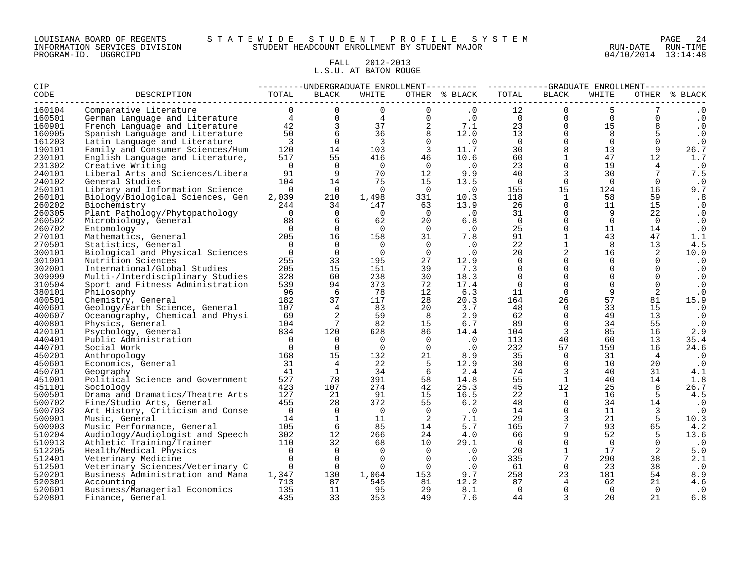LOUISIANA BOARD OF REGENTS — STATEWIDE STUDENT PROFILE SYSTEM
INFORMATION SERVICES DIVISION — STUDENT HEADCOUNT ENROLLMENT BY STUDENT MAJOR
PROGRAM-ID. UGGRCIPD — RUN-DATE 04/10/2014 RUN-TIME 13:14:48

FALL 2012-2013
L.S.U. AT BATON ROUGE

| CIP CODE | DESCRIPTION | UNDERGRADUATE ENROLLMENT TOTAL | BLACK | WHITE | OTHER | % BLACK | GRADUATE ENROLLMENT TOTAL | BLACK | WHITE | OTHER | % BLACK |
|---|---|---|---|---|---|---|---|---|---|---|---|
| 160104 | Comparative Literature | 0 | 0 | 0 | 0 | .0 | 12 | 0 | 5 | 7 | .0 |
| 160501 | German Language and Literature | 4 | 0 | 4 | 0 | .0 | 0 | 0 | 0 | 0 | .0 |
| 160901 | French Language and Literature | 42 | 3 | 37 | 2 | 7.1 | 23 | 0 | 15 | 8 | .0 |
| 160905 | Spanish Language and Literature | 50 | 6 | 36 | 8 | 12.0 | 13 | 0 | 8 | 5 | .0 |
| 161203 | Latin Language and Literature | 3 | 0 | 3 | 0 | .0 | 0 | 0 | 0 | 0 | .0 |
| 190101 | Family and Consumer Sciences/Hum | 120 | 14 | 103 | 3 | 11.7 | 30 | 8 | 13 | 9 | 26.7 |
| 230101 | English Language and Literature, | 517 | 55 | 416 | 46 | 10.6 | 60 | 1 | 47 | 12 | 1.7 |
| 231302 | Creative Writing | 0 | 0 | 0 | 0 | .0 | 23 | 0 | 19 | 4 | .0 |
| 240101 | Liberal Arts and Sciences/Libera | 91 | 9 | 70 | 12 | 9.9 | 40 | 3 | 30 | 7 | 7.5 |
| 240102 | General Studies | 104 | 14 | 75 | 15 | 13.5 | 0 | 0 | 0 | 0 | .0 |
| 250101 | Library and Information Science | 0 | 0 | 0 | 0 | .0 | 155 | 15 | 124 | 16 | 9.7 |
| 260101 | Biology/Biological Sciences, Gen | 2,039 | 210 | 1,498 | 331 | 10.3 | 118 | 1 | 58 | 59 | .8 |
| 260202 | Biochemistry | 244 | 34 | 147 | 63 | 13.9 | 26 | 0 | 11 | 15 | .0 |
| 260305 | Plant Pathology/Phytopathology | 0 | 0 | 0 | 0 | .0 | 31 | 0 | 9 | 22 | .0 |
| 260502 | Microbiology, General | 88 | 6 | 62 | 20 | 6.8 | 0 | 0 | 0 | 0 | .0 |
| 260702 | Entomology | 0 | 0 | 0 | 0 | .0 | 25 | 0 | 11 | 14 | .0 |
| 270101 | Mathematics, General | 205 | 16 | 158 | 31 | 7.8 | 91 | 1 | 43 | 47 | 1.1 |
| 270501 | Statistics, General | 0 | 0 | 0 | 0 | .0 | 22 | 1 | 8 | 13 | 4.5 |
| 300101 | Biological and Physical Sciences | 0 | 0 | 0 | 0 | .0 | 20 | 2 | 16 | 2 | 10.0 |
| 301901 | Nutrition Sciences | 255 | 33 | 195 | 27 | 12.9 | 0 | 0 | 0 | 0 | .0 |
| 302001 | International/Global Studies | 205 | 15 | 151 | 39 | 7.3 | 0 | 0 | 0 | 0 | .0 |
| 309999 | Multi-/Interdisciplinary Studies | 328 | 60 | 238 | 30 | 18.3 | 0 | 0 | 0 | 0 | .0 |
| 310504 | Sport and Fitness Administration | 539 | 94 | 373 | 72 | 17.4 | 0 | 0 | 0 | 0 | .0 |
| 380101 | Philosophy | 96 | 6 | 78 | 12 | 6.3 | 11 | 0 | 9 | 2 | .0 |
| 400501 | Chemistry, General | 182 | 37 | 117 | 28 | 20.3 | 164 | 26 | 57 | 81 | 15.9 |
| 400601 | Geology/Earth Science, General | 107 | 4 | 83 | 20 | 3.7 | 48 | 0 | 33 | 15 | .0 |
| 400607 | Oceanography, Chemical and Physi | 69 | 2 | 59 | 8 | 2.9 | 62 | 0 | 49 | 13 | .0 |
| 400801 | Physics, General | 104 | 7 | 82 | 15 | 6.7 | 89 | 0 | 34 | 55 | .0 |
| 420101 | Psychology, General | 834 | 120 | 628 | 86 | 14.4 | 104 | 3 | 85 | 16 | 2.9 |
| 440401 | Public Administration | 0 | 0 | 0 | 0 | .0 | 113 | 40 | 60 | 13 | 35.4 |
| 440701 | Social Work | 0 | 0 | 0 | 0 | .0 | 232 | 57 | 159 | 16 | 24.6 |
| 450201 | Anthropology | 168 | 15 | 132 | 21 | 8.9 | 35 | 0 | 31 | 4 | .0 |
| 450601 | Economics, General | 31 | 4 | 22 | 5 | 12.9 | 30 | 0 | 10 | 20 | .0 |
| 450701 | Geography | 41 | 1 | 34 | 6 | 2.4 | 74 | 3 | 40 | 31 | 4.1 |
| 451001 | Political Science and Government | 527 | 78 | 391 | 58 | 14.8 | 55 | 1 | 40 | 14 | 1.8 |
| 451101 | Sociology | 423 | 107 | 274 | 42 | 25.3 | 45 | 12 | 25 | 8 | 26.7 |
| 500501 | Drama and Dramatics/Theatre Arts | 127 | 21 | 91 | 15 | 16.5 | 22 | 1 | 16 | 5 | 4.5 |
| 500702 | Fine/Studio Arts, General | 455 | 28 | 372 | 55 | 6.2 | 48 | 0 | 34 | 14 | .0 |
| 500703 | Art History, Criticism and Conse | 0 | 0 | 0 | 0 | .0 | 14 | 0 | 11 | 3 | .0 |
| 500901 | Music, General | 14 | 1 | 11 | 2 | 7.1 | 29 | 3 | 21 | 5 | 10.3 |
| 500903 | Music Performance, General | 105 | 6 | 85 | 14 | 5.7 | 165 | 7 | 93 | 65 | 4.2 |
| 510204 | Audiology/Audiologist and Speech | 302 | 12 | 266 | 24 | 4.0 | 66 | 9 | 52 | 5 | 13.6 |
| 510913 | Athletic Training/Trainer | 110 | 32 | 68 | 10 | 29.1 | 0 | 0 | 0 | 0 | .0 |
| 512205 | Health/Medical Physics | 0 | 0 | 0 | 0 | .0 | 20 | 1 | 17 | 2 | 5.0 |
| 512401 | Veterinary Medicine | 0 | 0 | 0 | 0 | .0 | 335 | 7 | 290 | 38 | 2.1 |
| 512501 | Veterinary Sciences/Veterinary C | 0 | 0 | 0 | 0 | .0 | 61 | 0 | 23 | 38 | .0 |
| 520201 | Business Administration and Mana | 1,347 | 130 | 1,064 | 153 | 9.7 | 258 | 23 | 181 | 54 | 8.9 |
| 520301 | Accounting | 713 | 87 | 545 | 81 | 12.2 | 87 | 4 | 62 | 21 | 4.6 |
| 520601 | Business/Managerial Economics | 135 | 11 | 95 | 29 | 8.1 | 0 | 0 | 0 | 0 | .0 |
| 520801 | Finance, General | 435 | 33 | 353 | 49 | 7.6 | 44 | 3 | 20 | 21 | 6.8 |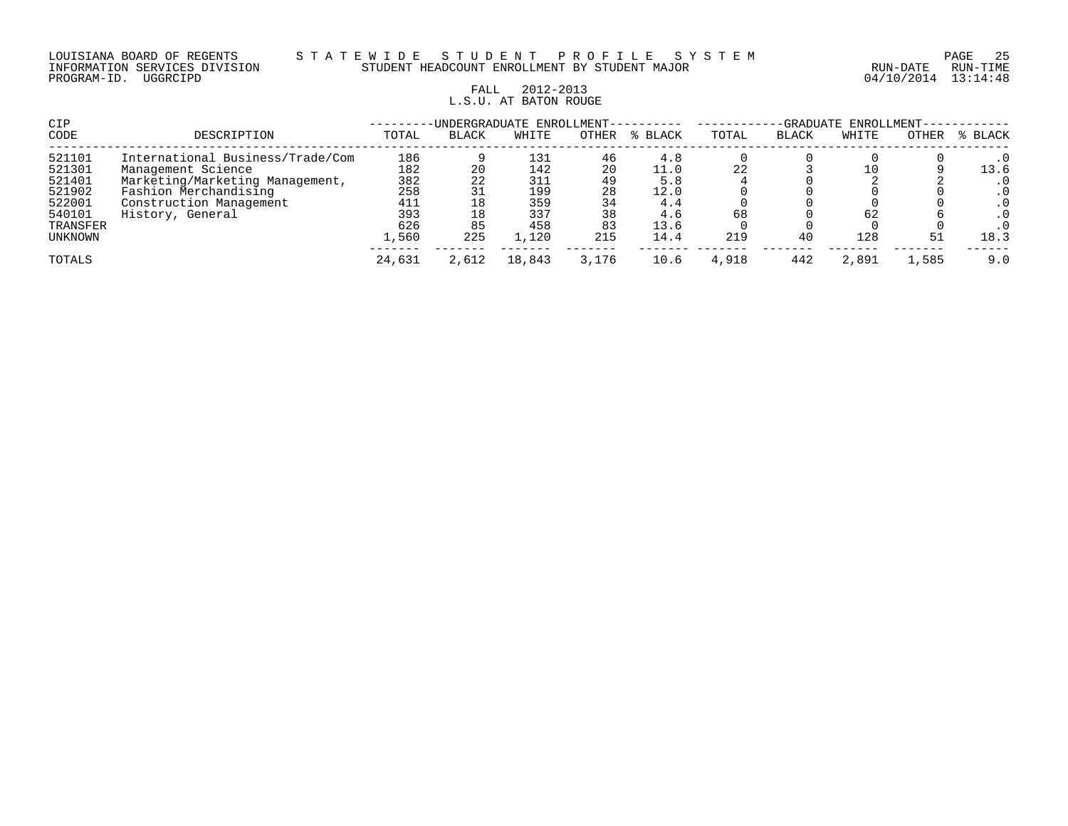LOUISIANA BOARD OF REGENTS — STATEWIDE STUDENT PROFILE SYSTEM
INFORMATION SERVICES DIVISION — STUDENT HEADCOUNT ENROLLMENT BY STUDENT MAJOR
PROGRAM-ID. UGGRCIPD — RUN-DATE 04/10/2014 RUN-TIME 13:14:48

FALL 2012-2013
L.S.U. AT BATON ROUGE

| CIP | | UNDERGRADUATE ENROLLMENT | | | | | GRADUATE ENROLLMENT | | | | |
|---|---|---|---|---|---|---|---|---|---|---|---|
| CODE | DESCRIPTION | TOTAL | BLACK | WHITE | OTHER | % BLACK | TOTAL | BLACK | WHITE | OTHER | % BLACK |
| 521101 | International Business/Trade/Com | 186 | 9 | 131 | 46 | 4.8 | 0 | 0 | 0 | 0 | .0 |
| 521301 | Management Science | 182 | 20 | 142 | 20 | 11.0 | 22 | 3 | 10 | 9 | 13.6 |
| 521401 | Marketing/Marketing Management, | 382 | 22 | 311 | 49 | 5.8 | 4 | 0 | 2 | 2 | .0 |
| 521902 | Fashion Merchandising | 258 | 31 | 199 | 28 | 12.0 | 0 | 0 | 0 | 0 | .0 |
| 522001 | Construction Management | 411 | 18 | 359 | 34 | 4.4 | 0 | 0 | 0 | 0 | .0 |
| 540101 | History, General | 393 | 18 | 337 | 38 | 4.6 | 68 | 0 | 62 | 6 | .0 |
| TRANSFER | | 626 | 85 | 458 | 83 | 13.6 | 0 | 0 | 0 | 0 | .0 |
| UNKNOWN | | 1,560 | 225 | 1,120 | 215 | 14.4 | 219 | 40 | 128 | 51 | 18.3 |
| TOTALS | | 24,631 | 2,612 | 18,843 | 3,176 | 10.6 | 4,918 | 442 | 2,891 | 1,585 | 9.0 |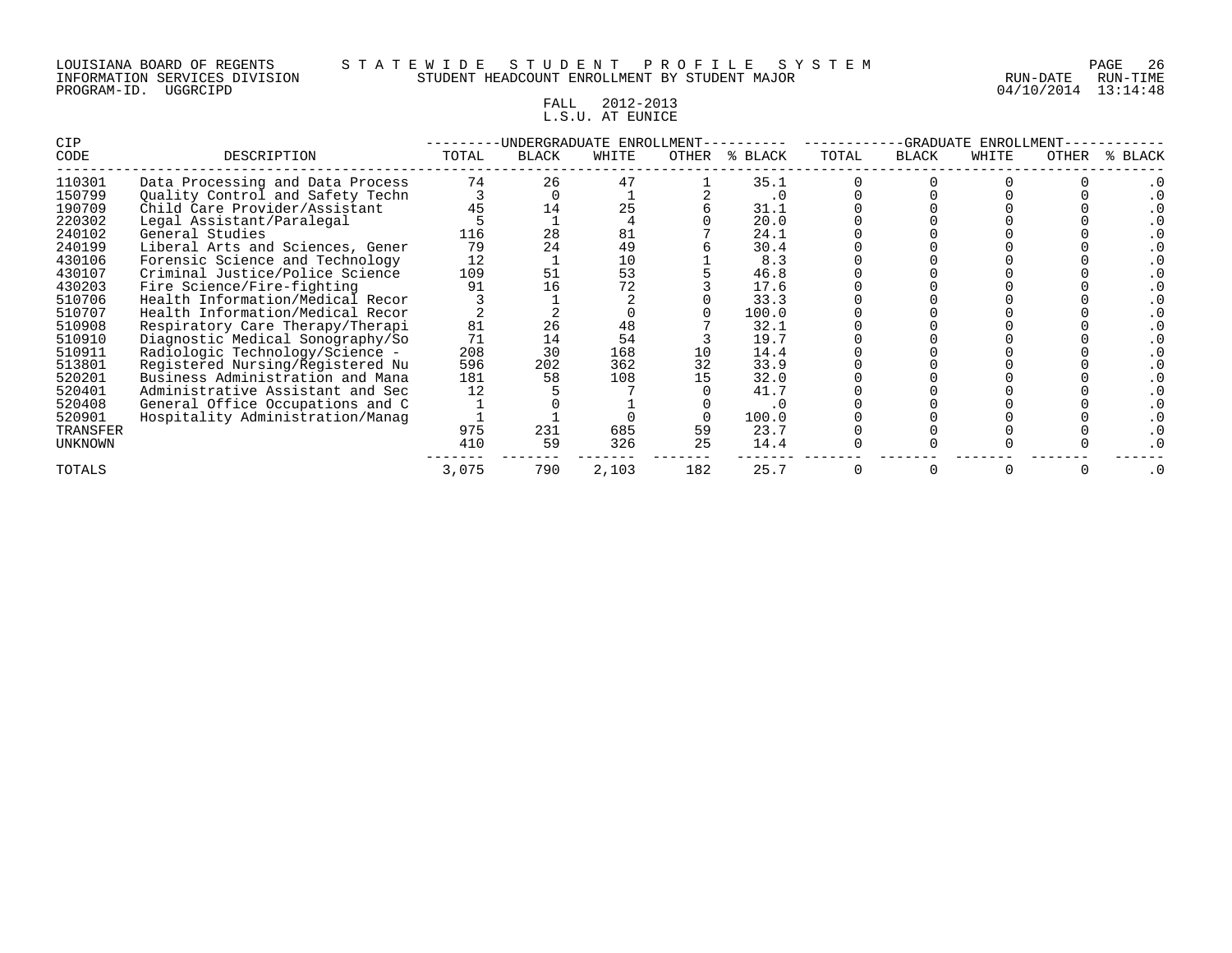LOUISIANA BOARD OF REGENTS — STATEWIDE STUDENT PROFILE SYSTEM
INFORMATION SERVICES DIVISION — STUDENT HEADCOUNT ENROLLMENT BY STUDENT MAJOR
PROGRAM-ID. UGGRCIPD — RUN-DATE 04/10/2014 RUN-TIME 13:14:48

FALL 2012-2013
L.S.U. AT EUNICE

| CIP CODE | DESCRIPTION | UNDERGRADUATE ENROLLMENT TOTAL | BLACK | WHITE | OTHER | % BLACK | GRADUATE ENROLLMENT TOTAL | BLACK | WHITE | OTHER | % BLACK |
|---|---|---|---|---|---|---|---|---|---|---|---|
| 110301 | Data Processing and Data Process | 74 | 26 | 47 | 1 | 35.1 | 0 | 0 | 0 | 0 | .0 |
| 150799 | Quality Control and Safety Techn | 3 | 0 | 1 | 2 | .0 | 0 | 0 | 0 | 0 | .0 |
| 190709 | Child Care Provider/Assistant | 45 | 14 | 25 | 6 | 31.1 | 0 | 0 | 0 | 0 | .0 |
| 220302 | Legal Assistant/Paralegal | 5 | 1 | 4 | 0 | 20.0 | 0 | 0 | 0 | 0 | .0 |
| 240102 | General Studies | 116 | 28 | 81 | 7 | 24.1 | 0 | 0 | 0 | 0 | .0 |
| 240199 | Liberal Arts and Sciences, Gener | 79 | 24 | 49 | 6 | 30.4 | 0 | 0 | 0 | 0 | .0 |
| 430106 | Forensic Science and Technology | 12 | 1 | 10 | 1 | 8.3 | 0 | 0 | 0 | 0 | .0 |
| 430107 | Criminal Justice/Police Science | 109 | 51 | 53 | 5 | 46.8 | 0 | 0 | 0 | 0 | .0 |
| 430203 | Fire Science/Fire-fighting | 91 | 16 | 72 | 3 | 17.6 | 0 | 0 | 0 | 0 | .0 |
| 510706 | Health Information/Medical Recor | 3 | 1 | 2 | 0 | 33.3 | 0 | 0 | 0 | 0 | .0 |
| 510707 | Health Information/Medical Recor | 2 | 2 | 0 | 0 | 100.0 | 0 | 0 | 0 | 0 | .0 |
| 510908 | Respiratory Care Therapy/Therapi | 81 | 26 | 48 | 7 | 32.1 | 0 | 0 | 0 | 0 | .0 |
| 510910 | Diagnostic Medical Sonography/So | 71 | 14 | 54 | 3 | 19.7 | 0 | 0 | 0 | 0 | .0 |
| 510911 | Radiologic Technology/Science - | 208 | 30 | 168 | 10 | 14.4 | 0 | 0 | 0 | 0 | .0 |
| 513801 | Registered Nursing/Registered Nu | 596 | 202 | 362 | 32 | 33.9 | 0 | 0 | 0 | 0 | .0 |
| 520201 | Business Administration and Mana | 181 | 58 | 108 | 15 | 32.0 | 0 | 0 | 0 | 0 | .0 |
| 520401 | Administrative Assistant and Sec | 12 | 5 | 7 | 0 | 41.7 | 0 | 0 | 0 | 0 | .0 |
| 520408 | General Office Occupations and C | 1 | 0 | 1 | 0 | .0 | 0 | 0 | 0 | 0 | .0 |
| 520901 | Hospitality Administration/Manag | 1 | 1 | 0 | 0 | 100.0 | 0 | 0 | 0 | 0 | .0 |
| TRANSFER | | 975 | 231 | 685 | 59 | 23.7 | 0 | 0 | 0 | 0 | .0 |
| UNKNOWN | | 410 | 59 | 326 | 25 | 14.4 | 0 | 0 | 0 | 0 | .0 |
| TOTALS | | 3,075 | 790 | 2,103 | 182 | 25.7 | 0 | 0 | 0 | 0 | .0 |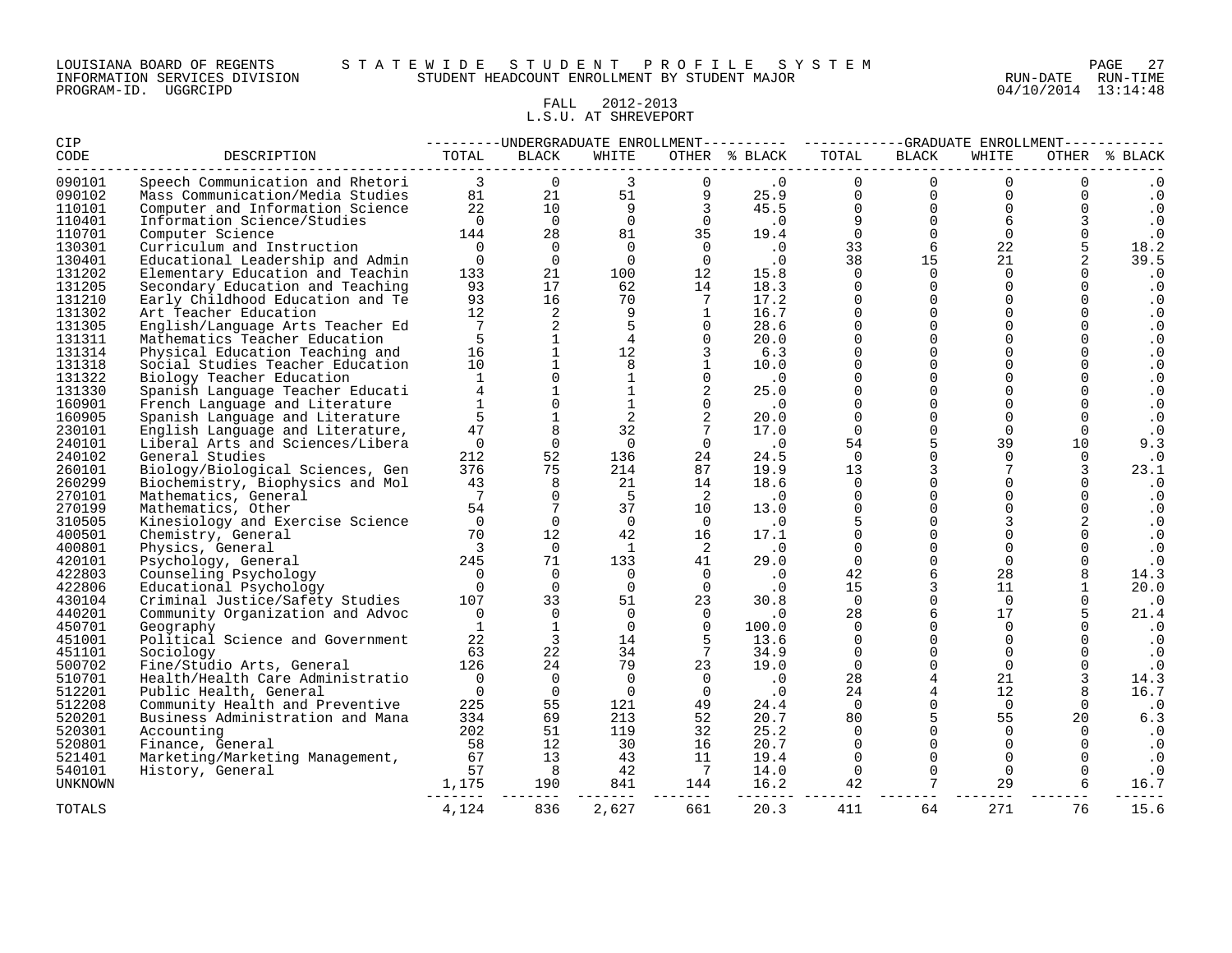LOUISIANA BOARD OF REGENTS — STATEWIDE STUDENT PROFILE SYSTEM
INFORMATION SERVICES DIVISION — STUDENT HEADCOUNT ENROLLMENT BY STUDENT MAJOR
PROGRAM-ID. UGGRCIPD — RUN-DATE 04/10/2014 RUN-TIME 13:14:48

## FALL 2012-2013
## L.S.U. AT SHREVEPORT

| CIP CODE | DESCRIPTION | UNDERGRADUATE ENROLLMENT TOTAL | BLACK | WHITE | OTHER | % BLACK | GRADUATE ENROLLMENT TOTAL | BLACK | WHITE | OTHER | % BLACK |
|---|---|---|---|---|---|---|---|---|---|---|---|
| 090101 | Speech Communication and Rhetori | 3 | 0 | 3 | 0 | .0 | 0 | 0 | 0 | 0 | .0 |
| 090102 | Mass Communication/Media Studies | 81 | 21 | 51 | 9 | 25.9 | 0 | 0 | 0 | 0 | .0 |
| 110101 | Computer and Information Science | 22 | 10 | 9 | 3 | 45.5 | 0 | 0 | 0 | 0 | .0 |
| 110401 | Information Science/Studies | 0 | 0 | 0 | 0 | .0 | 9 | 0 | 6 | 3 | .0 |
| 110701 | Computer Science | 144 | 28 | 81 | 35 | 19.4 | 0 | 0 | 0 | 0 | .0 |
| 130301 | Curriculum and Instruction | 0 | 0 | 0 | 0 | .0 | 33 | 6 | 22 | 5 | 18.2 |
| 130401 | Educational Leadership and Admin | 0 | 0 | 0 | 0 | .0 | 38 | 15 | 21 | 2 | 39.5 |
| 131202 | Elementary Education and Teachin | 133 | 21 | 100 | 12 | 15.8 | 0 | 0 | 0 | 0 | .0 |
| 131205 | Secondary Education and Teaching | 93 | 17 | 62 | 14 | 18.3 | 0 | 0 | 0 | 0 | .0 |
| 131210 | Early Childhood Education and Te | 93 | 16 | 70 | 7 | 17.2 | 0 | 0 | 0 | 0 | .0 |
| 131302 | Art Teacher Education | 12 | 2 | 9 | 1 | 16.7 | 0 | 0 | 0 | 0 | .0 |
| 131305 | English/Language Arts Teacher Ed | 7 | 2 | 5 | 0 | 28.6 | 0 | 0 | 0 | 0 | .0 |
| 131311 | Mathematics Teacher Education | 5 | 1 | 4 | 0 | 20.0 | 0 | 0 | 0 | 0 | .0 |
| 131314 | Physical Education Teaching and | 16 | 1 | 12 | 3 | 6.3 | 0 | 0 | 0 | 0 | .0 |
| 131318 | Social Studies Teacher Education | 10 | 1 | 8 | 1 | 10.0 | 0 | 0 | 0 | 0 | .0 |
| 131322 | Biology Teacher Education | 1 | 0 | 1 | 0 | .0 | 0 | 0 | 0 | 0 | .0 |
| 131330 | Spanish Language Teacher Educati | 4 | 1 | 1 | 2 | 25.0 | 0 | 0 | 0 | 0 | .0 |
| 160901 | French Language and Literature | 1 | 0 | 1 | 0 | .0 | 0 | 0 | 0 | 0 | .0 |
| 160905 | Spanish Language and Literature | 5 | 1 | 2 | 2 | 20.0 | 0 | 0 | 0 | 0 | .0 |
| 230101 | English Language and Literature, | 47 | 8 | 32 | 7 | 17.0 | 0 | 0 | 0 | 0 | .0 |
| 240101 | Liberal Arts and Sciences/Libera | 0 | 0 | 0 | 0 | .0 | 54 | 5 | 39 | 10 | 9.3 |
| 240102 | General Studies | 212 | 52 | 136 | 24 | 24.5 | 0 | 0 | 0 | 0 | .0 |
| 260101 | Biology/Biological Sciences, Gen | 376 | 75 | 214 | 87 | 19.9 | 13 | 3 | 7 | 3 | 23.1 |
| 260299 | Biochemistry, Biophysics and Mol | 43 | 8 | 21 | 14 | 18.6 | 0 | 0 | 0 | 0 | .0 |
| 270101 | Mathematics, General | 7 | 0 | 5 | 2 | .0 | 0 | 0 | 0 | 0 | .0 |
| 270199 | Mathematics, Other | 54 | 7 | 37 | 10 | 13.0 | 0 | 0 | 0 | 0 | .0 |
| 310505 | Kinesiology and Exercise Science | 0 | 0 | 0 | 0 | .0 | 5 | 0 | 3 | 2 | .0 |
| 400501 | Chemistry, General | 70 | 12 | 42 | 16 | 17.1 | 0 | 0 | 0 | 0 | .0 |
| 400801 | Physics, General | 3 | 0 | 1 | 2 | .0 | 0 | 0 | 0 | 0 | .0 |
| 420101 | Psychology, General | 245 | 71 | 133 | 41 | 29.0 | 0 | 0 | 0 | 0 | .0 |
| 422803 | Counseling Psychology | 0 | 0 | 0 | 0 | .0 | 42 | 6 | 28 | 8 | 14.3 |
| 422806 | Educational Psychology | 0 | 0 | 0 | 0 | .0 | 15 | 3 | 11 | 1 | 20.0 |
| 430104 | Criminal Justice/Safety Studies | 107 | 33 | 51 | 23 | 30.8 | 0 | 0 | 0 | 0 | .0 |
| 440201 | Community Organization and Advoc | 0 | 0 | 0 | 0 | .0 | 28 | 6 | 17 | 5 | 21.4 |
| 450701 | Geography | 1 | 1 | 0 | 0 | 100.0 | 0 | 0 | 0 | 0 | .0 |
| 451001 | Political Science and Government | 22 | 3 | 14 | 5 | 13.6 | 0 | 0 | 0 | 0 | .0 |
| 451101 | Sociology | 63 | 22 | 34 | 7 | 34.9 | 0 | 0 | 0 | 0 | .0 |
| 500702 | Fine/Studio Arts, General | 126 | 24 | 79 | 23 | 19.0 | 0 | 0 | 0 | 0 | .0 |
| 510701 | Health/Health Care Administratio | 0 | 0 | 0 | 0 | .0 | 28 | 4 | 21 | 3 | 14.3 |
| 512201 | Public Health, General | 0 | 0 | 0 | 0 | .0 | 24 | 4 | 12 | 8 | 16.7 |
| 512208 | Community Health and Preventive | 225 | 55 | 121 | 49 | 24.4 | 0 | 0 | 0 | 0 | .0 |
| 520201 | Business Administration and Mana | 334 | 69 | 213 | 52 | 20.7 | 80 | 5 | 55 | 20 | 6.3 |
| 520301 | Accounting | 202 | 51 | 119 | 32 | 25.2 | 0 | 0 | 0 | 0 | .0 |
| 520801 | Finance, General | 58 | 12 | 30 | 16 | 20.7 | 0 | 0 | 0 | 0 | .0 |
| 521401 | Marketing/Marketing Management, | 67 | 13 | 43 | 11 | 19.4 | 0 | 0 | 0 | 0 | .0 |
| 540101 | History, General | 57 | 8 | 42 | 7 | 14.0 | 0 | 0 | 0 | 0 | .0 |
| UNKNOWN | | 1,175 | 190 | 841 | 144 | 16.2 | 42 | 7 | 29 | 6 | 16.7 |
| TOTALS | | 4,124 | 836 | 2,627 | 661 | 20.3 | 411 | 64 | 271 | 76 | 15.6 |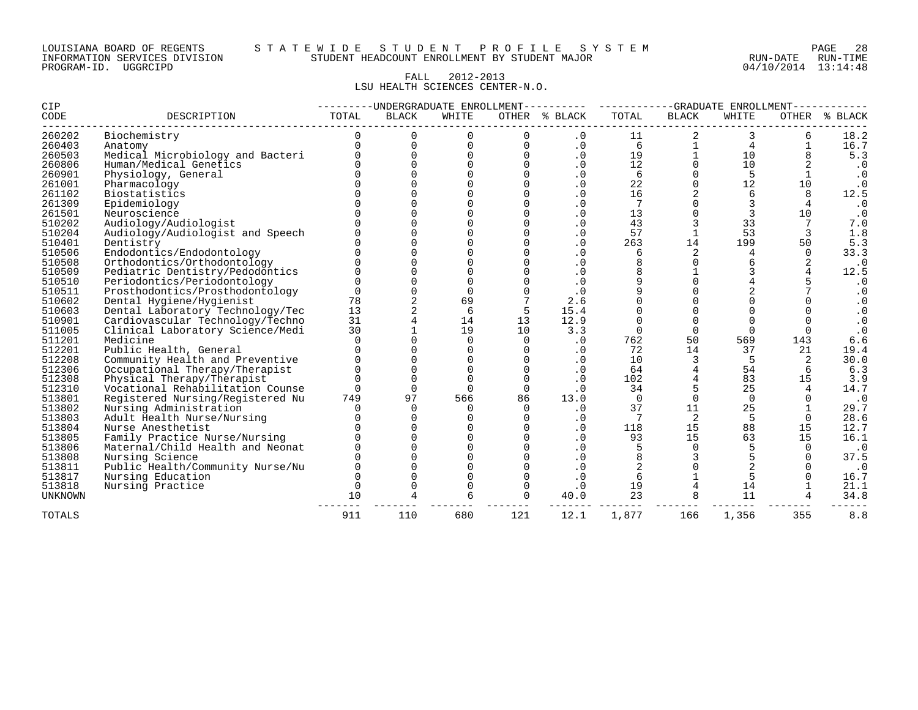LOUISIANA BOARD OF REGENTS — STATEWIDE STUDENT PROFILE SYSTEM
INFORMATION SERVICES DIVISION — STUDENT HEADCOUNT ENROLLMENT BY STUDENT MAJOR — RUN-DATE 04/10/2014 RUN-TIME 13:14:48
PROGRAM-ID. UGGRCIPD

FALL 2012-2013
LSU HEALTH SCIENCES CENTER-N.O.

| CIP CODE | DESCRIPTION | UNDERGRADUATE ENROLLMENT TOTAL | BLACK | WHITE | OTHER | % BLACK | GRADUATE ENROLLMENT TOTAL | BLACK | WHITE | OTHER | % BLACK |
|---|---|---|---|---|---|---|---|---|---|---|---|
| 260202 | Biochemistry | 0 | 0 | 0 | 0 | .0 | 11 | 2 | 3 | 6 | 18.2 |
| 260403 | Anatomy | 0 | 0 | 0 | 0 | .0 | 6 | 1 | 4 | 1 | 16.7 |
| 260503 | Medical Microbiology and Bacteri | 0 | 0 | 0 | 0 | .0 | 19 | 1 | 10 | 8 | 5.3 |
| 260806 | Human/Medical Genetics | 0 | 0 | 0 | 0 | .0 | 12 | 0 | 10 | 2 | .0 |
| 260901 | Physiology, General | 0 | 0 | 0 | 0 | .0 | 6 | 0 | 5 | 1 | .0 |
| 261001 | Pharmacology | 0 | 0 | 0 | 0 | .0 | 22 | 0 | 12 | 10 | .0 |
| 261102 | Biostatistics | 0 | 0 | 0 | 0 | .0 | 16 | 2 | 6 | 8 | 12.5 |
| 261309 | Epidemiology | 0 | 0 | 0 | 0 | .0 | 7 | 0 | 3 | 4 | .0 |
| 261501 | Neuroscience | 0 | 0 | 0 | 0 | .0 | 13 | 0 | 3 | 10 | .0 |
| 510202 | Audiology/Audiologist | 0 | 0 | 0 | 0 | .0 | 43 | 3 | 33 | 7 | 7.0 |
| 510204 | Audiology/Audiologist and Speech | 0 | 0 | 0 | 0 | .0 | 57 | 1 | 53 | 3 | 1.8 |
| 510401 | Dentistry | 0 | 0 | 0 | 0 | .0 | 263 | 14 | 199 | 50 | 5.3 |
| 510506 | Endodontics/Endodontology | 0 | 0 | 0 | 0 | .0 | 6 | 2 | 4 | 0 | 33.3 |
| 510508 | Orthodontics/Orthodontology | 0 | 0 | 0 | 0 | .0 | 8 | 0 | 6 | 2 | .0 |
| 510509 | Pediatric Dentistry/Pedodontics | 0 | 0 | 0 | 0 | .0 | 8 | 1 | 3 | 4 | 12.5 |
| 510510 | Periodontics/Periodontology | 0 | 0 | 0 | 0 | .0 | 9 | 0 | 4 | 5 | .0 |
| 510511 | Prosthodontics/Prosthodontology | 0 | 0 | 0 | 0 | .0 | 9 | 0 | 2 | 7 | .0 |
| 510602 | Dental Hygiene/Hygienist | 78 | 2 | 69 | 7 | 2.6 | 0 | 0 | 0 | 0 | .0 |
| 510603 | Dental Laboratory Technology/Tec | 13 | 2 | 6 | 5 | 15.4 | 0 | 0 | 0 | 0 | .0 |
| 510901 | Cardiovascular Technology/Techno | 31 | 4 | 14 | 13 | 12.9 | 0 | 0 | 0 | 0 | .0 |
| 511005 | Clinical Laboratory Science/Medi | 30 | 1 | 19 | 10 | 3.3 | 0 | 0 | 0 | 0 | .0 |
| 511201 | Medicine | 0 | 0 | 0 | 0 | .0 | 762 | 50 | 569 | 143 | 6.6 |
| 512201 | Public Health, General | 0 | 0 | 0 | 0 | .0 | 72 | 14 | 37 | 21 | 19.4 |
| 512208 | Community Health and Preventive | 0 | 0 | 0 | 0 | .0 | 10 | 3 | 5 | 2 | 30.0 |
| 512306 | Occupational Therapy/Therapist | 0 | 0 | 0 | 0 | .0 | 64 | 4 | 54 | 6 | 6.3 |
| 512308 | Physical Therapy/Therapist | 0 | 0 | 0 | 0 | .0 | 102 | 4 | 83 | 15 | 3.9 |
| 512310 | Vocational Rehabilitation Counse | 0 | 0 | 0 | 0 | .0 | 34 | 5 | 25 | 4 | 14.7 |
| 513801 | Registered Nursing/Registered Nu | 749 | 97 | 566 | 86 | 13.0 | 0 | 0 | 0 | 0 | .0 |
| 513802 | Nursing Administration | 0 | 0 | 0 | 0 | .0 | 37 | 11 | 25 | 1 | 29.7 |
| 513803 | Adult Health Nurse/Nursing | 0 | 0 | 0 | 0 | .0 | 7 | 2 | 5 | 0 | 28.6 |
| 513804 | Nurse Anesthetist | 0 | 0 | 0 | 0 | .0 | 118 | 15 | 88 | 15 | 12.7 |
| 513805 | Family Practice Nurse/Nursing | 0 | 0 | 0 | 0 | .0 | 93 | 15 | 63 | 15 | 16.1 |
| 513806 | Maternal/Child Health and Neonat | 0 | 0 | 0 | 0 | .0 | 5 | 0 | 5 | 0 | .0 |
| 513808 | Nursing Science | 0 | 0 | 0 | 0 | .0 | 8 | 3 | 5 | 0 | 37.5 |
| 513811 | Public Health/Community Nurse/Nu | 0 | 0 | 0 | 0 | .0 | 2 | 0 | 2 | 0 | .0 |
| 513817 | Nursing Education | 0 | 0 | 0 | 0 | .0 | 6 | 1 | 5 | 0 | 16.7 |
| 513818 | Nursing Practice | 0 | 0 | 0 | 0 | .0 | 19 | 4 | 14 | 1 | 21.1 |
| UNKNOWN | | 10 | 4 | 6 | 0 | 40.0 | 23 | 8 | 11 | 4 | 34.8 |
| TOTALS | | 911 | 110 | 680 | 121 | 12.1 | 1,877 | 166 | 1,356 | 355 | 8.8 |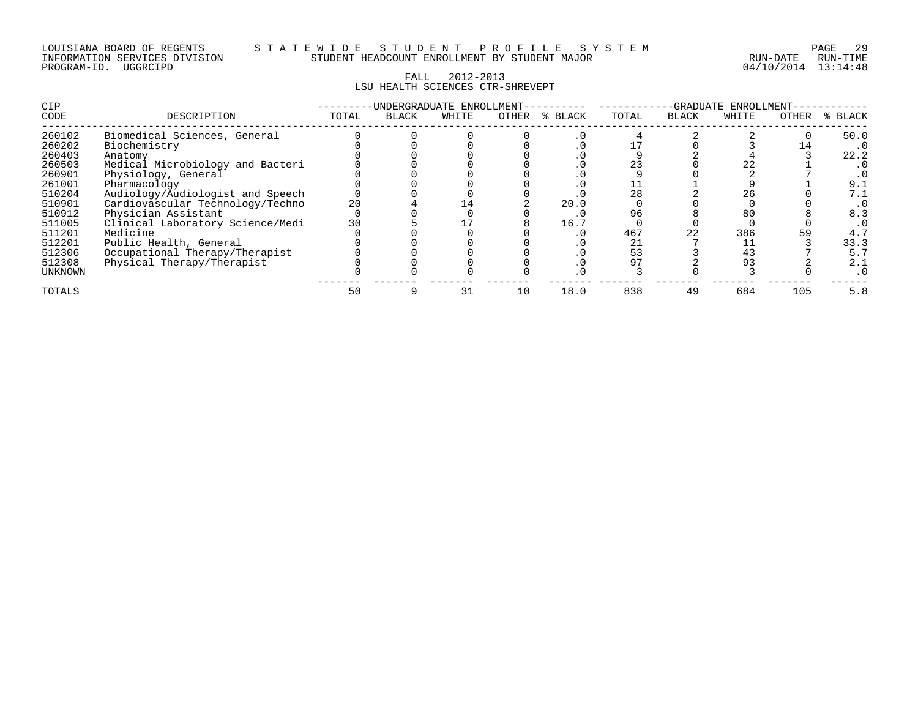LOUISIANA BOARD OF REGENTS — STATEWIDE STUDENT PROFILE SYSTEM
INFORMATION SERVICES DIVISION — STUDENT HEADCOUNT ENROLLMENT BY STUDENT MAJOR — RUN-DATE 04/10/2014 RUN-TIME 13:14:48
PROGRAM-ID. UGGRCIPD

FALL 2012-2013
LSU HEALTH SCIENCES CTR-SHREVEPT

| CIP CODE | DESCRIPTION | UNDERGRADUATE ENROLLMENT TOTAL | BLACK | WHITE | OTHER | % BLACK | GRADUATE ENROLLMENT TOTAL | BLACK | WHITE | OTHER | % BLACK |
|---|---|---|---|---|---|---|---|---|---|---|---|
| 260102 | Biomedical Sciences, General | 0 | 0 | 0 | 0 | .0 | 4 | 2 | 2 | 0 | 50.0 |
| 260202 | Biochemistry | 0 | 0 | 0 | 0 | .0 | 17 | 0 | 3 | 14 | .0 |
| 260403 | Anatomy | 0 | 0 | 0 | 0 | .0 | 9 | 2 | 4 | 3 | 22.2 |
| 260503 | Medical Microbiology and Bacteri | 0 | 0 | 0 | 0 | .0 | 23 | 0 | 22 | 1 | .0 |
| 260901 | Physiology, General | 0 | 0 | 0 | 0 | .0 | 9 | 0 | 2 | 7 | .0 |
| 261001 | Pharmacology | 0 | 0 | 0 | 0 | .0 | 11 | 1 | 9 | 1 | 9.1 |
| 510204 | Audiology/Audiologist and Speech | 0 | 0 | 0 | 0 | .0 | 28 | 2 | 26 | 0 | 7.1 |
| 510901 | Cardiovascular Technology/Techno | 20 | 4 | 14 | 2 | 20.0 | 0 | 0 | 0 | 0 | .0 |
| 510912 | Physician Assistant | 0 | 0 | 0 | 0 | .0 | 96 | 8 | 80 | 8 | 8.3 |
| 511005 | Clinical Laboratory Science/Medi | 30 | 5 | 17 | 8 | 16.7 | 0 | 0 | 0 | 0 | .0 |
| 511201 | Medicine | 0 | 0 | 0 | 0 | .0 | 467 | 22 | 386 | 59 | 4.7 |
| 512201 | Public Health, General | 0 | 0 | 0 | 0 | .0 | 21 | 7 | 11 | 3 | 33.3 |
| 512306 | Occupational Therapy/Therapist | 0 | 0 | 0 | 0 | .0 | 53 | 3 | 43 | 7 | 5.7 |
| 512308 | Physical Therapy/Therapist | 0 | 0 | 0 | 0 | .0 | 97 | 2 | 93 | 2 | 2.1 |
| UNKNOWN | | 0 | 0 | 0 | 0 | .0 | 3 | 0 | 3 | 0 | .0 |
| TOTALS | | 50 | 9 | 31 | 10 | 18.0 | 838 | 49 | 684 | 105 | 5.8 |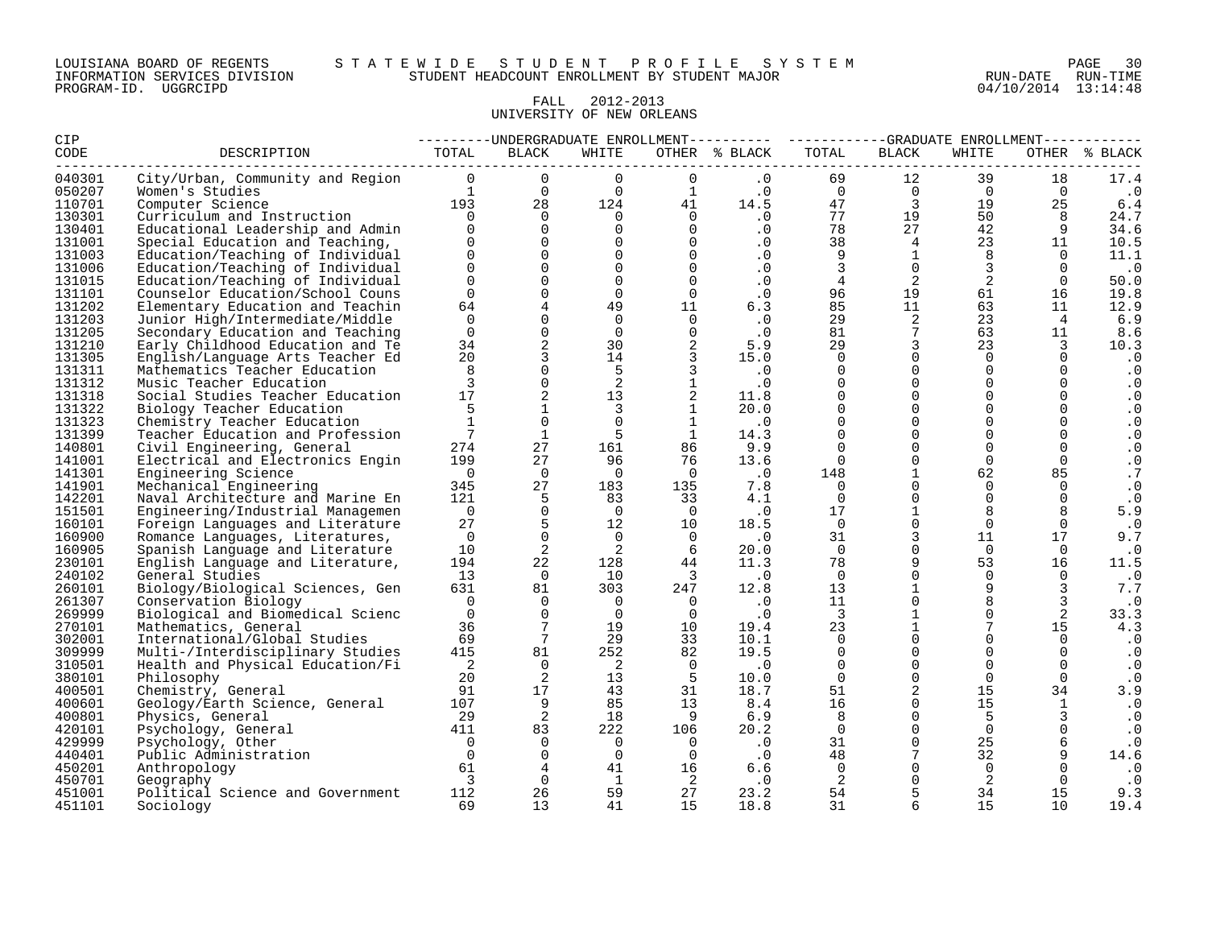LOUISIANA BOARD OF REGENTS — STATEWIDE STUDENT PROFILE SYSTEM
INFORMATION SERVICES DIVISION — STUDENT HEADCOUNT ENROLLMENT BY STUDENT MAJOR
PROGRAM-ID. UGGRCIPD — RUN-DATE 04/10/2014 RUN-TIME 13:14:48

## FALL 2012-2013
## UNIVERSITY OF NEW ORLEANS

| CIP CODE | DESCRIPTION | UNDERGRADUATE ENROLLMENT TOTAL | BLACK | WHITE | OTHER | % BLACK | GRADUATE ENROLLMENT TOTAL | BLACK | WHITE | OTHER | % BLACK |
|---|---|---|---|---|---|---|---|---|---|---|---|
| 040301 | City/Urban, Community and Region | 0 | 0 | 0 | 0 | .0 | 69 | 12 | 39 | 18 | 17.4 |
| 050207 | Women's Studies | 1 | 0 | 0 | 1 | .0 | 0 | 0 | 0 | 0 | .0 |
| 110701 | Computer Science | 193 | 28 | 124 | 41 | 14.5 | 47 | 3 | 19 | 25 | 6.4 |
| 130301 | Curriculum and Instruction | 0 | 0 | 0 | 0 | .0 | 77 | 19 | 50 | 8 | 24.7 |
| 130401 | Educational Leadership and Admin | 0 | 0 | 0 | 0 | .0 | 78 | 27 | 42 | 9 | 34.6 |
| 131001 | Special Education and Teaching, | 0 | 0 | 0 | 0 | .0 | 38 | 4 | 23 | 11 | 10.5 |
| 131003 | Education/Teaching of Individual | 0 | 0 | 0 | 0 | .0 | 9 | 1 | 8 | 0 | 11.1 |
| 131006 | Education/Teaching of Individual | 0 | 0 | 0 | 0 | .0 | 3 | 0 | 3 | 0 | .0 |
| 131015 | Education/Teaching of Individual | 0 | 0 | 0 | 0 | .0 | 4 | 2 | 2 | 0 | 50.0 |
| 131101 | Counselor Education/School Couns | 0 | 0 | 0 | 0 | .0 | 96 | 19 | 61 | 16 | 19.8 |
| 131202 | Elementary Education and Teachin | 64 | 4 | 49 | 11 | 6.3 | 85 | 11 | 63 | 11 | 12.9 |
| 131203 | Junior High/Intermediate/Middle | 0 | 0 | 0 | 0 | .0 | 29 | 2 | 23 | 4 | 6.9 |
| 131205 | Secondary Education and Teaching | 0 | 0 | 0 | 0 | .0 | 81 | 7 | 63 | 11 | 8.6 |
| 131210 | Early Childhood Education and Te | 34 | 2 | 30 | 2 | 5.9 | 29 | 3 | 23 | 3 | 10.3 |
| 131305 | English/Language Arts Teacher Ed | 20 | 3 | 14 | 3 | 15.0 | 0 | 0 | 0 | 0 | .0 |
| 131311 | Mathematics Teacher Education | 8 | 0 | 5 | 3 | .0 | 0 | 0 | 0 | 0 | .0 |
| 131312 | Music Teacher Education | 3 | 0 | 2 | 1 | .0 | 0 | 0 | 0 | 0 | .0 |
| 131318 | Social Studies Teacher Education | 17 | 2 | 13 | 2 | 11.8 | 0 | 0 | 0 | 0 | .0 |
| 131322 | Biology Teacher Education | 5 | 1 | 3 | 1 | 20.0 | 0 | 0 | 0 | 0 | .0 |
| 131323 | Chemistry Teacher Education | 1 | 0 | 0 | 1 | .0 | 0 | 0 | 0 | 0 | .0 |
| 131399 | Teacher Education and Profession | 7 | 1 | 5 | 1 | 14.3 | 0 | 0 | 0 | 0 | .0 |
| 140801 | Civil Engineering, General | 274 | 27 | 161 | 86 | 9.9 | 0 | 0 | 0 | 0 | .0 |
| 141001 | Electrical and Electronics Engin | 199 | 27 | 96 | 76 | 13.6 | 0 | 0 | 0 | 0 | .0 |
| 141301 | Engineering Science | 0 | 0 | 0 | 0 | .0 | 148 | 1 | 62 | 85 | .7 |
| 141901 | Mechanical Engineering | 345 | 27 | 183 | 135 | 7.8 | 0 | 0 | 0 | 0 | .0 |
| 142201 | Naval Architecture and Marine En | 121 | 5 | 83 | 33 | 4.1 | 0 | 0 | 0 | 0 | .0 |
| 151501 | Engineering/Industrial Managemen | 0 | 0 | 0 | 0 | .0 | 17 | 1 | 8 | 8 | 5.9 |
| 160101 | Foreign Languages and Literature | 27 | 5 | 12 | 10 | 18.5 | 0 | 0 | 0 | 0 | .0 |
| 160900 | Romance Languages, Literatures, | 0 | 0 | 0 | 0 | .0 | 31 | 3 | 11 | 17 | 9.7 |
| 160905 | Spanish Language and Literature | 10 | 2 | 2 | 6 | 20.0 | 0 | 0 | 0 | 0 | .0 |
| 230101 | English Language and Literature, | 194 | 22 | 128 | 44 | 11.3 | 78 | 9 | 53 | 16 | 11.5 |
| 240102 | General Studies | 13 | 0 | 10 | 3 | .0 | 0 | 0 | 0 | 0 | .0 |
| 260101 | Biology/Biological Sciences, Gen | 631 | 81 | 303 | 247 | 12.8 | 13 | 1 | 9 | 3 | 7.7 |
| 261307 | Conservation Biology | 0 | 0 | 0 | 0 | .0 | 11 | 0 | 8 | 3 | .0 |
| 269999 | Biological and Biomedical Scienc | 0 | 0 | 0 | 0 | .0 | 3 | 1 | 0 | 2 | 33.3 |
| 270101 | Mathematics, General | 36 | 7 | 19 | 10 | 19.4 | 23 | 1 | 7 | 15 | 4.3 |
| 302001 | International/Global Studies | 69 | 7 | 29 | 33 | 10.1 | 0 | 0 | 0 | 0 | .0 |
| 309999 | Multi-/Interdisciplinary Studies | 415 | 81 | 252 | 82 | 19.5 | 0 | 0 | 0 | 0 | .0 |
| 310501 | Health and Physical Education/Fi | 2 | 0 | 2 | 0 | .0 | 0 | 0 | 0 | 0 | .0 |
| 380101 | Philosophy | 20 | 2 | 13 | 5 | 10.0 | 0 | 0 | 0 | 0 | .0 |
| 400501 | Chemistry, General | 91 | 17 | 43 | 31 | 18.7 | 51 | 2 | 15 | 34 | 3.9 |
| 400601 | Geology/Earth Science, General | 107 | 9 | 85 | 13 | 8.4 | 16 | 0 | 15 | 1 | .0 |
| 400801 | Physics, General | 29 | 2 | 18 | 9 | 6.9 | 8 | 0 | 5 | 3 | .0 |
| 420101 | Psychology, General | 411 | 83 | 222 | 106 | 20.2 | 0 | 0 | 0 | 0 | .0 |
| 429999 | Psychology, Other | 0 | 0 | 0 | 0 | .0 | 31 | 0 | 25 | 6 | .0 |
| 440401 | Public Administration | 0 | 0 | 0 | 0 | .0 | 48 | 7 | 32 | 9 | 14.6 |
| 450201 | Anthropology | 61 | 4 | 41 | 16 | 6.6 | 0 | 0 | 0 | 0 | .0 |
| 450701 | Geography | 3 | 0 | 1 | 2 | .0 | 2 | 0 | 2 | 0 | .0 |
| 451001 | Political Science and Government | 112 | 26 | 59 | 27 | 23.2 | 54 | 5 | 34 | 15 | 9.3 |
| 451101 | Sociology | 69 | 13 | 41 | 15 | 18.8 | 31 | 6 | 15 | 10 | 19.4 |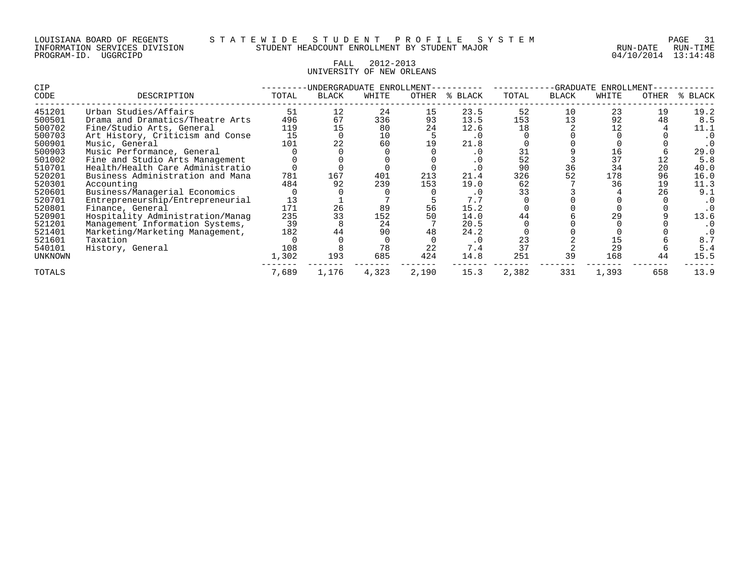LOUISIANA BOARD OF REGENTS — STATEWIDE STUDENT PROFILE SYSTEM
INFORMATION SERVICES DIVISION — STUDENT HEADCOUNT ENROLLMENT BY STUDENT MAJOR — RUN-DATE 04/10/2014 RUN-TIME 13:14:48
PROGRAM-ID. UGGRCIPD

FALL 2012-2013
UNIVERSITY OF NEW ORLEANS

| CIP | | UNDERGRADUATE ENROLLMENT | | | | | GRADUATE ENROLLMENT | | | | |
|---|---|---|---|---|---|---|---|---|---|---|---|
| CODE | DESCRIPTION | TOTAL | BLACK | WHITE | OTHER | % BLACK | TOTAL | BLACK | WHITE | OTHER | % BLACK |
| 451201 | Urban Studies/Affairs | 51 | 12 | 24 | 15 | 23.5 | 52 | 10 | 23 | 19 | 19.2 |
| 500501 | Drama and Dramatics/Theatre Arts | 496 | 67 | 336 | 93 | 13.5 | 153 | 13 | 92 | 48 | 8.5 |
| 500702 | Fine/Studio Arts, General | 119 | 15 | 80 | 24 | 12.6 | 18 | 2 | 12 | 4 | 11.1 |
| 500703 | Art History, Criticism and Conse | 15 | 0 | 10 | 5 | .0 | 0 | 0 | 0 | 0 | .0 |
| 500901 | Music, General | 101 | 22 | 60 | 19 | 21.8 | 0 | 0 | 0 | 0 | .0 |
| 500903 | Music Performance, General | 0 | 0 | 0 | 0 | .0 | 31 | 9 | 16 | 6 | 29.0 |
| 501002 | Fine and Studio Arts Management | 0 | 0 | 0 | 0 | .0 | 52 | 3 | 37 | 12 | 5.8 |
| 510701 | Health/Health Care Administratio | 0 | 0 | 0 | 0 | .0 | 90 | 36 | 34 | 20 | 40.0 |
| 520201 | Business Administration and Mana | 781 | 167 | 401 | 213 | 21.4 | 326 | 52 | 178 | 96 | 16.0 |
| 520301 | Accounting | 484 | 92 | 239 | 153 | 19.0 | 62 | 7 | 36 | 19 | 11.3 |
| 520601 | Business/Managerial Economics | 0 | 0 | 0 | 0 | .0 | 33 | 3 | 4 | 26 | 9.1 |
| 520701 | Entrepreneurship/Entrepreneurial | 13 | 1 | 7 | 5 | 7.7 | 0 | 0 | 0 | 0 | .0 |
| 520801 | Finance, General | 171 | 26 | 89 | 56 | 15.2 | 0 | 0 | 0 | 0 | .0 |
| 520901 | Hospitality Administration/Manag | 235 | 33 | 152 | 50 | 14.0 | 44 | 6 | 29 | 9 | 13.6 |
| 521201 | Management Information Systems, | 39 | 8 | 24 | 7 | 20.5 | 0 | 0 | 0 | 0 | .0 |
| 521401 | Marketing/Marketing Management, | 182 | 44 | 90 | 48 | 24.2 | 0 | 0 | 0 | 0 | .0 |
| 521601 | Taxation | 0 | 0 | 0 | 0 | .0 | 23 | 2 | 15 | 6 | 8.7 |
| 540101 | History, General | 108 | 8 | 78 | 22 | 7.4 | 37 | 2 | 29 | 6 | 5.4 |
| UNKNOWN | | 1,302 | 193 | 685 | 424 | 14.8 | 251 | 39 | 168 | 44 | 15.5 |
| TOTALS | | 7,689 | 1,176 | 4,323 | 2,190 | 15.3 | 2,382 | 331 | 1,393 | 658 | 13.9 |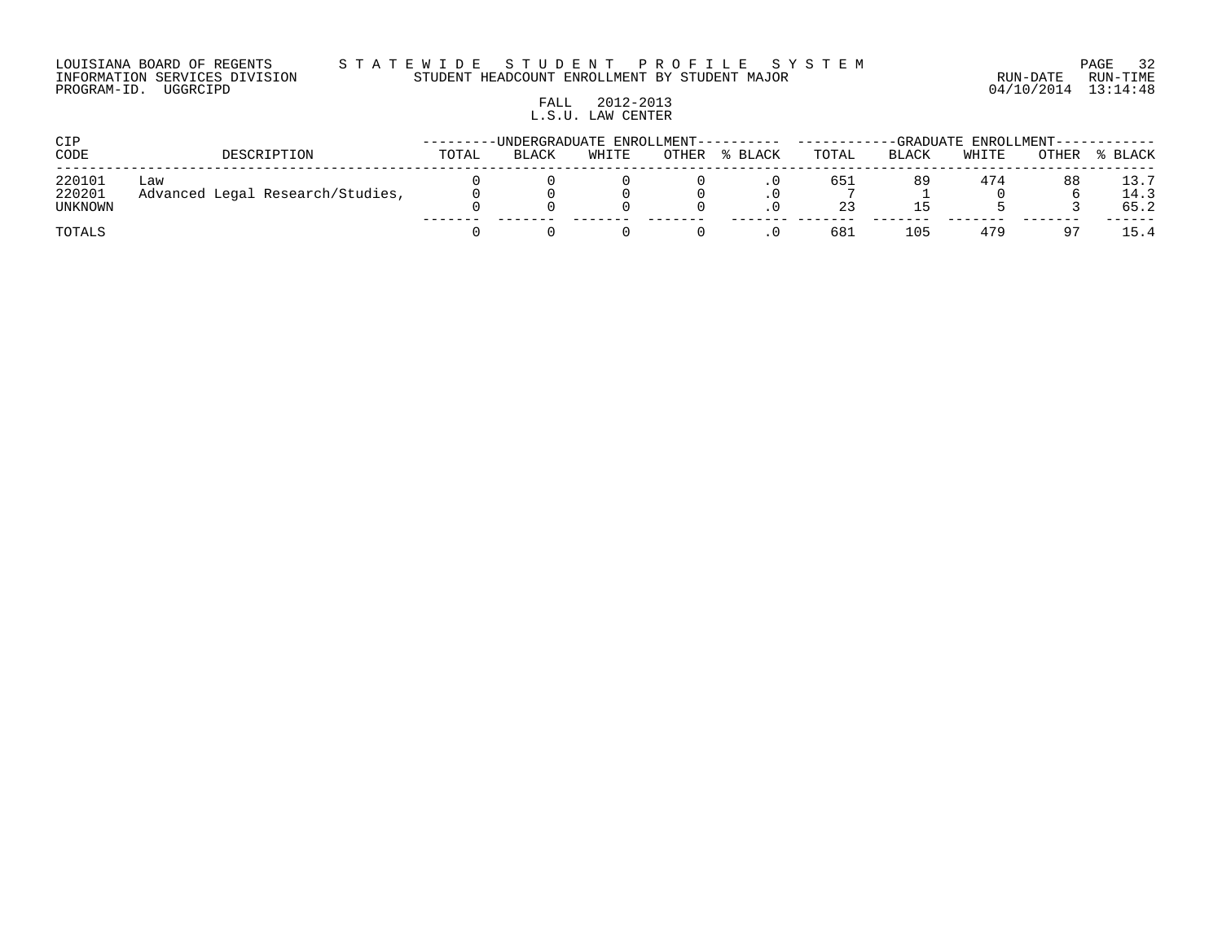LOUISIANA BOARD OF REGENTS — STATEWIDE STUDENT PROFILE SYSTEM
INFORMATION SERVICES DIVISION — STUDENT HEADCOUNT ENROLLMENT BY STUDENT MAJOR
PROGRAM-ID. UGGRCIPD — RUN-DATE 04/10/2014 RUN-TIME 13:14:48

FALL 2012-2013
L.S.U. LAW CENTER

| CIP | | UNDERGRADUATE ENROLLMENT | | | | | GRADUATE ENROLLMENT | | | | |
|---|---|---|---|---|---|---|---|---|---|---|---|
| CODE | DESCRIPTION | TOTAL | BLACK | WHITE | OTHER | % BLACK | TOTAL | BLACK | WHITE | OTHER | % BLACK |
| 220101 | Law | 0 | 0 | 0 | 0 | .0 | 651 | 89 | 474 | 88 | 13.7 |
| 220201 | Advanced Legal Research/Studies, | 0 | 0 | 0 | 0 | .0 | 7 | 1 | 0 | 6 | 14.3 |
| UNKNOWN | | 0 | 0 | 0 | 0 | .0 | 23 | 15 | 5 | 3 | 65.2 |
| TOTALS | | 0 | 0 | 0 | 0 | .0 | 681 | 105 | 479 | 97 | 15.4 |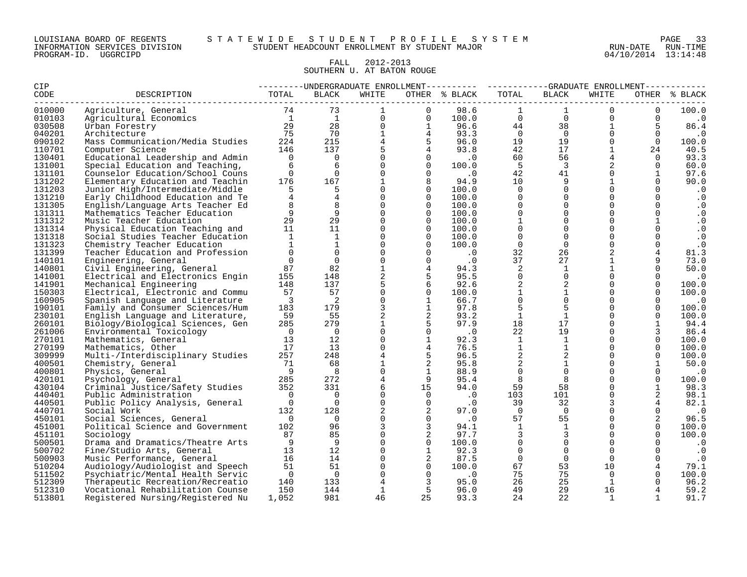LOUISIANA BOARD OF REGENTS — STATEWIDE STUDENT PROFILE SYSTEM
INFORMATION SERVICES DIVISION — STUDENT HEADCOUNT ENROLLMENT BY STUDENT MAJOR — RUN-DATE 04/10/2014 RUN-TIME 13:14:48
PROGRAM-ID. UGGRCIPD

FALL 2012-2013
SOUTHERN U. AT BATON ROUGE

| CIP CODE | DESCRIPTION | UNDERGRADUATE ENROLLMENT TOTAL | BLACK | WHITE | OTHER | % BLACK | GRADUATE ENROLLMENT TOTAL | BLACK | WHITE | OTHER | % BLACK |
|---|---|---|---|---|---|---|---|---|---|---|---|
| 010000 | Agriculture, General | 74 | 73 | 1 | 0 | 98.6 | 1 | 1 | 0 | 0 | 100.0 |
| 010103 | Agricultural Economics | 1 | 1 | 0 | 0 | 100.0 | 0 | 0 | 0 | 0 | .0 |
| 030508 | Urban Forestry | 29 | 28 | 0 | 1 | 96.6 | 44 | 38 | 1 | 5 | 86.4 |
| 040201 | Architecture | 75 | 70 | 1 | 4 | 93.3 | 0 | 0 | 0 | 0 | .0 |
| 090102 | Mass Communication/Media Studies | 224 | 215 | 4 | 5 | 96.0 | 19 | 19 | 0 | 0 | 100.0 |
| 110701 | Computer Science | 146 | 137 | 5 | 4 | 93.8 | 42 | 17 | 1 | 24 | 40.5 |
| 130401 | Educational Leadership and Admin | 0 | 0 | 0 | 0 | .0 | 60 | 56 | 4 | 0 | 93.3 |
| 131001 | Special Education and Teaching, | 6 | 6 | 0 | 0 | 100.0 | 5 | 3 | 2 | 0 | 60.0 |
| 131101 | Counselor Education/School Couns | 0 | 0 | 0 | 0 | .0 | 42 | 41 | 0 | 1 | 97.6 |
| 131202 | Elementary Education and Teachin | 176 | 167 | 1 | 8 | 94.9 | 10 | 9 | 1 | 0 | 90.0 |
| 131203 | Junior High/Intermediate/Middle | 5 | 5 | 0 | 0 | 100.0 | 0 | 0 | 0 | 0 | .0 |
| 131210 | Early Childhood Education and Te | 4 | 4 | 0 | 0 | 100.0 | 0 | 0 | 0 | 0 | .0 |
| 131305 | English/Language Arts Teacher Ed | 8 | 8 | 0 | 0 | 100.0 | 0 | 0 | 0 | 0 | .0 |
| 131311 | Mathematics Teacher Education | 9 | 9 | 0 | 0 | 100.0 | 0 | 0 | 0 | 0 | .0 |
| 131312 | Music Teacher Education | 29 | 29 | 0 | 0 | 100.0 | 1 | 0 | 0 | 1 | .0 |
| 131314 | Physical Education Teaching and | 11 | 11 | 0 | 0 | 100.0 | 0 | 0 | 0 | 0 | .0 |
| 131318 | Social Studies Teacher Education | 1 | 1 | 0 | 0 | 100.0 | 0 | 0 | 0 | 0 | .0 |
| 131323 | Chemistry Teacher Education | 1 | 1 | 0 | 0 | 100.0 | 0 | 0 | 0 | 0 | .0 |
| 131399 | Teacher Education and Profession | 0 | 0 | 0 | 0 | .0 | 32 | 26 | 2 | 4 | 81.3 |
| 140101 | Engineering, General | 0 | 0 | 0 | 0 | .0 | 37 | 27 | 1 | 9 | 73.0 |
| 140801 | Civil Engineering, General | 87 | 82 | 1 | 4 | 94.3 | 2 | 1 | 1 | 0 | 50.0 |
| 141001 | Electrical and Electronics Engin | 155 | 148 | 2 | 5 | 95.5 | 0 | 0 | 0 | 0 | .0 |
| 141901 | Mechanical Engineering | 148 | 137 | 5 | 6 | 92.6 | 2 | 2 | 0 | 0 | 100.0 |
| 150303 | Electrical, Electronic and Commu | 57 | 57 | 0 | 0 | 100.0 | 1 | 1 | 0 | 0 | 100.0 |
| 160905 | Spanish Language and Literature | 3 | 2 | 0 | 1 | 66.7 | 0 | 0 | 0 | 0 | .0 |
| 190101 | Family and Consumer Sciences/Hum | 183 | 179 | 3 | 1 | 97.8 | 5 | 5 | 0 | 0 | 100.0 |
| 230101 | English Language and Literature, | 59 | 55 | 2 | 2 | 93.2 | 1 | 1 | 0 | 0 | 100.0 |
| 260101 | Biology/Biological Sciences, Gen | 285 | 279 | 1 | 5 | 97.9 | 18 | 17 | 0 | 1 | 94.4 |
| 261006 | Environmental Toxicology | 0 | 0 | 0 | 0 | .0 | 22 | 19 | 0 | 3 | 86.4 |
| 270101 | Mathematics, General | 13 | 12 | 0 | 1 | 92.3 | 1 | 1 | 0 | 0 | 100.0 |
| 270199 | Mathematics, Other | 17 | 13 | 0 | 4 | 76.5 | 1 | 1 | 0 | 0 | 100.0 |
| 309999 | Multi-/Interdisciplinary Studies | 257 | 248 | 4 | 5 | 96.5 | 2 | 2 | 0 | 0 | 100.0 |
| 400501 | Chemistry, General | 71 | 68 | 1 | 2 | 95.8 | 2 | 1 | 0 | 1 | 50.0 |
| 400801 | Physics, General | 9 | 8 | 0 | 1 | 88.9 | 0 | 0 | 0 | 0 | .0 |
| 420101 | Psychology, General | 285 | 272 | 4 | 9 | 95.4 | 8 | 8 | 0 | 0 | 100.0 |
| 430104 | Criminal Justice/Safety Studies | 352 | 331 | 6 | 15 | 94.0 | 59 | 58 | 0 | 1 | 98.3 |
| 440401 | Public Administration | 0 | 0 | 0 | 0 | .0 | 103 | 101 | 0 | 2 | 98.1 |
| 440501 | Public Policy Analysis, General | 0 | 0 | 0 | 0 | .0 | 39 | 32 | 3 | 4 | 82.1 |
| 440701 | Social Work | 132 | 128 | 2 | 2 | 97.0 | 0 | 0 | 0 | 0 | .0 |
| 450101 | Social Sciences, General | 0 | 0 | 0 | 0 | .0 | 57 | 55 | 0 | 2 | 96.5 |
| 451001 | Political Science and Government | 102 | 96 | 3 | 3 | 94.1 | 1 | 1 | 0 | 0 | 100.0 |
| 451101 | Sociology | 87 | 85 | 0 | 2 | 97.7 | 3 | 3 | 0 | 0 | 100.0 |
| 500501 | Drama and Dramatics/Theatre Arts | 9 | 9 | 0 | 0 | 100.0 | 0 | 0 | 0 | 0 | .0 |
| 500702 | Fine/Studio Arts, General | 13 | 12 | 0 | 1 | 92.3 | 0 | 0 | 0 | 0 | .0 |
| 500903 | Music Performance, General | 16 | 14 | 0 | 2 | 87.5 | 0 | 0 | 0 | 0 | .0 |
| 510204 | Audiology/Audiologist and Speech | 51 | 51 | 0 | 0 | 100.0 | 67 | 53 | 10 | 4 | 79.1 |
| 511502 | Psychiatric/Mental Health Servic | 0 | 0 | 0 | 0 | .0 | 75 | 75 | 0 | 0 | 100.0 |
| 512309 | Therapeutic Recreation/Recreatio | 140 | 133 | 4 | 3 | 95.0 | 26 | 25 | 1 | 0 | 96.2 |
| 512310 | Vocational Rehabilitation Counse | 150 | 144 | 1 | 5 | 96.0 | 49 | 29 | 16 | 4 | 59.2 |
| 513801 | Registered Nursing/Registered Nu | 1,052 | 981 | 46 | 25 | 93.3 | 24 | 22 | 1 | 1 | 91.7 |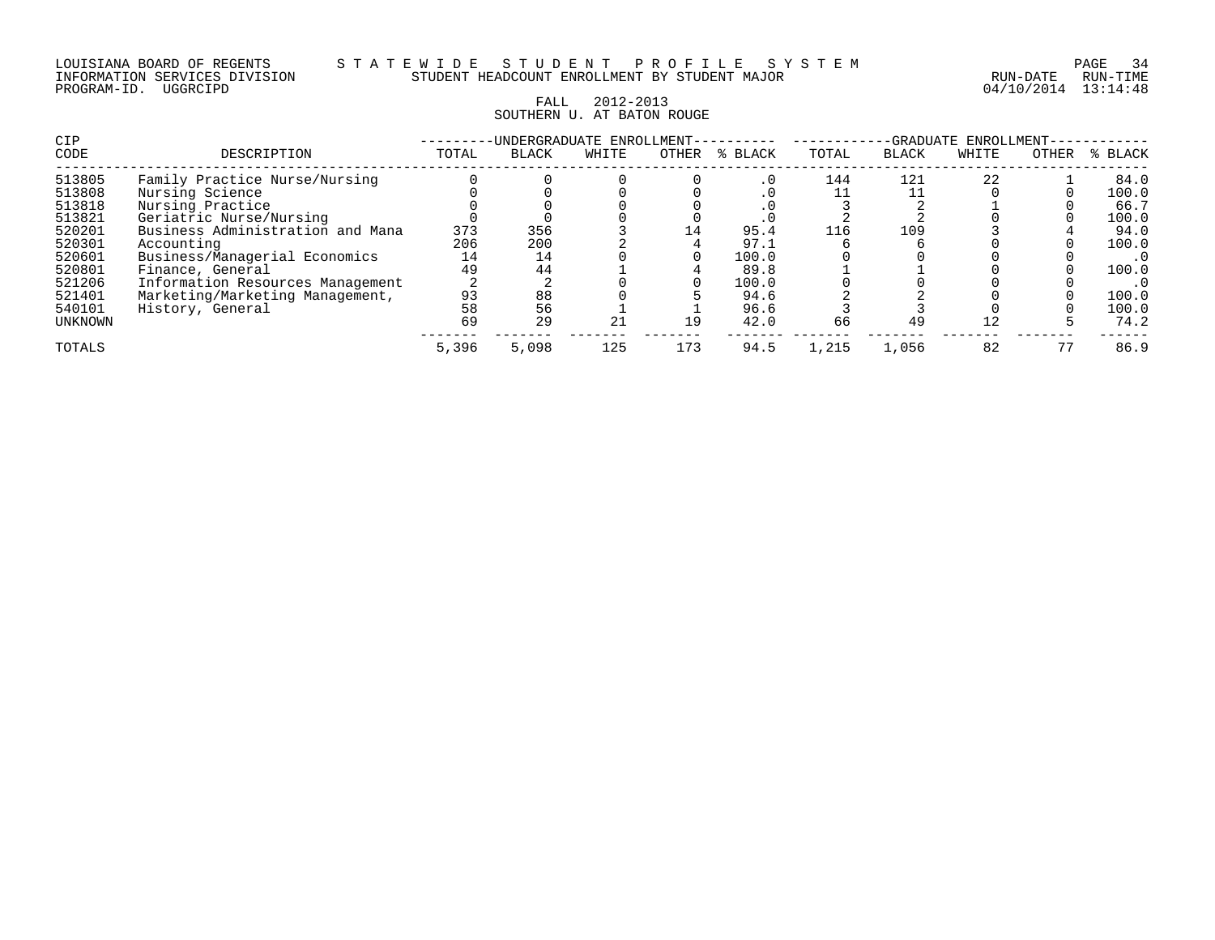LOUISIANA BOARD OF REGENTS — STATEWIDE STUDENT PROFILE SYSTEM
INFORMATION SERVICES DIVISION — STUDENT HEADCOUNT ENROLLMENT BY STUDENT MAJOR — RUN-DATE 04/10/2014 RUN-TIME 13:14:48
PROGRAM-ID. UGGRCIPD

FALL 2012-2013
SOUTHERN U. AT BATON ROUGE

| CIP CODE | DESCRIPTION | UNDERGRADUATE ENROLLMENT TOTAL | BLACK | WHITE | OTHER | % BLACK | GRADUATE ENROLLMENT TOTAL | BLACK | WHITE | OTHER | % BLACK |
|---|---|---|---|---|---|---|---|---|---|---|---|
| 513805 | Family Practice Nurse/Nursing | 0 | 0 | 0 | 0 | .0 | 144 | 121 | 22 | 1 | 84.0 |
| 513808 | Nursing Science | 0 | 0 | 0 | 0 | .0 | 11 | 11 | 0 | 0 | 100.0 |
| 513818 | Nursing Practice | 0 | 0 | 0 | 0 | .0 | 3 | 2 | 1 | 0 | 66.7 |
| 513821 | Geriatric Nurse/Nursing | 0 | 0 | 0 | 0 | .0 | 2 | 2 | 0 | 0 | 100.0 |
| 520201 | Business Administration and Mana | 373 | 356 | 3 | 14 | 95.4 | 116 | 109 | 3 | 4 | 94.0 |
| 520301 | Accounting | 206 | 200 | 2 | 4 | 97.1 | 6 | 6 | 0 | 0 | 100.0 |
| 520601 | Business/Managerial Economics | 14 | 14 | 0 | 0 | 100.0 | 0 | 0 | 0 | 0 | .0 |
| 520801 | Finance, General | 49 | 44 | 1 | 4 | 89.8 | 1 | 1 | 0 | 0 | 100.0 |
| 521206 | Information Resources Management | 2 | 2 | 0 | 0 | 100.0 | 0 | 0 | 0 | 0 | .0 |
| 521401 | Marketing/Marketing Management, | 93 | 88 | 0 | 5 | 94.6 | 2 | 2 | 0 | 0 | 100.0 |
| 540101 | History, General | 58 | 56 | 1 | 1 | 96.6 | 3 | 3 | 0 | 0 | 100.0 |
| UNKNOWN | | 69 | 29 | 21 | 19 | 42.0 | 66 | 49 | 12 | 5 | 74.2 |
| TOTALS | | 5,396 | 5,098 | 125 | 173 | 94.5 | 1,215 | 1,056 | 82 | 77 | 86.9 |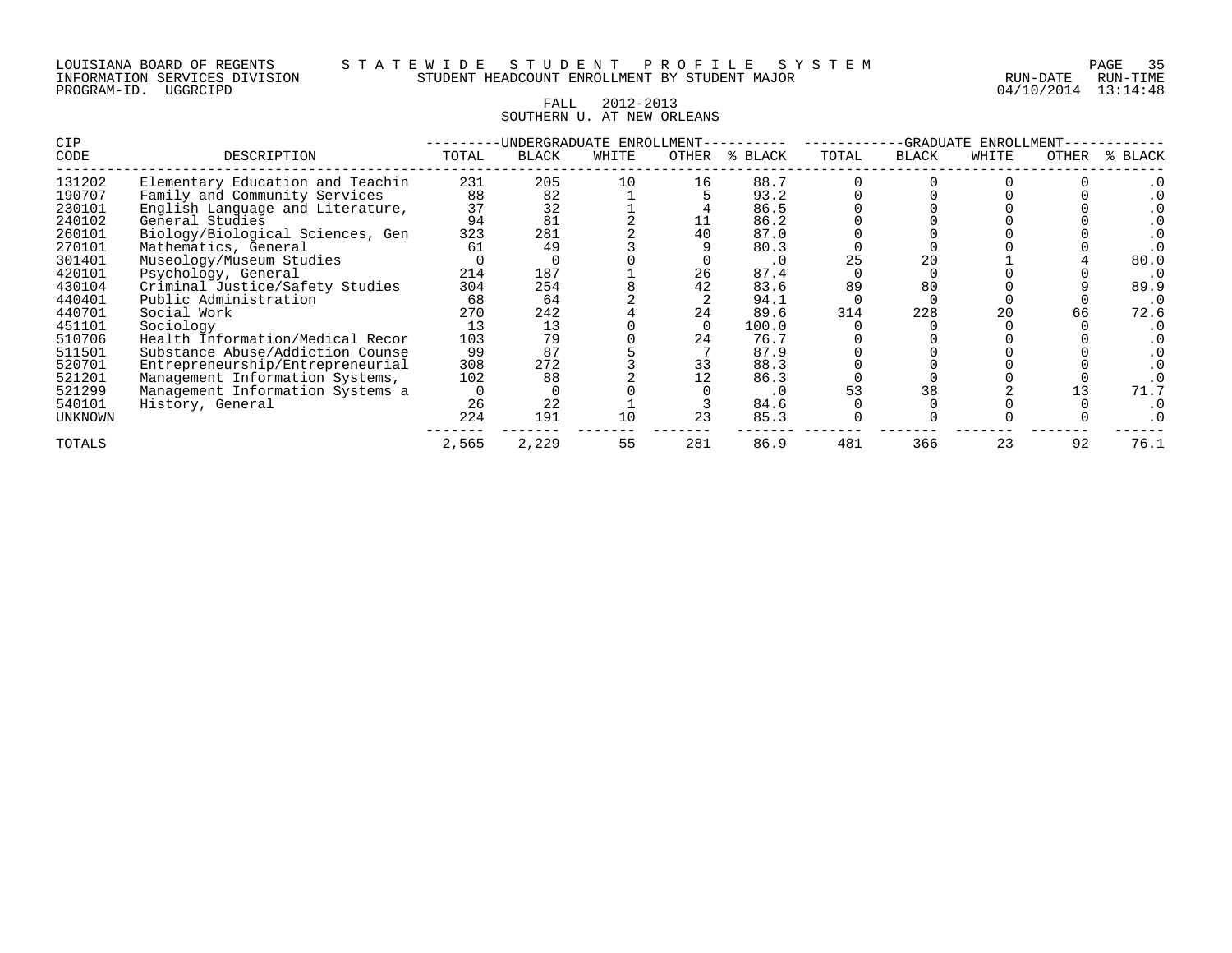LOUISIANA BOARD OF REGENTS — STATEWIDE STUDENT PROFILE SYSTEM
INFORMATION SERVICES DIVISION — STUDENT HEADCOUNT ENROLLMENT BY STUDENT MAJOR
PROGRAM-ID. UGGRCIPD — RUN-DATE 04/10/2014 RUN-TIME 13:14:48

FALL 2012-2013
SOUTHERN U. AT NEW ORLEANS

| CIP | | UNDERGRADUATE ENROLLMENT | | | | | GRADUATE ENROLLMENT | | | | |
|---|---|---|---|---|---|---|---|---|---|---|---|
| CODE | DESCRIPTION | TOTAL | BLACK | WHITE | OTHER | % BLACK | TOTAL | BLACK | WHITE | OTHER | % BLACK |
| 131202 | Elementary Education and Teachin | 231 | 205 | 10 | 16 | 88.7 | 0 | 0 | 0 | 0 | .0 |
| 190707 | Family and Community Services | 88 | 82 | 1 | 5 | 93.2 | 0 | 0 | 0 | 0 | .0 |
| 230101 | English Language and Literature, | 37 | 32 | 1 | 4 | 86.5 | 0 | 0 | 0 | 0 | .0 |
| 240102 | General Studies | 94 | 81 | 2 | 11 | 86.2 | 0 | 0 | 0 | 0 | .0 |
| 260101 | Biology/Biological Sciences, Gen | 323 | 281 | 2 | 40 | 87.0 | 0 | 0 | 0 | 0 | .0 |
| 270101 | Mathematics, General | 61 | 49 | 3 | 9 | 80.3 | 0 | 0 | 0 | 0 | .0 |
| 301401 | Museology/Museum Studies | 0 | 0 | 0 | 0 | .0 | 25 | 20 | 1 | 4 | 80.0 |
| 420101 | Psychology, General | 214 | 187 | 1 | 26 | 87.4 | 0 | 0 | 0 | 0 | .0 |
| 430104 | Criminal Justice/Safety Studies | 304 | 254 | 8 | 42 | 83.6 | 89 | 80 | 0 | 9 | 89.9 |
| 440401 | Public Administration | 68 | 64 | 2 | 2 | 94.1 | 0 | 0 | 0 | 0 | .0 |
| 440701 | Social Work | 270 | 242 | 4 | 24 | 89.6 | 314 | 228 | 20 | 66 | 72.6 |
| 451101 | Sociology | 13 | 13 | 0 | 0 | 100.0 | 0 | 0 | 0 | 0 | .0 |
| 510706 | Health Information/Medical Recor | 103 | 79 | 0 | 24 | 76.7 | 0 | 0 | 0 | 0 | .0 |
| 511501 | Substance Abuse/Addiction Counse | 99 | 87 | 5 | 7 | 87.9 | 0 | 0 | 0 | 0 | .0 |
| 520701 | Entrepreneurship/Entrepreneurial | 308 | 272 | 3 | 33 | 88.3 | 0 | 0 | 0 | 0 | .0 |
| 521201 | Management Information Systems, | 102 | 88 | 2 | 12 | 86.3 | 0 | 0 | 0 | 0 | .0 |
| 521299 | Management Information Systems a | 0 | 0 | 0 | 0 | .0 | 53 | 38 | 2 | 13 | 71.7 |
| 540101 | History, General | 26 | 22 | 1 | 3 | 84.6 | 0 | 0 | 0 | 0 | .0 |
| UNKNOWN | | 224 | 191 | 10 | 23 | 85.3 | 0 | 0 | 0 | 0 | .0 |
| TOTALS | | 2,565 | 2,229 | 55 | 281 | 86.9 | 481 | 366 | 23 | 92 | 76.1 |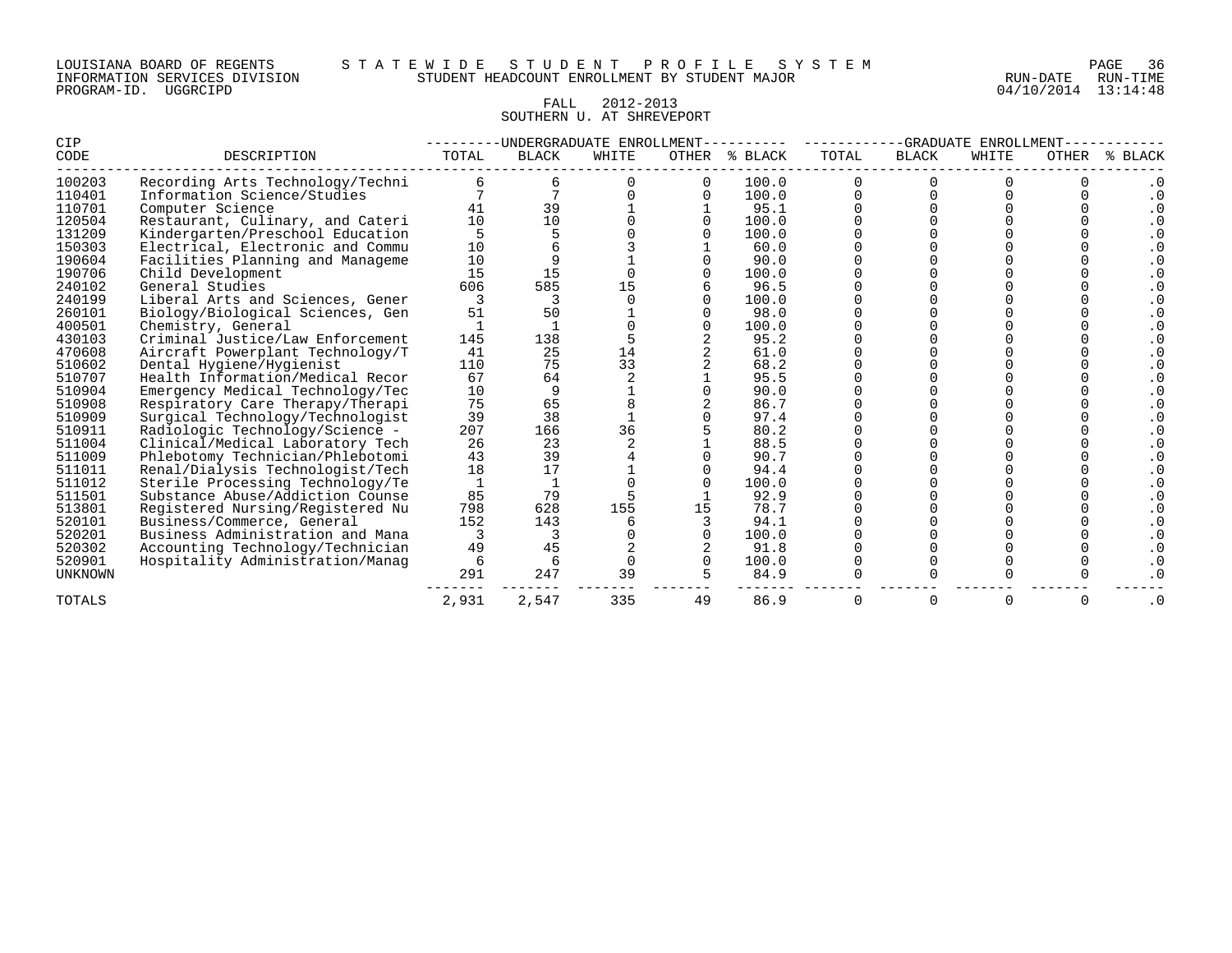LOUISIANA BOARD OF REGENTS — STATEWIDE STUDENT PROFILE SYSTEM
INFORMATION SERVICES DIVISION — STUDENT HEADCOUNT ENROLLMENT BY STUDENT MAJOR
PROGRAM-ID. UGGRCIPD — RUN-DATE 04/10/2014 RUN-TIME 13:14:48

## FALL 2012-2013
## SOUTHERN U. AT SHREVEPORT

| CIP CODE | DESCRIPTION | UNDERGRADUATE ENROLLMENT TOTAL | BLACK | WHITE | OTHER | % BLACK | GRADUATE ENROLLMENT TOTAL | BLACK | WHITE | OTHER | % BLACK |
|---|---|---|---|---|---|---|---|---|---|---|---|
| 100203 | Recording Arts Technology/Techni | 6 | 6 | 0 | 0 | 100.0 | 0 | 0 | 0 | 0 | .0 |
| 110401 | Information Science/Studies | 7 | 7 | 0 | 0 | 100.0 | 0 | 0 | 0 | 0 | .0 |
| 110701 | Computer Science | 41 | 39 | 1 | 1 | 95.1 | 0 | 0 | 0 | 0 | .0 |
| 120504 | Restaurant, Culinary, and Cateri | 10 | 10 | 0 | 0 | 100.0 | 0 | 0 | 0 | 0 | .0 |
| 131209 | Kindergarten/Preschool Education | 5 | 5 | 0 | 0 | 100.0 | 0 | 0 | 0 | 0 | .0 |
| 150303 | Electrical, Electronic and Commu | 10 | 6 | 3 | 1 | 60.0 | 0 | 0 | 0 | 0 | .0 |
| 190604 | Facilities Planning and Manageme | 10 | 9 | 1 | 0 | 90.0 | 0 | 0 | 0 | 0 | .0 |
| 190706 | Child Development | 15 | 15 | 0 | 0 | 100.0 | 0 | 0 | 0 | 0 | .0 |
| 240102 | General Studies | 606 | 585 | 15 | 6 | 96.5 | 0 | 0 | 0 | 0 | .0 |
| 240199 | Liberal Arts and Sciences, Gener | 3 | 3 | 0 | 0 | 100.0 | 0 | 0 | 0 | 0 | .0 |
| 260101 | Biology/Biological Sciences, Gen | 51 | 50 | 1 | 0 | 98.0 | 0 | 0 | 0 | 0 | .0 |
| 400501 | Chemistry, General | 1 | 1 | 0 | 0 | 100.0 | 0 | 0 | 0 | 0 | .0 |
| 430103 | Criminal Justice/Law Enforcement | 145 | 138 | 5 | 2 | 95.2 | 0 | 0 | 0 | 0 | .0 |
| 470608 | Aircraft Powerplant Technology/T | 41 | 25 | 14 | 2 | 61.0 | 0 | 0 | 0 | 0 | .0 |
| 510602 | Dental Hygiene/Hygienist | 110 | 75 | 33 | 2 | 68.2 | 0 | 0 | 0 | 0 | .0 |
| 510707 | Health Information/Medical Recor | 67 | 64 | 2 | 1 | 95.5 | 0 | 0 | 0 | 0 | .0 |
| 510904 | Emergency Medical Technology/Tec | 10 | 9 | 1 | 0 | 90.0 | 0 | 0 | 0 | 0 | .0 |
| 510908 | Respiratory Care Therapy/Therapi | 75 | 65 | 8 | 2 | 86.7 | 0 | 0 | 0 | 0 | .0 |
| 510909 | Surgical Technology/Technologist | 39 | 38 | 1 | 0 | 97.4 | 0 | 0 | 0 | 0 | .0 |
| 510911 | Radiologic Technology/Science - | 207 | 166 | 36 | 5 | 80.2 | 0 | 0 | 0 | 0 | .0 |
| 511004 | Clinical/Medical Laboratory Tech | 26 | 23 | 2 | 1 | 88.5 | 0 | 0 | 0 | 0 | .0 |
| 511009 | Phlebotomy Technician/Phlebotomi | 43 | 39 | 4 | 0 | 90.7 | 0 | 0 | 0 | 0 | .0 |
| 511011 | Renal/Dialysis Technologist/Tech | 18 | 17 | 1 | 0 | 94.4 | 0 | 0 | 0 | 0 | .0 |
| 511012 | Sterile Processing Technology/Te | 1 | 1 | 0 | 0 | 100.0 | 0 | 0 | 0 | 0 | .0 |
| 511501 | Substance Abuse/Addiction Counse | 85 | 79 | 5 | 1 | 92.9 | 0 | 0 | 0 | 0 | .0 |
| 513801 | Registered Nursing/Registered Nu | 798 | 628 | 155 | 15 | 78.7 | 0 | 0 | 0 | 0 | .0 |
| 520101 | Business/Commerce, General | 152 | 143 | 6 | 3 | 94.1 | 0 | 0 | 0 | 0 | .0 |
| 520201 | Business Administration and Mana | 3 | 3 | 0 | 0 | 100.0 | 0 | 0 | 0 | 0 | .0 |
| 520302 | Accounting Technology/Technician | 49 | 45 | 2 | 2 | 91.8 | 0 | 0 | 0 | 0 | .0 |
| 520901 | Hospitality Administration/Manag | 6 | 6 | 0 | 0 | 100.0 | 0 | 0 | 0 | 0 | .0 |
| UNKNOWN | | 291 | 247 | 39 | 5 | 84.9 | 0 | 0 | 0 | 0 | .0 |
| TOTALS | | 2,931 | 2,547 | 335 | 49 | 86.9 | 0 | 0 | 0 | 0 | .0 |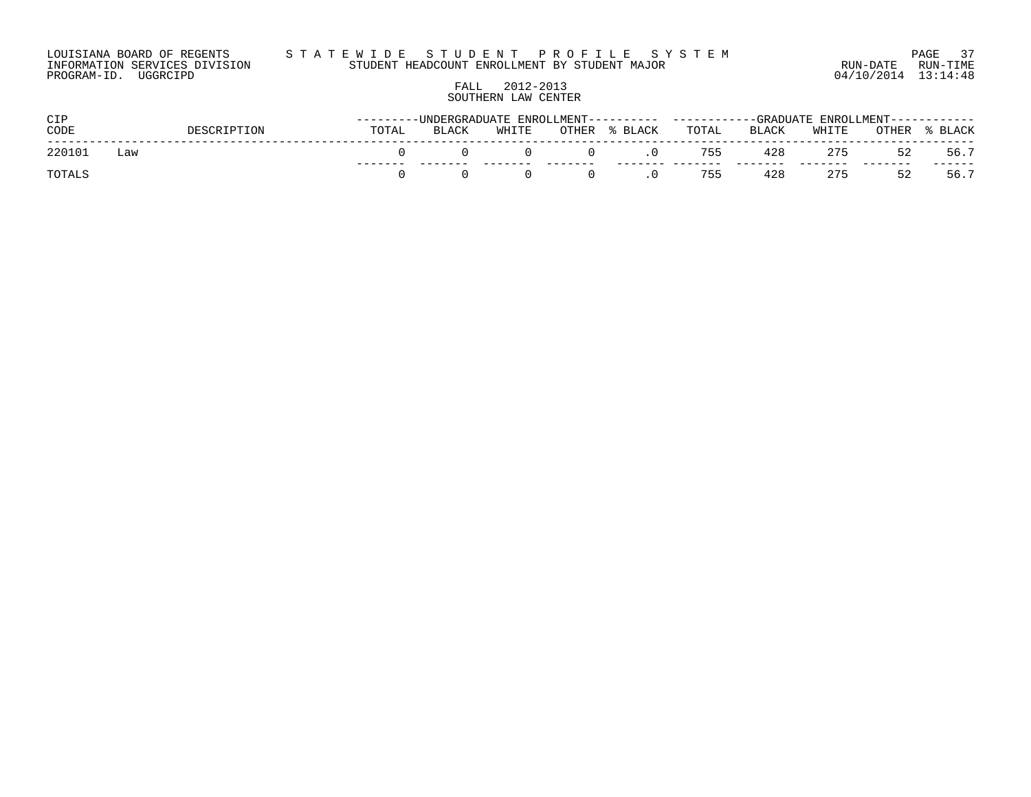LOUISIANA BOARD OF REGENTS — STATEWIDE STUDENT PROFILE SYSTEM
INFORMATION SERVICES DIVISION — STUDENT HEADCOUNT ENROLLMENT BY STUDENT MAJOR
PROGRAM-ID. UGGRCIPD

RUN-DATE 04/10/2014 RUN-TIME 13:14:48

FALL 2012-2013
SOUTHERN LAW CENTER

| CIP | | UNDERGRADUATE ENROLLMENT | | | | | GRADUATE ENROLLMENT | | | | |
|---|---|---|---|---|---|---|---|---|---|---|---|
| CODE | DESCRIPTION | TOTAL | BLACK | WHITE | OTHER | % BLACK | TOTAL | BLACK | WHITE | OTHER | % BLACK |
| 220101 | Law | 0 | 0 | 0 | 0 | .0 | 755 | 428 | 275 | 52 | 56.7 |
| TOTALS | | 0 | 0 | 0 | 0 | .0 | 755 | 428 | 275 | 52 | 56.7 |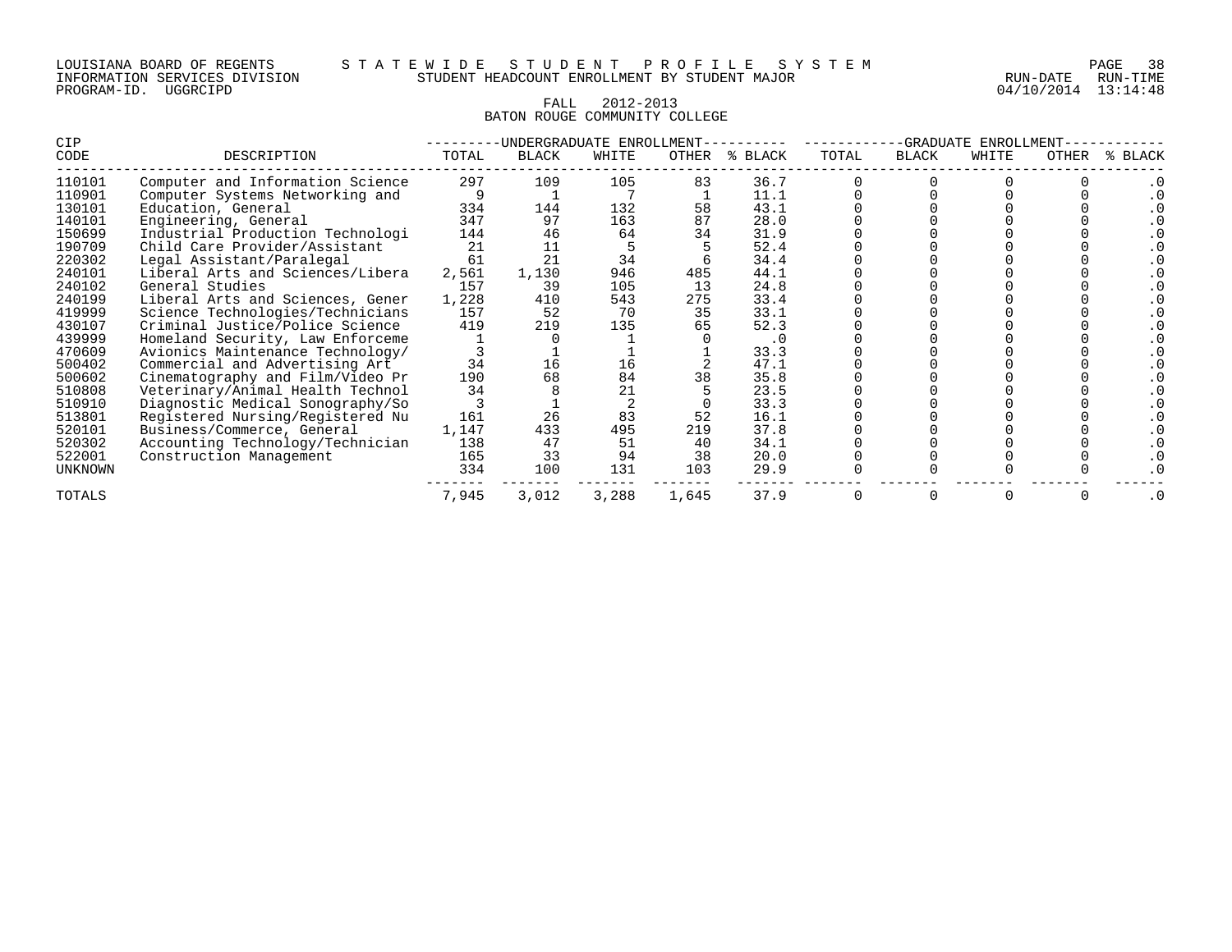LOUISIANA BOARD OF REGENTS — STATEWIDE STUDENT PROFILE SYSTEM
INFORMATION SERVICES DIVISION — STUDENT HEADCOUNT ENROLLMENT BY STUDENT MAJOR — RUN-DATE 04/10/2014 RUN-TIME 13:14:48
PROGRAM-ID. UGGRCIPD

FALL 2012-2013
BATON ROUGE COMMUNITY COLLEGE

| CIP | | UNDERGRADUATE ENROLLMENT | | | | | GRADUATE ENROLLMENT | | | | |
|---|---|---|---|---|---|---|---|---|---|---|---|
| CODE | DESCRIPTION | TOTAL | BLACK | WHITE | OTHER | % BLACK | TOTAL | BLACK | WHITE | OTHER | % BLACK |
| 110101 | Computer and Information Science | 297 | 109 | 105 | 83 | 36.7 | 0 | 0 | 0 | 0 | .0 |
| 110901 | Computer Systems Networking and | 9 | 1 | 7 | 1 | 11.1 | 0 | 0 | 0 | 0 | .0 |
| 130101 | Education, General | 334 | 144 | 132 | 58 | 43.1 | 0 | 0 | 0 | 0 | .0 |
| 140101 | Engineering, General | 347 | 97 | 163 | 87 | 28.0 | 0 | 0 | 0 | 0 | .0 |
| 150699 | Industrial Production Technologi | 144 | 46 | 64 | 34 | 31.9 | 0 | 0 | 0 | 0 | .0 |
| 190709 | Child Care Provider/Assistant | 21 | 11 | 5 | 5 | 52.4 | 0 | 0 | 0 | 0 | .0 |
| 220302 | Legal Assistant/Paralegal | 61 | 21 | 34 | 6 | 34.4 | 0 | 0 | 0 | 0 | .0 |
| 240101 | Liberal Arts and Sciences/Libera | 2,561 | 1,130 | 946 | 485 | 44.1 | 0 | 0 | 0 | 0 | .0 |
| 240102 | General Studies | 157 | 39 | 105 | 13 | 24.8 | 0 | 0 | 0 | 0 | .0 |
| 240199 | Liberal Arts and Sciences, Gener | 1,228 | 410 | 543 | 275 | 33.4 | 0 | 0 | 0 | 0 | .0 |
| 419999 | Science Technologies/Technicians | 157 | 52 | 70 | 35 | 33.1 | 0 | 0 | 0 | 0 | .0 |
| 430107 | Criminal Justice/Police Science | 419 | 219 | 135 | 65 | 52.3 | 0 | 0 | 0 | 0 | .0 |
| 439999 | Homeland Security, Law Enforceme | 1 | 0 | 1 | 0 | .0 | 0 | 0 | 0 | 0 | .0 |
| 470609 | Avionics Maintenance Technology/ | 3 | 1 | 1 | 1 | 33.3 | 0 | 0 | 0 | 0 | .0 |
| 500402 | Commercial and Advertising Art | 34 | 16 | 16 | 2 | 47.1 | 0 | 0 | 0 | 0 | .0 |
| 500602 | Cinematography and Film/Video Pr | 190 | 68 | 84 | 38 | 35.8 | 0 | 0 | 0 | 0 | .0 |
| 510808 | Veterinary/Animal Health Technol | 34 | 8 | 21 | 5 | 23.5 | 0 | 0 | 0 | 0 | .0 |
| 510910 | Diagnostic Medical Sonography/So | 3 | 1 | 2 | 0 | 33.3 | 0 | 0 | 0 | 0 | .0 |
| 513801 | Registered Nursing/Registered Nu | 161 | 26 | 83 | 52 | 16.1 | 0 | 0 | 0 | 0 | .0 |
| 520101 | Business/Commerce, General | 1,147 | 433 | 495 | 219 | 37.8 | 0 | 0 | 0 | 0 | .0 |
| 520302 | Accounting Technology/Technician | 138 | 47 | 51 | 40 | 34.1 | 0 | 0 | 0 | 0 | .0 |
| 522001 | Construction Management | 165 | 33 | 94 | 38 | 20.0 | 0 | 0 | 0 | 0 | .0 |
| UNKNOWN | | 334 | 100 | 131 | 103 | 29.9 | 0 | 0 | 0 | 0 | .0 |
| TOTALS | | 7,945 | 3,012 | 3,288 | 1,645 | 37.9 | 0 | 0 | 0 | 0 | .0 |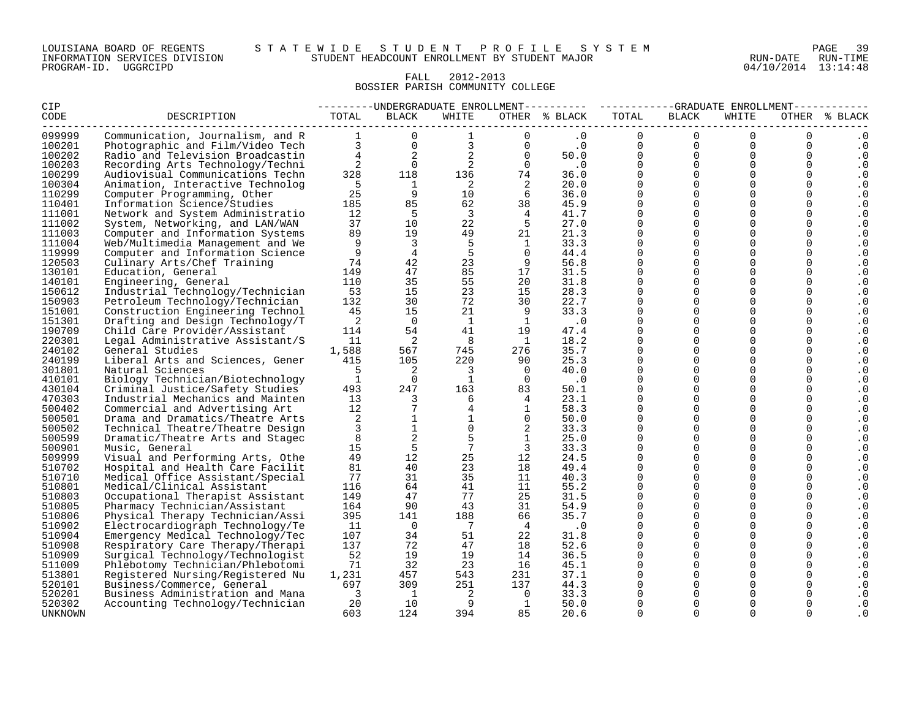LOUISIANA BOARD OF REGENTS S T A T E W I D E S T U D E N T P R O F I L E S Y S T E M
INFORMATION SERVICES DIVISION STUDENT HEADCOUNT ENROLLMENT BY STUDENT MAJOR
PROGRAM-ID. UGGRCIPD

RUN-DATE RUN-TIME
04/10/2014 13:14:48

FALL 2012-2013
BOSSIER PARISH COMMUNITY COLLEGE

| CIP | | UNDERGRADUATE ENROLLMENT | | | | | GRADUATE ENROLLMENT | | | | |
|---|---|---|---|---|---|---|---|---|---|---|---|
| CODE | DESCRIPTION | TOTAL | BLACK | WHITE | OTHER | % BLACK | TOTAL | BLACK | WHITE | OTHER | % BLACK |
| 099999 | Communication, Journalism, and R | 1 | 0 | 1 | 0 | .0 | 0 | 0 | 0 | 0 | .0 |
| 100201 | Photographic and Film/Video Tech | 3 | 0 | 3 | 0 | .0 | 0 | 0 | 0 | 0 | .0 |
| 100202 | Radio and Television Broadcastin | 4 | 2 | 2 | 0 | 50.0 | 0 | 0 | 0 | 0 | .0 |
| 100203 | Recording Arts Technology/Techni | 2 | 0 | 2 | 0 | .0 | 0 | 0 | 0 | 0 | .0 |
| 100299 | Audiovisual Communications Techn | 328 | 118 | 136 | 74 | 36.0 | 0 | 0 | 0 | 0 | .0 |
| 100304 | Animation, Interactive Technolog | 5 | 1 | 2 | 2 | 20.0 | 0 | 0 | 0 | 0 | .0 |
| 110299 | Computer Programming, Other | 25 | 9 | 10 | 6 | 36.0 | 0 | 0 | 0 | 0 | .0 |
| 110401 | Information Science/Studies | 185 | 85 | 62 | 38 | 45.9 | 0 | 0 | 0 | 0 | .0 |
| 111001 | Network and System Administratio | 12 | 5 | 3 | 4 | 41.7 | 0 | 0 | 0 | 0 | .0 |
| 111002 | System, Networking, and LAN/WAN | 37 | 10 | 22 | 5 | 27.0 | 0 | 0 | 0 | 0 | .0 |
| 111003 | Computer and Information Systems | 89 | 19 | 49 | 21 | 21.3 | 0 | 0 | 0 | 0 | .0 |
| 111004 | Web/Multimedia Management and We | 9 | 3 | 5 | 1 | 33.3 | 0 | 0 | 0 | 0 | .0 |
| 119999 | Computer and Information Science | 9 | 4 | 5 | 0 | 44.4 | 0 | 0 | 0 | 0 | .0 |
| 120503 | Culinary Arts/Chef Training | 74 | 42 | 23 | 9 | 56.8 | 0 | 0 | 0 | 0 | .0 |
| 130101 | Education, General | 149 | 47 | 85 | 17 | 31.5 | 0 | 0 | 0 | 0 | .0 |
| 140101 | Engineering, General | 110 | 35 | 55 | 20 | 31.8 | 0 | 0 | 0 | 0 | .0 |
| 150612 | Industrial Technology/Technician | 53 | 15 | 23 | 15 | 28.3 | 0 | 0 | 0 | 0 | .0 |
| 150903 | Petroleum Technology/Technician | 132 | 30 | 72 | 30 | 22.7 | 0 | 0 | 0 | 0 | .0 |
| 151001 | Construction Engineering Technol | 45 | 15 | 21 | 9 | 33.3 | 0 | 0 | 0 | 0 | .0 |
| 151301 | Drafting and Design Technology/T | 2 | 0 | 1 | 1 | .0 | 0 | 0 | 0 | 0 | .0 |
| 190709 | Child Care Provider/Assistant | 114 | 54 | 41 | 19 | 47.4 | 0 | 0 | 0 | 0 | .0 |
| 220301 | Legal Administrative Assistant/S | 11 | 2 | 8 | 1 | 18.2 | 0 | 0 | 0 | 0 | .0 |
| 240102 | General Studies | 1,588 | 567 | 745 | 276 | 35.7 | 0 | 0 | 0 | 0 | .0 |
| 240199 | Liberal Arts and Sciences, Gener | 415 | 105 | 220 | 90 | 25.3 | 0 | 0 | 0 | 0 | .0 |
| 301801 | Natural Sciences | 5 | 2 | 3 | 0 | 40.0 | 0 | 0 | 0 | 0 | .0 |
| 410101 | Biology Technician/Biotechnology | 1 | 0 | 1 | 0 | .0 | 0 | 0 | 0 | 0 | .0 |
| 430104 | Criminal Justice/Safety Studies | 493 | 247 | 163 | 83 | 50.1 | 0 | 0 | 0 | 0 | .0 |
| 470303 | Industrial Mechanics and Mainten | 13 | 3 | 6 | 4 | 23.1 | 0 | 0 | 0 | 0 | .0 |
| 500402 | Commercial and Advertising Art | 12 | 7 | 4 | 1 | 58.3 | 0 | 0 | 0 | 0 | .0 |
| 500501 | Drama and Dramatics/Theatre Arts | 2 | 1 | 1 | 0 | 50.0 | 0 | 0 | 0 | 0 | .0 |
| 500502 | Technical Theatre/Theatre Design | 3 | 1 | 0 | 2 | 33.3 | 0 | 0 | 0 | 0 | .0 |
| 500599 | Dramatic/Theatre Arts and Stagec | 8 | 2 | 5 | 1 | 25.0 | 0 | 0 | 0 | 0 | .0 |
| 500901 | Music, General | 15 | 5 | 7 | 3 | 33.3 | 0 | 0 | 0 | 0 | .0 |
| 509999 | Visual and Performing Arts, Othe | 49 | 12 | 25 | 12 | 24.5 | 0 | 0 | 0 | 0 | .0 |
| 510702 | Hospital and Health Care Facilit | 81 | 40 | 23 | 18 | 49.4 | 0 | 0 | 0 | 0 | .0 |
| 510710 | Medical Office Assistant/Special | 77 | 31 | 35 | 11 | 40.3 | 0 | 0 | 0 | 0 | .0 |
| 510801 | Medical/Clinical Assistant | 116 | 64 | 41 | 11 | 55.2 | 0 | 0 | 0 | 0 | .0 |
| 510803 | Occupational Therapist Assistant | 149 | 47 | 77 | 25 | 31.5 | 0 | 0 | 0 | 0 | .0 |
| 510805 | Pharmacy Technician/Assistant | 164 | 90 | 43 | 31 | 54.9 | 0 | 0 | 0 | 0 | .0 |
| 510806 | Physical Therapy Technician/Assi | 395 | 141 | 188 | 66 | 35.7 | 0 | 0 | 0 | 0 | .0 |
| 510902 | Electrocardiograph Technology/Te | 11 | 0 | 7 | 4 | .0 | 0 | 0 | 0 | 0 | .0 |
| 510904 | Emergency Medical Technology/Tec | 107 | 34 | 51 | 22 | 31.8 | 0 | 0 | 0 | 0 | .0 |
| 510908 | Respiratory Care Therapy/Therapi | 137 | 72 | 47 | 18 | 52.6 | 0 | 0 | 0 | 0 | .0 |
| 510909 | Surgical Technology/Technologist | 52 | 19 | 19 | 14 | 36.5 | 0 | 0 | 0 | 0 | .0 |
| 511009 | Phlebotomy Technician/Phlebotomi | 71 | 32 | 23 | 16 | 45.1 | 0 | 0 | 0 | 0 | .0 |
| 513801 | Registered Nursing/Registered Nu | 1,231 | 457 | 543 | 231 | 37.1 | 0 | 0 | 0 | 0 | .0 |
| 520101 | Business/Commerce, General | 697 | 309 | 251 | 137 | 44.3 | 0 | 0 | 0 | 0 | .0 |
| 520201 | Business Administration and Mana | 3 | 1 | 2 | 0 | 33.3 | 0 | 0 | 0 | 0 | .0 |
| 520302 | Accounting Technology/Technician | 20 | 10 | 9 | 1 | 50.0 | 0 | 0 | 0 | 0 | .0 |
| UNKNOWN | | 603 | 124 | 394 | 85 | 20.6 | 0 | 0 | 0 | 0 | .0 |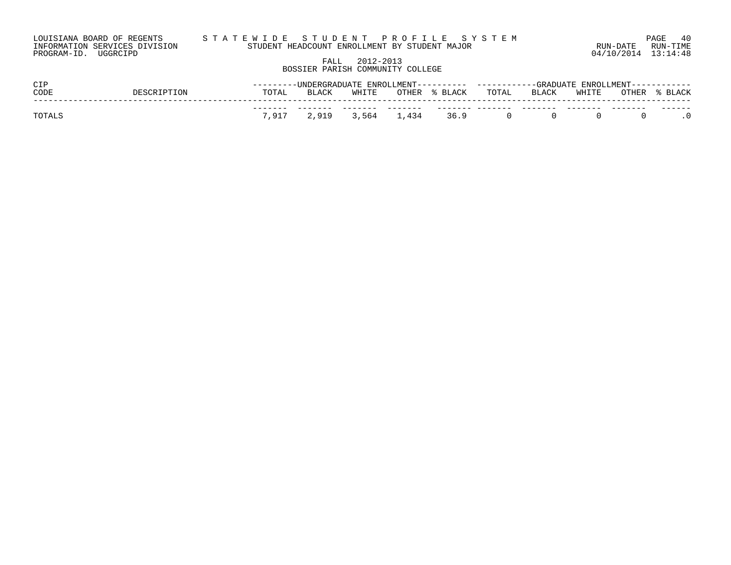LOUISIANA BOARD OF REGENTS — STATEWIDE STUDENT PROFILE SYSTEM
INFORMATION SERVICES DIVISION — STUDENT HEADCOUNT ENROLLMENT BY STUDENT MAJOR
PROGRAM-ID. UGGRCIPD — RUN-DATE 04/10/2014 RUN-TIME 13:14:48

FALL 2012-2013
BOSSIER PARISH COMMUNITY COLLEGE

| CIP CODE | DESCRIPTION | UNDERGRADUATE ENROLLMENT TOTAL | BLACK | WHITE | OTHER | % BLACK | GRADUATE ENROLLMENT TOTAL | BLACK | WHITE | OTHER | % BLACK |
|---|---|---|---|---|---|---|---|---|---|---|---|
| TOTALS | | 7,917 | 2,919 | 3,564 | 1,434 | 36.9 | 0 | 0 | 0 | 0 | .0 |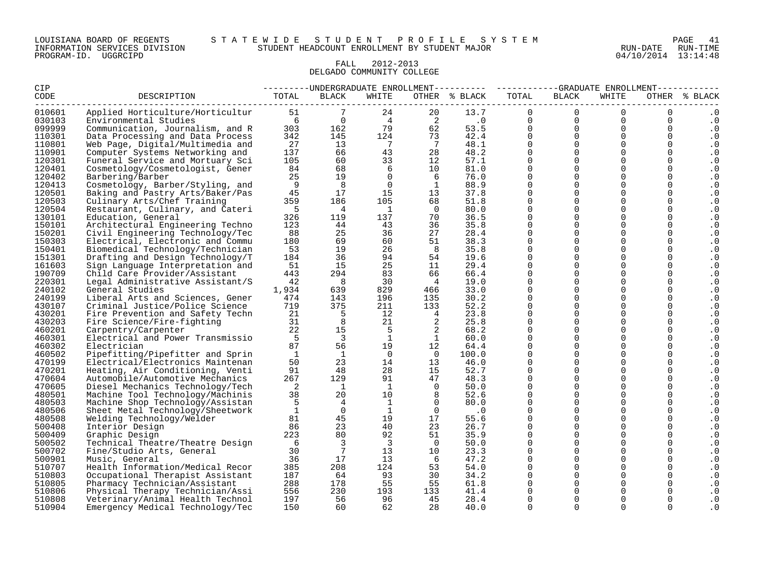LOUISIANA BOARD OF REGENTS S T A T E W I D E S T U D E N T P R O F I L E S Y S T E M
INFORMATION SERVICES DIVISION STUDENT HEADCOUNT ENROLLMENT BY STUDENT MAJOR RUN-DATE RUN-TIME
PROGRAM-ID. UGGRCIPD 04/10/2014 13:14:48

FALL 2012-2013
DELGADO COMMUNITY COLLEGE

| CIP CODE | DESCRIPTION | UNDERGRADUATE ENROLLMENT TOTAL | BLACK | WHITE | OTHER | % BLACK | GRADUATE ENROLLMENT TOTAL | BLACK | WHITE | OTHER | % BLACK |
|---|---|---|---|---|---|---|---|---|---|---|---|
| 010601 | Applied Horticulture/Horticultur | 51 | 7 | 24 | 20 | 13.7 | 0 | 0 | 0 | 0 | .0 |
| 030103 | Environmental Studies | 6 | 0 | 4 | 2 | .0 | 0 | 0 | 0 | 0 | .0 |
| 099999 | Communication, Journalism, and R | 303 | 162 | 79 | 62 | 53.5 | 0 | 0 | 0 | 0 | .0 |
| 110301 | Data Processing and Data Process | 342 | 145 | 124 | 73 | 42.4 | 0 | 0 | 0 | 0 | .0 |
| 110801 | Web Page, Digital/Multimedia and | 27 | 13 | 7 | 7 | 48.1 | 0 | 0 | 0 | 0 | .0 |
| 110901 | Computer Systems Networking and | 137 | 66 | 43 | 28 | 48.2 | 0 | 0 | 0 | 0 | .0 |
| 120301 | Funeral Service and Mortuary Sci | 105 | 60 | 33 | 12 | 57.1 | 0 | 0 | 0 | 0 | .0 |
| 120401 | Cosmetology/Cosmetologist, Gener | 84 | 68 | 6 | 10 | 81.0 | 0 | 0 | 0 | 0 | .0 |
| 120402 | Barbering/Barber | 25 | 19 | 0 | 6 | 76.0 | 0 | 0 | 0 | 0 | .0 |
| 120413 | Cosmetology, Barber/Styling, and | 9 | 8 | 0 | 1 | 88.9 | 0 | 0 | 0 | 0 | .0 |
| 120501 | Baking and Pastry Arts/Baker/Pas | 45 | 17 | 15 | 13 | 37.8 | 0 | 0 | 0 | 0 | .0 |
| 120503 | Culinary Arts/Chef Training | 359 | 186 | 105 | 68 | 51.8 | 0 | 0 | 0 | 0 | .0 |
| 120504 | Restaurant, Culinary, and Cateri | 5 | 4 | 1 | 0 | 80.0 | 0 | 0 | 0 | 0 | .0 |
| 130101 | Education, General | 326 | 119 | 137 | 70 | 36.5 | 0 | 0 | 0 | 0 | .0 |
| 150101 | Architectural Engineering Techno | 123 | 44 | 43 | 36 | 35.8 | 0 | 0 | 0 | 0 | .0 |
| 150201 | Civil Engineering Technology/Tec | 88 | 25 | 36 | 27 | 28.4 | 0 | 0 | 0 | 0 | .0 |
| 150303 | Electrical, Electronic and Commu | 180 | 69 | 60 | 51 | 38.3 | 0 | 0 | 0 | 0 | .0 |
| 150401 | Biomedical Technology/Technician | 53 | 19 | 26 | 8 | 35.8 | 0 | 0 | 0 | 0 | .0 |
| 151301 | Drafting and Design Technology/T | 184 | 36 | 94 | 54 | 19.6 | 0 | 0 | 0 | 0 | .0 |
| 161603 | Sign Language Interpretation and | 51 | 15 | 25 | 11 | 29.4 | 0 | 0 | 0 | 0 | .0 |
| 190709 | Child Care Provider/Assistant | 443 | 294 | 83 | 66 | 66.4 | 0 | 0 | 0 | 0 | .0 |
| 220301 | Legal Administrative Assistant/S | 42 | 8 | 30 | 4 | 19.0 | 0 | 0 | 0 | 0 | .0 |
| 240102 | General Studies | 1,934 | 639 | 829 | 466 | 33.0 | 0 | 0 | 0 | 0 | .0 |
| 240199 | Liberal Arts and Sciences, Gener | 474 | 143 | 196 | 135 | 30.2 | 0 | 0 | 0 | 0 | .0 |
| 430107 | Criminal Justice/Police Science | 719 | 375 | 211 | 133 | 52.2 | 0 | 0 | 0 | 0 | .0 |
| 430201 | Fire Prevention and Safety Techn | 21 | 5 | 12 | 4 | 23.8 | 0 | 0 | 0 | 0 | .0 |
| 430203 | Fire Science/Fire-fighting | 31 | 8 | 21 | 2 | 25.8 | 0 | 0 | 0 | 0 | .0 |
| 460201 | Carpentry/Carpenter | 22 | 15 | 5 | 2 | 68.2 | 0 | 0 | 0 | 0 | .0 |
| 460301 | Electrical and Power Transmissio | 5 | 3 | 1 | 1 | 60.0 | 0 | 0 | 0 | 0 | .0 |
| 460302 | Electrician | 87 | 56 | 19 | 12 | 64.4 | 0 | 0 | 0 | 0 | .0 |
| 460502 | Pipefitting/Pipefitter and Sprin | 1 | 1 | 0 | 0 | 100.0 | 0 | 0 | 0 | 0 | .0 |
| 470199 | Electrical/Electronics Maintenan | 50 | 23 | 14 | 13 | 46.0 | 0 | 0 | 0 | 0 | .0 |
| 470201 | Heating, Air Conditioning, Venti | 91 | 48 | 28 | 15 | 52.7 | 0 | 0 | 0 | 0 | .0 |
| 470604 | Automobile/Automotive Mechanics | 267 | 129 | 91 | 47 | 48.3 | 0 | 0 | 0 | 0 | .0 |
| 470605 | Diesel Mechanics Technology/Tech | 2 | 1 | 1 | 0 | 50.0 | 0 | 0 | 0 | 0 | .0 |
| 480501 | Machine Tool Technology/Machinis | 38 | 20 | 10 | 8 | 52.6 | 0 | 0 | 0 | 0 | .0 |
| 480503 | Machine Shop Technology/Assistan | 5 | 4 | 1 | 0 | 80.0 | 0 | 0 | 0 | 0 | .0 |
| 480506 | Sheet Metal Technology/Sheetwork | 1 | 0 | 1 | 0 | .0 | 0 | 0 | 0 | 0 | .0 |
| 480508 | Welding Technology/Welder | 81 | 45 | 19 | 17 | 55.6 | 0 | 0 | 0 | 0 | .0 |
| 500408 | Interior Design | 86 | 23 | 40 | 23 | 26.7 | 0 | 0 | 0 | 0 | .0 |
| 500409 | Graphic Design | 223 | 80 | 92 | 51 | 35.9 | 0 | 0 | 0 | 0 | .0 |
| 500502 | Technical Theatre/Theatre Design | 6 | 3 | 3 | 0 | 50.0 | 0 | 0 | 0 | 0 | .0 |
| 500702 | Fine/Studio Arts, General | 30 | 7 | 13 | 10 | 23.3 | 0 | 0 | 0 | 0 | .0 |
| 500901 | Music, General | 36 | 17 | 13 | 6 | 47.2 | 0 | 0 | 0 | 0 | .0 |
| 510707 | Health Information/Medical Recor | 385 | 208 | 124 | 53 | 54.0 | 0 | 0 | 0 | 0 | .0 |
| 510803 | Occupational Therapist Assistant | 187 | 64 | 93 | 30 | 34.2 | 0 | 0 | 0 | 0 | .0 |
| 510805 | Pharmacy Technician/Assistant | 288 | 178 | 55 | 55 | 61.8 | 0 | 0 | 0 | 0 | .0 |
| 510806 | Physical Therapy Technician/Assi | 556 | 230 | 193 | 133 | 41.4 | 0 | 0 | 0 | 0 | .0 |
| 510808 | Veterinary/Animal Health Technol | 197 | 56 | 96 | 45 | 28.4 | 0 | 0 | 0 | 0 | .0 |
| 510904 | Emergency Medical Technology/Tec | 150 | 60 | 62 | 28 | 40.0 | 0 | 0 | 0 | 0 | .0 |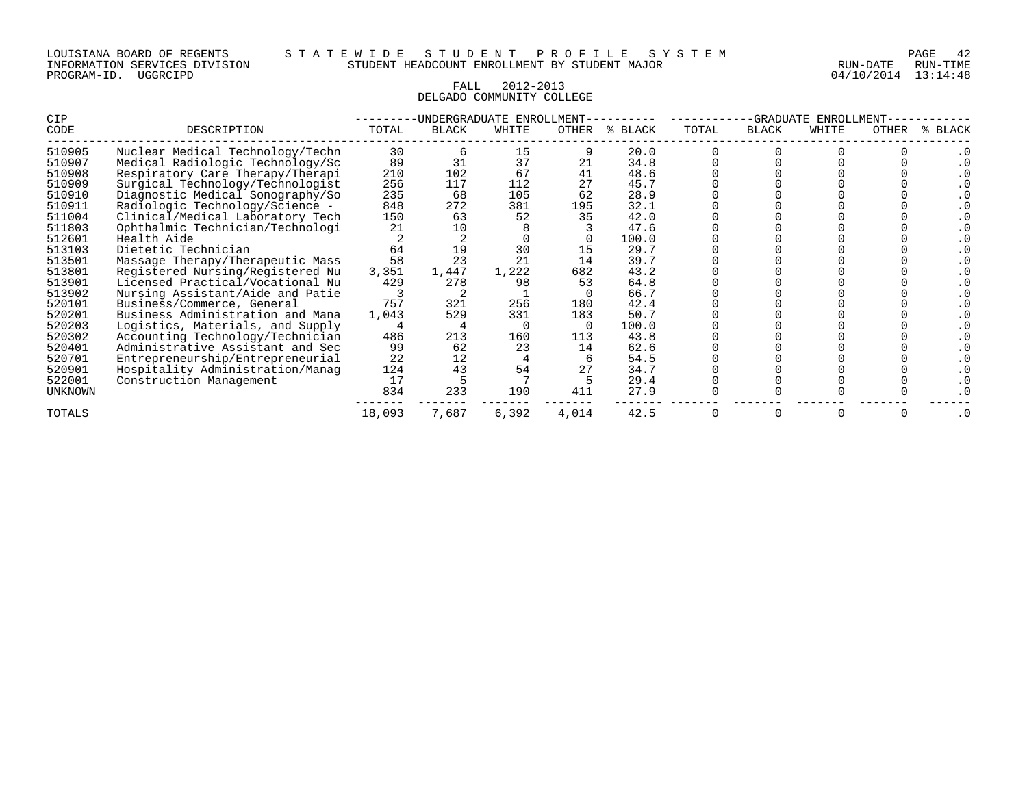LOUISIANA BOARD OF REGENTS — STATEWIDE STUDENT PROFILE SYSTEM
INFORMATION SERVICES DIVISION — STUDENT HEADCOUNT ENROLLMENT BY STUDENT MAJOR
PROGRAM-ID. UGGRCIPD — RUN-DATE 04/10/2014 RUN-TIME 13:14:48

## FALL 2012-2013
## DELGADO COMMUNITY COLLEGE

| CIP CODE | DESCRIPTION | UNDERGRADUATE ENROLLMENT TOTAL | BLACK | WHITE | OTHER | % BLACK | GRADUATE ENROLLMENT TOTAL | BLACK | WHITE | OTHER | % BLACK |
|---|---|---|---|---|---|---|---|---|---|---|---|
| 510905 | Nuclear Medical Technology/Techn | 30 | 6 | 15 | 9 | 20.0 | 0 | 0 | 0 | 0 | .0 |
| 510907 | Medical Radiologic Technology/Sc | 89 | 31 | 37 | 21 | 34.8 | 0 | 0 | 0 | 0 | .0 |
| 510908 | Respiratory Care Therapy/Therapi | 210 | 102 | 67 | 41 | 48.6 | 0 | 0 | 0 | 0 | .0 |
| 510909 | Surgical Technology/Technologist | 256 | 117 | 112 | 27 | 45.7 | 0 | 0 | 0 | 0 | .0 |
| 510910 | Diagnostic Medical Sonography/So | 235 | 68 | 105 | 62 | 28.9 | 0 | 0 | 0 | 0 | .0 |
| 510911 | Radiologic Technology/Science - | 848 | 272 | 381 | 195 | 32.1 | 0 | 0 | 0 | 0 | .0 |
| 511004 | Clinical/Medical Laboratory Tech | 150 | 63 | 52 | 35 | 42.0 | 0 | 0 | 0 | 0 | .0 |
| 511803 | Ophthalmic Technician/Technologi | 21 | 10 | 8 | 3 | 47.6 | 0 | 0 | 0 | 0 | .0 |
| 512601 | Health Aide | 2 | 2 | 0 | 0 | 100.0 | 0 | 0 | 0 | 0 | .0 |
| 513103 | Dietetic Technician | 64 | 19 | 30 | 15 | 29.7 | 0 | 0 | 0 | 0 | .0 |
| 513501 | Massage Therapy/Therapeutic Mass | 58 | 23 | 21 | 14 | 39.7 | 0 | 0 | 0 | 0 | .0 |
| 513801 | Registered Nursing/Registered Nu | 3,351 | 1,447 | 1,222 | 682 | 43.2 | 0 | 0 | 0 | 0 | .0 |
| 513901 | Licensed Practical/Vocational Nu | 429 | 278 | 98 | 53 | 64.8 | 0 | 0 | 0 | 0 | .0 |
| 513902 | Nursing Assistant/Aide and Patie | 3 | 2 | 1 | 0 | 66.7 | 0 | 0 | 0 | 0 | .0 |
| 520101 | Business/Commerce, General | 757 | 321 | 256 | 180 | 42.4 | 0 | 0 | 0 | 0 | .0 |
| 520201 | Business Administration and Mana | 1,043 | 529 | 331 | 183 | 50.7 | 0 | 0 | 0 | 0 | .0 |
| 520203 | Logistics, Materials, and Supply | 4 | 4 | 0 | 0 | 100.0 | 0 | 0 | 0 | 0 | .0 |
| 520302 | Accounting Technology/Technician | 486 | 213 | 160 | 113 | 43.8 | 0 | 0 | 0 | 0 | .0 |
| 520401 | Administrative Assistant and Sec | 99 | 62 | 23 | 14 | 62.6 | 0 | 0 | 0 | 0 | .0 |
| 520701 | Entrepreneurship/Entrepreneurial | 22 | 12 | 4 | 6 | 54.5 | 0 | 0 | 0 | 0 | .0 |
| 520901 | Hospitality Administration/Manag | 124 | 43 | 54 | 27 | 34.7 | 0 | 0 | 0 | 0 | .0 |
| 522001 | Construction Management | 17 | 5 | 7 | 5 | 29.4 | 0 | 0 | 0 | 0 | .0 |
| UNKNOWN | | 834 | 233 | 190 | 411 | 27.9 | 0 | 0 | 0 | 0 | .0 |
| TOTALS | | 18,093 | 7,687 | 6,392 | 4,014 | 42.5 | 0 | 0 | 0 | 0 | .0 |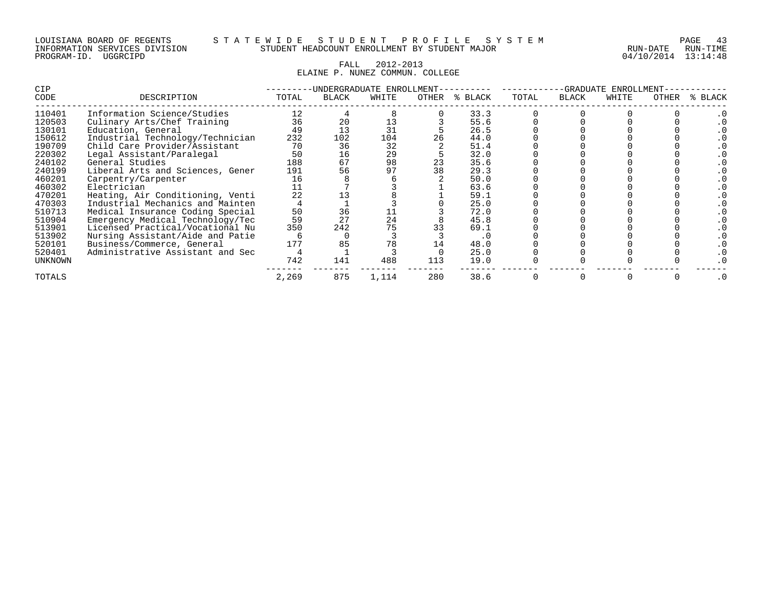LOUISIANA BOARD OF REGENTS — STATEWIDE STUDENT PROFILE SYSTEM
INFORMATION SERVICES DIVISION — STUDENT HEADCOUNT ENROLLMENT BY STUDENT MAJOR
PROGRAM-ID. UGGRCIPD — RUN-DATE 04/10/2014 RUN-TIME 13:14:48

FALL 2012-2013
ELAINE P. NUNEZ COMMUN. COLLEGE

| CIP | | UNDERGRADUATE ENROLLMENT | | | | | GRADUATE ENROLLMENT | | | | |
|---|---|---|---|---|---|---|---|---|---|---|---|
| CODE | DESCRIPTION | TOTAL | BLACK | WHITE | OTHER | % BLACK | TOTAL | BLACK | WHITE | OTHER | % BLACK |
| 110401 | Information Science/Studies | 12 | 4 | 8 | 0 | 33.3 | 0 | 0 | 0 | 0 | .0 |
| 120503 | Culinary Arts/Chef Training | 36 | 20 | 13 | 3 | 55.6 | 0 | 0 | 0 | 0 | .0 |
| 130101 | Education, General | 49 | 13 | 31 | 5 | 26.5 | 0 | 0 | 0 | 0 | .0 |
| 150612 | Industrial Technology/Technician | 232 | 102 | 104 | 26 | 44.0 | 0 | 0 | 0 | 0 | .0 |
| 190709 | Child Care Provider/Assistant | 70 | 36 | 32 | 2 | 51.4 | 0 | 0 | 0 | 0 | .0 |
| 220302 | Legal Assistant/Paralegal | 50 | 16 | 29 | 5 | 32.0 | 0 | 0 | 0 | 0 | .0 |
| 240102 | General Studies | 188 | 67 | 98 | 23 | 35.6 | 0 | 0 | 0 | 0 | .0 |
| 240199 | Liberal Arts and Sciences, Gener | 191 | 56 | 97 | 38 | 29.3 | 0 | 0 | 0 | 0 | .0 |
| 460201 | Carpentry/Carpenter | 16 | 8 | 6 | 2 | 50.0 | 0 | 0 | 0 | 0 | .0 |
| 460302 | Electrician | 11 | 7 | 3 | 1 | 63.6 | 0 | 0 | 0 | 0 | .0 |
| 470201 | Heating, Air Conditioning, Venti | 22 | 13 | 8 | 1 | 59.1 | 0 | 0 | 0 | 0 | .0 |
| 470303 | Industrial Mechanics and Mainten | 4 | 1 | 3 | 0 | 25.0 | 0 | 0 | 0 | 0 | .0 |
| 510713 | Medical Insurance Coding Special | 50 | 36 | 11 | 3 | 72.0 | 0 | 0 | 0 | 0 | .0 |
| 510904 | Emergency Medical Technology/Tec | 59 | 27 | 24 | 8 | 45.8 | 0 | 0 | 0 | 0 | .0 |
| 513901 | Licensed Practical/Vocational Nu | 350 | 242 | 75 | 33 | 69.1 | 0 | 0 | 0 | 0 | .0 |
| 513902 | Nursing Assistant/Aide and Patie | 6 | 0 | 3 | 3 | .0 | 0 | 0 | 0 | 0 | .0 |
| 520101 | Business/Commerce, General | 177 | 85 | 78 | 14 | 48.0 | 0 | 0 | 0 | 0 | .0 |
| 520401 | Administrative Assistant and Sec | 4 | 1 | 3 | 0 | 25.0 | 0 | 0 | 0 | 0 | .0 |
| UNKNOWN | | 742 | 141 | 488 | 113 | 19.0 | 0 | 0 | 0 | 0 | .0 |
| TOTALS | | 2,269 | 875 | 1,114 | 280 | 38.6 | 0 | 0 | 0 | 0 | .0 |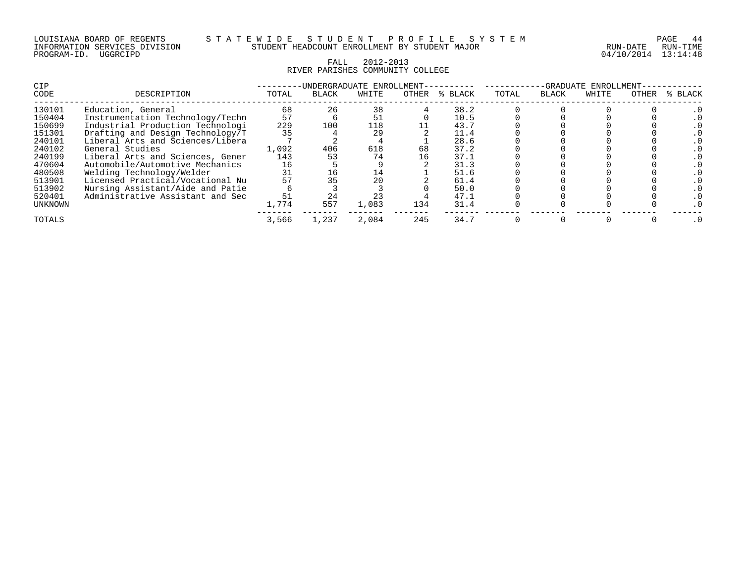LOUISIANA BOARD OF REGENTS — STATEWIDE STUDENT PROFILE SYSTEM
INFORMATION SERVICES DIVISION — STUDENT HEADCOUNT ENROLLMENT BY STUDENT MAJOR — RUN-DATE 04/10/2014 RUN-TIME 13:14:48
PROGRAM-ID. UGGRCIPD

FALL 2012-2013
RIVER PARISHES COMMUNITY COLLEGE

| CIP | | UNDERGRADUATE ENROLLMENT | | | | | GRADUATE ENROLLMENT | | | | |
|---|---|---|---|---|---|---|---|---|---|---|---|
| CODE | DESCRIPTION | TOTAL | BLACK | WHITE | OTHER | % BLACK | TOTAL | BLACK | WHITE | OTHER | % BLACK |
| 130101 | Education, General | 68 | 26 | 38 | 4 | 38.2 | 0 | 0 | 0 | 0 | .0 |
| 150404 | Instrumentation Technology/Techn | 57 | 6 | 51 | 0 | 10.5 | 0 | 0 | 0 | 0 | .0 |
| 150699 | Industrial Production Technologi | 229 | 100 | 118 | 11 | 43.7 | 0 | 0 | 0 | 0 | .0 |
| 151301 | Drafting and Design Technology/T | 35 | 4 | 29 | 2 | 11.4 | 0 | 0 | 0 | 0 | .0 |
| 240101 | Liberal Arts and Sciences/Libera | 7 | 2 | 4 | 1 | 28.6 | 0 | 0 | 0 | 0 | .0 |
| 240102 | General Studies | 1,092 | 406 | 618 | 68 | 37.2 | 0 | 0 | 0 | 0 | .0 |
| 240199 | Liberal Arts and Sciences, Gener | 143 | 53 | 74 | 16 | 37.1 | 0 | 0 | 0 | 0 | .0 |
| 470604 | Automobile/Automotive Mechanics | 16 | 5 | 9 | 2 | 31.3 | 0 | 0 | 0 | 0 | .0 |
| 480508 | Welding Technology/Welder | 31 | 16 | 14 | 1 | 51.6 | 0 | 0 | 0 | 0 | .0 |
| 513901 | Licensed Practical/Vocational Nu | 57 | 35 | 20 | 2 | 61.4 | 0 | 0 | 0 | 0 | .0 |
| 513902 | Nursing Assistant/Aide and Patie | 6 | 3 | 3 | 0 | 50.0 | 0 | 0 | 0 | 0 | .0 |
| 520401 | Administrative Assistant and Sec | 51 | 24 | 23 | 4 | 47.1 | 0 | 0 | 0 | 0 | .0 |
| UNKNOWN | | 1,774 | 557 | 1,083 | 134 | 31.4 | 0 | 0 | 0 | 0 | .0 |
| TOTALS | | 3,566 | 1,237 | 2,084 | 245 | 34.7 | 0 | 0 | 0 | 0 | .0 |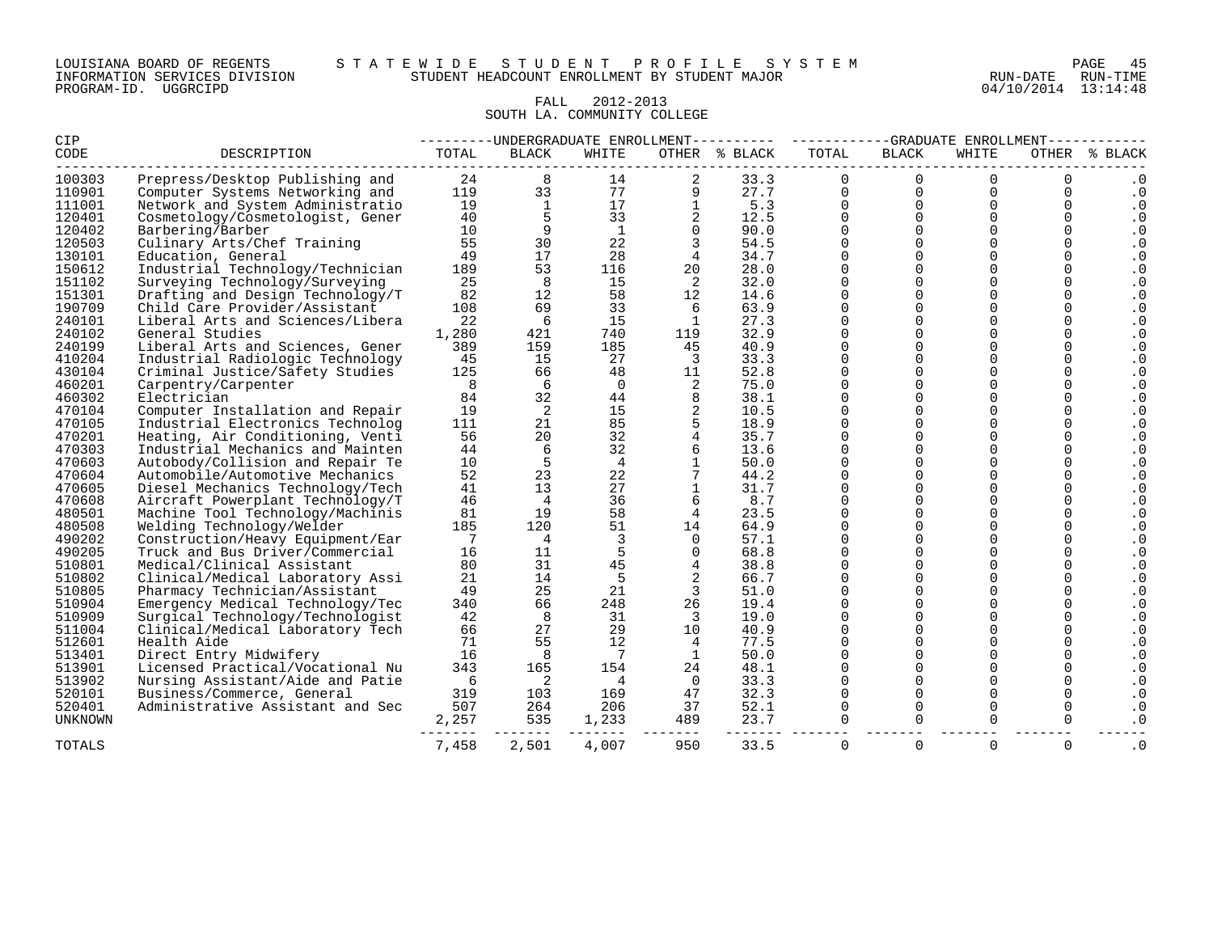LOUISIANA BOARD OF REGENTS — STATEWIDE STUDENT PROFILE SYSTEM
INFORMATION SERVICES DIVISION — STUDENT HEADCOUNT ENROLLMENT BY STUDENT MAJOR — RUN-DATE 04/10/2014 RUN-TIME 13:14:48
PROGRAM-ID. UGGRCIPD

FALL 2012-2013
SOUTH LA. COMMUNITY COLLEGE

| CIP CODE | DESCRIPTION | UNDERGRADUATE ENROLLMENT TOTAL | BLACK | WHITE | OTHER | % BLACK | GRADUATE ENROLLMENT TOTAL | BLACK | WHITE | OTHER | % BLACK |
|---|---|---|---|---|---|---|---|---|---|---|---|
| 100303 | Prepress/Desktop Publishing and | 24 | 8 | 14 | 2 | 33.3 | 0 | 0 | 0 | 0 | .0 |
| 110901 | Computer Systems Networking and | 119 | 33 | 77 | 9 | 27.7 | 0 | 0 | 0 | 0 | .0 |
| 111001 | Network and System Administratio | 19 | 1 | 17 | 1 | 5.3 | 0 | 0 | 0 | 0 | .0 |
| 120401 | Cosmetology/Cosmetologist, Gener | 40 | 5 | 33 | 2 | 12.5 | 0 | 0 | 0 | 0 | .0 |
| 120402 | Barbering/Barber | 10 | 9 | 1 | 0 | 90.0 | 0 | 0 | 0 | 0 | .0 |
| 120503 | Culinary Arts/Chef Training | 55 | 30 | 22 | 3 | 54.5 | 0 | 0 | 0 | 0 | .0 |
| 130101 | Education, General | 49 | 17 | 28 | 4 | 34.7 | 0 | 0 | 0 | 0 | .0 |
| 150612 | Industrial Technology/Technician | 189 | 53 | 116 | 20 | 28.0 | 0 | 0 | 0 | 0 | .0 |
| 151102 | Surveying Technology/Surveying | 25 | 8 | 15 | 2 | 32.0 | 0 | 0 | 0 | 0 | .0 |
| 151301 | Drafting and Design Technology/T | 82 | 12 | 58 | 12 | 14.6 | 0 | 0 | 0 | 0 | .0 |
| 190709 | Child Care Provider/Assistant | 108 | 69 | 33 | 6 | 63.9 | 0 | 0 | 0 | 0 | .0 |
| 240101 | Liberal Arts and Sciences/Libera | 22 | 6 | 15 | 1 | 27.3 | 0 | 0 | 0 | 0 | .0 |
| 240102 | General Studies | 1,280 | 421 | 740 | 119 | 32.9 | 0 | 0 | 0 | 0 | .0 |
| 240199 | Liberal Arts and Sciences, Gener | 389 | 159 | 185 | 45 | 40.9 | 0 | 0 | 0 | 0 | .0 |
| 410204 | Industrial Radiologic Technology | 45 | 15 | 27 | 3 | 33.3 | 0 | 0 | 0 | 0 | .0 |
| 430104 | Criminal Justice/Safety Studies | 125 | 66 | 48 | 11 | 52.8 | 0 | 0 | 0 | 0 | .0 |
| 460201 | Carpentry/Carpenter | 8 | 6 | 0 | 2 | 75.0 | 0 | 0 | 0 | 0 | .0 |
| 460302 | Electrician | 84 | 32 | 44 | 8 | 38.1 | 0 | 0 | 0 | 0 | .0 |
| 470104 | Computer Installation and Repair | 19 | 2 | 15 | 2 | 10.5 | 0 | 0 | 0 | 0 | .0 |
| 470105 | Industrial Electronics Technolog | 111 | 21 | 85 | 5 | 18.9 | 0 | 0 | 0 | 0 | .0 |
| 470201 | Heating, Air Conditioning, Venti | 56 | 20 | 32 | 4 | 35.7 | 0 | 0 | 0 | 0 | .0 |
| 470303 | Industrial Mechanics and Mainten | 44 | 6 | 32 | 6 | 13.6 | 0 | 0 | 0 | 0 | .0 |
| 470603 | Autobody/Collision and Repair Te | 10 | 5 | 4 | 1 | 50.0 | 0 | 0 | 0 | 0 | .0 |
| 470604 | Automobile/Automotive Mechanics | 52 | 23 | 22 | 7 | 44.2 | 0 | 0 | 0 | 0 | .0 |
| 470605 | Diesel Mechanics Technology/Tech | 41 | 13 | 27 | 1 | 31.7 | 0 | 0 | 0 | 0 | .0 |
| 470608 | Aircraft Powerplant Technology/T | 46 | 4 | 36 | 6 | 8.7 | 0 | 0 | 0 | 0 | .0 |
| 480501 | Machine Tool Technology/Machinis | 81 | 19 | 58 | 4 | 23.5 | 0 | 0 | 0 | 0 | .0 |
| 480508 | Welding Technology/Welder | 185 | 120 | 51 | 14 | 64.9 | 0 | 0 | 0 | 0 | .0 |
| 490202 | Construction/Heavy Equipment/Ear | 7 | 4 | 3 | 0 | 57.1 | 0 | 0 | 0 | 0 | .0 |
| 490205 | Truck and Bus Driver/Commercial | 16 | 11 | 5 | 0 | 68.8 | 0 | 0 | 0 | 0 | .0 |
| 510801 | Medical/Clinical Assistant | 80 | 31 | 45 | 4 | 38.8 | 0 | 0 | 0 | 0 | .0 |
| 510802 | Clinical/Medical Laboratory Assi | 21 | 14 | 5 | 2 | 66.7 | 0 | 0 | 0 | 0 | .0 |
| 510805 | Pharmacy Technician/Assistant | 49 | 25 | 21 | 3 | 51.0 | 0 | 0 | 0 | 0 | .0 |
| 510904 | Emergency Medical Technology/Tec | 340 | 66 | 248 | 26 | 19.4 | 0 | 0 | 0 | 0 | .0 |
| 510909 | Surgical Technology/Technologist | 42 | 8 | 31 | 3 | 19.0 | 0 | 0 | 0 | 0 | .0 |
| 511004 | Clinical/Medical Laboratory Tech | 66 | 27 | 29 | 10 | 40.9 | 0 | 0 | 0 | 0 | .0 |
| 512601 | Health Aide | 71 | 55 | 12 | 4 | 77.5 | 0 | 0 | 0 | 0 | .0 |
| 513401 | Direct Entry Midwifery | 16 | 8 | 7 | 1 | 50.0 | 0 | 0 | 0 | 0 | .0 |
| 513901 | Licensed Practical/Vocational Nu | 343 | 165 | 154 | 24 | 48.1 | 0 | 0 | 0 | 0 | .0 |
| 513902 | Nursing Assistant/Aide and Patie | 6 | 2 | 4 | 0 | 33.3 | 0 | 0 | 0 | 0 | .0 |
| 520101 | Business/Commerce, General | 319 | 103 | 169 | 47 | 32.3 | 0 | 0 | 0 | 0 | .0 |
| 520401 | Administrative Assistant and Sec | 507 | 264 | 206 | 37 | 52.1 | 0 | 0 | 0 | 0 | .0 |
| UNKNOWN | | 2,257 | 535 | 1,233 | 489 | 23.7 | 0 | 0 | 0 | 0 | .0 |
| TOTALS | | 7,458 | 2,501 | 4,007 | 950 | 33.5 | 0 | 0 | 0 | 0 | .0 |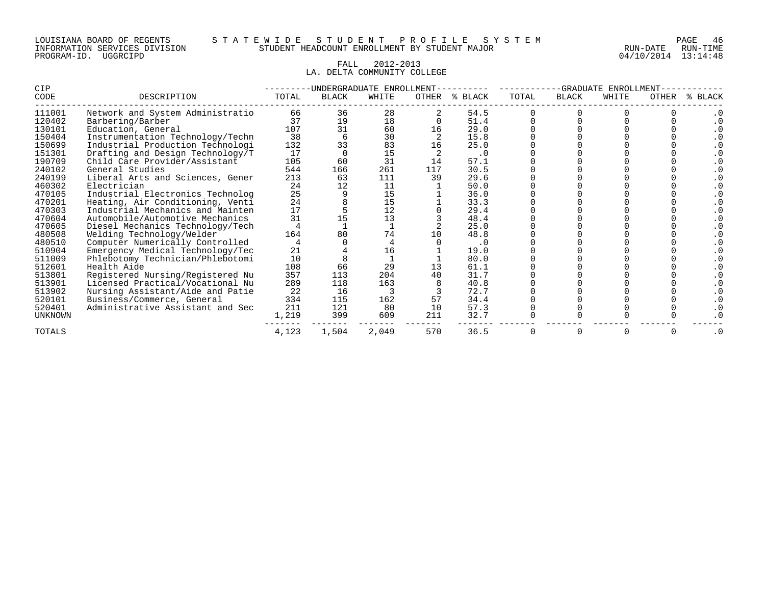LOUISIANA BOARD OF REGENTS — STATEWIDE STUDENT PROFILE SYSTEM
INFORMATION SERVICES DIVISION — STUDENT HEADCOUNT ENROLLMENT BY STUDENT MAJOR
PROGRAM-ID. UGGRCIPD — RUN-DATE 04/10/2014 RUN-TIME 13:14:48

FALL 2012-2013
LA. DELTA COMMUNITY COLLEGE

| CIP | | UNDERGRADUATE ENROLLMENT | | | | | GRADUATE ENROLLMENT | | | | |
|---|---|---|---|---|---|---|---|---|---|---|---|
| CODE | DESCRIPTION | TOTAL | BLACK | WHITE | OTHER | % BLACK | TOTAL | BLACK | WHITE | OTHER | % BLACK |
| 111001 | Network and System Administratio | 66 | 36 | 28 | 2 | 54.5 | 0 | 0 | 0 | 0 | .0 |
| 120402 | Barbering/Barber | 37 | 19 | 18 | 0 | 51.4 | 0 | 0 | 0 | 0 | .0 |
| 130101 | Education, General | 107 | 31 | 60 | 16 | 29.0 | 0 | 0 | 0 | 0 | .0 |
| 150404 | Instrumentation Technology/Techn | 38 | 6 | 30 | 2 | 15.8 | 0 | 0 | 0 | 0 | .0 |
| 150699 | Industrial Production Technologi | 132 | 33 | 83 | 16 | 25.0 | 0 | 0 | 0 | 0 | .0 |
| 151301 | Drafting and Design Technology/T | 17 | 0 | 15 | 2 | .0 | 0 | 0 | 0 | 0 | .0 |
| 190709 | Child Care Provider/Assistant | 105 | 60 | 31 | 14 | 57.1 | 0 | 0 | 0 | 0 | .0 |
| 240102 | General Studies | 544 | 166 | 261 | 117 | 30.5 | 0 | 0 | 0 | 0 | .0 |
| 240199 | Liberal Arts and Sciences, Gener | 213 | 63 | 111 | 39 | 29.6 | 0 | 0 | 0 | 0 | .0 |
| 460302 | Electrician | 24 | 12 | 11 | 1 | 50.0 | 0 | 0 | 0 | 0 | .0 |
| 470105 | Industrial Electronics Technolog | 25 | 9 | 15 | 1 | 36.0 | 0 | 0 | 0 | 0 | .0 |
| 470201 | Heating, Air Conditioning, Venti | 24 | 8 | 15 | 1 | 33.3 | 0 | 0 | 0 | 0 | .0 |
| 470303 | Industrial Mechanics and Mainten | 17 | 5 | 12 | 0 | 29.4 | 0 | 0 | 0 | 0 | .0 |
| 470604 | Automobile/Automotive Mechanics | 31 | 15 | 13 | 3 | 48.4 | 0 | 0 | 0 | 0 | .0 |
| 470605 | Diesel Mechanics Technology/Tech | 4 | 1 | 1 | 2 | 25.0 | 0 | 0 | 0 | 0 | .0 |
| 480508 | Welding Technology/Welder | 164 | 80 | 74 | 10 | 48.8 | 0 | 0 | 0 | 0 | .0 |
| 480510 | Computer Numerically Controlled | 4 | 0 | 4 | 0 | .0 | 0 | 0 | 0 | 0 | .0 |
| 510904 | Emergency Medical Technology/Tec | 21 | 4 | 16 | 1 | 19.0 | 0 | 0 | 0 | 0 | .0 |
| 511009 | Phlebotomy Technician/Phlebotomi | 10 | 8 | 1 | 1 | 80.0 | 0 | 0 | 0 | 0 | .0 |
| 512601 | Health Aide | 108 | 66 | 29 | 13 | 61.1 | 0 | 0 | 0 | 0 | .0 |
| 513801 | Registered Nursing/Registered Nu | 357 | 113 | 204 | 40 | 31.7 | 0 | 0 | 0 | 0 | .0 |
| 513901 | Licensed Practical/Vocational Nu | 289 | 118 | 163 | 8 | 40.8 | 0 | 0 | 0 | 0 | .0 |
| 513902 | Nursing Assistant/Aide and Patie | 22 | 16 | 3 | 3 | 72.7 | 0 | 0 | 0 | 0 | .0 |
| 520101 | Business/Commerce, General | 334 | 115 | 162 | 57 | 34.4 | 0 | 0 | 0 | 0 | .0 |
| 520401 | Administrative Assistant and Sec | 211 | 121 | 80 | 10 | 57.3 | 0 | 0 | 0 | 0 | .0 |
| UNKNOWN | | 1,219 | 399 | 609 | 211 | 32.7 | 0 | 0 | 0 | 0 | .0 |
| TOTALS | | 4,123 | 1,504 | 2,049 | 570 | 36.5 | 0 | 0 | 0 | 0 | .0 |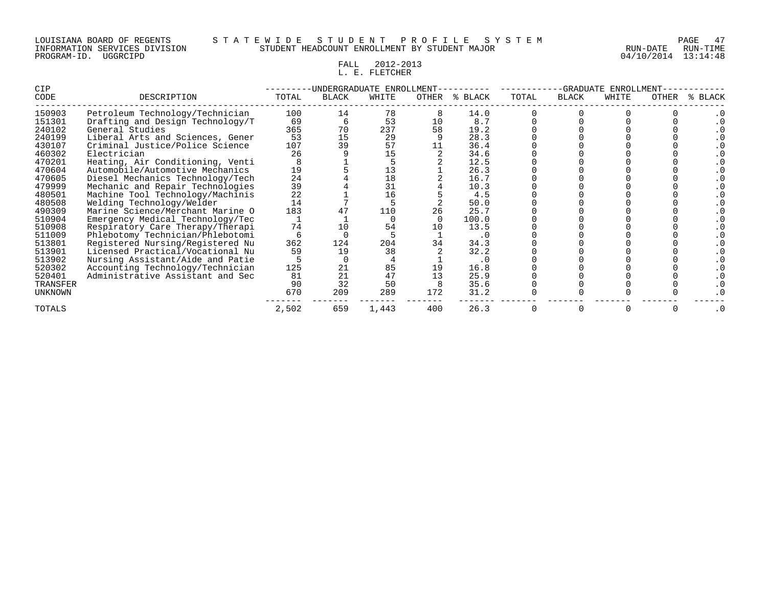LOUISIANA BOARD OF REGENTS — STATEWIDE STUDENT PROFILE SYSTEM
INFORMATION SERVICES DIVISION — STUDENT HEADCOUNT ENROLLMENT BY STUDENT MAJOR
PROGRAM-ID. UGGRCIPD — RUN-DATE 04/10/2014 RUN-TIME 13:14:48

FALL 2012-2013
L. E. FLETCHER

| CIP CODE | DESCRIPTION | UNDERGRADUATE ENROLLMENT | | | | | GRADUATE ENROLLMENT | | | | |
|---|---|---|---|---|---|---|---|---|---|---|---|
| | | TOTAL | BLACK | WHITE | OTHER | % BLACK | TOTAL | BLACK | WHITE | OTHER | % BLACK |
| 150903 | Petroleum Technology/Technician | 100 | 14 | 78 | 8 | 14.0 | 0 | 0 | 0 | 0 | .0 |
| 151301 | Drafting and Design Technology/T | 69 | 6 | 53 | 10 | 8.7 | 0 | 0 | 0 | 0 | .0 |
| 240102 | General Studies | 365 | 70 | 237 | 58 | 19.2 | 0 | 0 | 0 | 0 | .0 |
| 240199 | Liberal Arts and Sciences, Gener | 53 | 15 | 29 | 9 | 28.3 | 0 | 0 | 0 | 0 | .0 |
| 430107 | Criminal Justice/Police Science | 107 | 39 | 57 | 11 | 36.4 | 0 | 0 | 0 | 0 | .0 |
| 460302 | Electrician | 26 | 9 | 15 | 2 | 34.6 | 0 | 0 | 0 | 0 | .0 |
| 470201 | Heating, Air Conditioning, Venti | 8 | 1 | 5 | 2 | 12.5 | 0 | 0 | 0 | 0 | .0 |
| 470604 | Automobile/Automotive Mechanics | 19 | 5 | 13 | 1 | 26.3 | 0 | 0 | 0 | 0 | .0 |
| 470605 | Diesel Mechanics Technology/Tech | 24 | 4 | 18 | 2 | 16.7 | 0 | 0 | 0 | 0 | .0 |
| 479999 | Mechanic and Repair Technologies | 39 | 4 | 31 | 4 | 10.3 | 0 | 0 | 0 | 0 | .0 |
| 480501 | Machine Tool Technology/Machinis | 22 | 1 | 16 | 5 | 4.5 | 0 | 0 | 0 | 0 | .0 |
| 480508 | Welding Technology/Welder | 14 | 7 | 5 | 2 | 50.0 | 0 | 0 | 0 | 0 | .0 |
| 490309 | Marine Science/Merchant Marine O | 183 | 47 | 110 | 26 | 25.7 | 0 | 0 | 0 | 0 | .0 |
| 510904 | Emergency Medical Technology/Tec | 1 | 1 | 0 | 0 | 100.0 | 0 | 0 | 0 | 0 | .0 |
| 510908 | Respiratory Care Therapy/Therapi | 74 | 10 | 54 | 10 | 13.5 | 0 | 0 | 0 | 0 | .0 |
| 511009 | Phlebotomy Technician/Phlebotomi | 6 | 0 | 5 | 1 | .0 | 0 | 0 | 0 | 0 | .0 |
| 513801 | Registered Nursing/Registered Nu | 362 | 124 | 204 | 34 | 34.3 | 0 | 0 | 0 | 0 | .0 |
| 513901 | Licensed Practical/Vocational Nu | 59 | 19 | 38 | 2 | 32.2 | 0 | 0 | 0 | 0 | .0 |
| 513902 | Nursing Assistant/Aide and Patie | 5 | 0 | 4 | 1 | .0 | 0 | 0 | 0 | 0 | .0 |
| 520302 | Accounting Technology/Technician | 125 | 21 | 85 | 19 | 16.8 | 0 | 0 | 0 | 0 | .0 |
| 520401 | Administrative Assistant and Sec | 81 | 21 | 47 | 13 | 25.9 | 0 | 0 | 0 | 0 | .0 |
| TRANSFER | | 90 | 32 | 50 | 8 | 35.6 | 0 | 0 | 0 | 0 | .0 |
| UNKNOWN | | 670 | 209 | 289 | 172 | 31.2 | 0 | 0 | 0 | 0 | .0 |
| TOTALS | | 2,502 | 659 | 1,443 | 400 | 26.3 | 0 | 0 | 0 | 0 | .0 |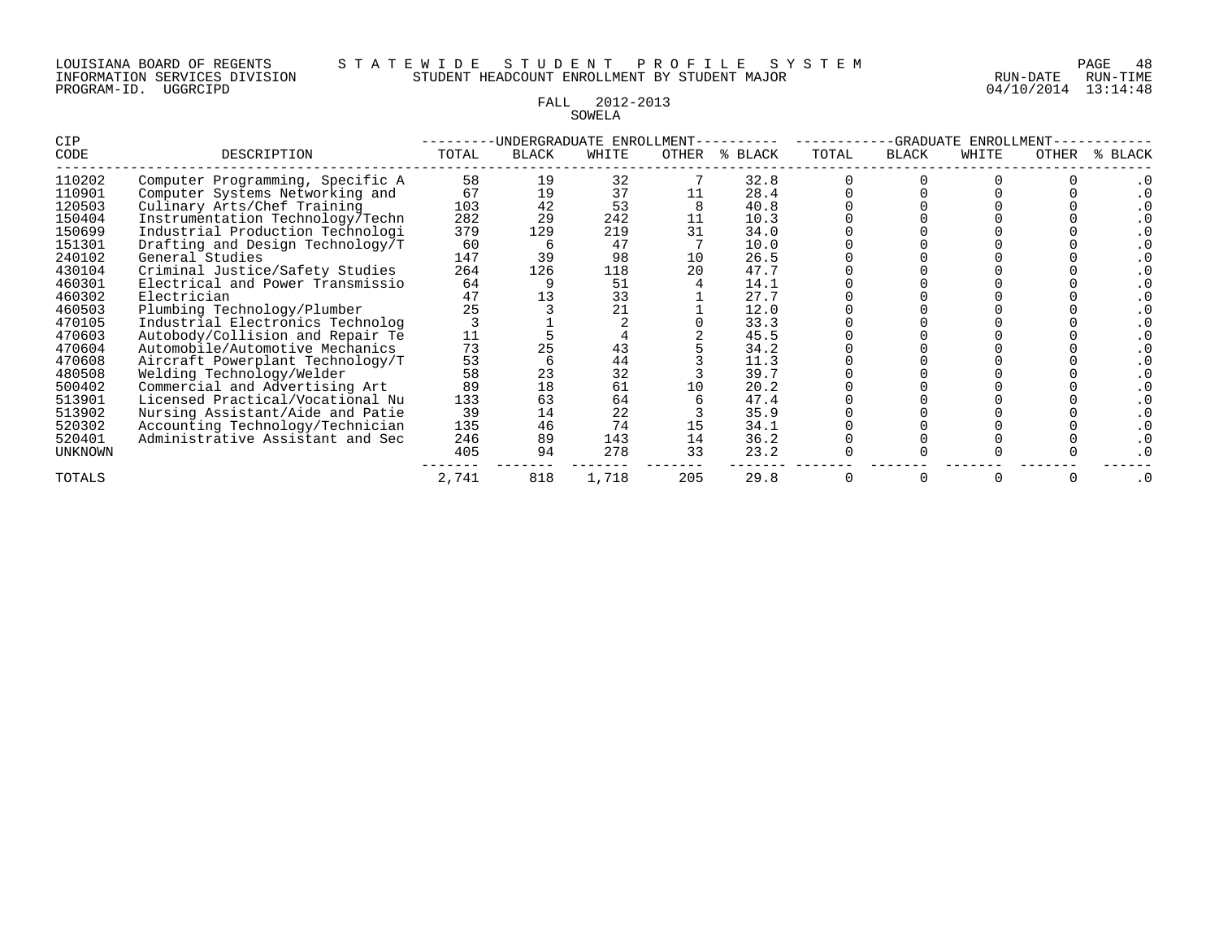LOUISIANA BOARD OF REGENTS — STATEWIDE STUDENT PROFILE SYSTEM
INFORMATION SERVICES DIVISION — STUDENT HEADCOUNT ENROLLMENT BY STUDENT MAJOR — RUN-DATE 04/10/2014 RUN-TIME 13:14:48
PROGRAM-ID. UGGRCIPD

FALL 2012-2013
SOWELA

| CIP | | UNDERGRADUATE ENROLLMENT | | | | | GRADUATE ENROLLMENT | | | | |
|---|---|---|---|---|---|---|---|---|---|---|---|
| CODE | DESCRIPTION | TOTAL | BLACK | WHITE | OTHER | % BLACK | TOTAL | BLACK | WHITE | OTHER | % BLACK |
| 110202 | Computer Programming, Specific A | 58 | 19 | 32 | 7 | 32.8 | 0 | 0 | 0 | 0 | .0 |
| 110901 | Computer Systems Networking and | 67 | 19 | 37 | 11 | 28.4 | 0 | 0 | 0 | 0 | .0 |
| 120503 | Culinary Arts/Chef Training | 103 | 42 | 53 | 8 | 40.8 | 0 | 0 | 0 | 0 | .0 |
| 150404 | Instrumentation Technology/Techn | 282 | 29 | 242 | 11 | 10.3 | 0 | 0 | 0 | 0 | .0 |
| 150699 | Industrial Production Technologi | 379 | 129 | 219 | 31 | 34.0 | 0 | 0 | 0 | 0 | .0 |
| 151301 | Drafting and Design Technology/T | 60 | 6 | 47 | 7 | 10.0 | 0 | 0 | 0 | 0 | .0 |
| 240102 | General Studies | 147 | 39 | 98 | 10 | 26.5 | 0 | 0 | 0 | 0 | .0 |
| 430104 | Criminal Justice/Safety Studies | 264 | 126 | 118 | 20 | 47.7 | 0 | 0 | 0 | 0 | .0 |
| 460301 | Electrical and Power Transmissio | 64 | 9 | 51 | 4 | 14.1 | 0 | 0 | 0 | 0 | .0 |
| 460302 | Electrician | 47 | 13 | 33 | 1 | 27.7 | 0 | 0 | 0 | 0 | .0 |
| 460503 | Plumbing Technology/Plumber | 25 | 3 | 21 | 1 | 12.0 | 0 | 0 | 0 | 0 | .0 |
| 470105 | Industrial Electronics Technolog | 3 | 1 | 2 | 0 | 33.3 | 0 | 0 | 0 | 0 | .0 |
| 470603 | Autobody/Collision and Repair Te | 11 | 5 | 4 | 2 | 45.5 | 0 | 0 | 0 | 0 | .0 |
| 470604 | Automobile/Automotive Mechanics | 73 | 25 | 43 | 5 | 34.2 | 0 | 0 | 0 | 0 | .0 |
| 470608 | Aircraft Powerplant Technology/T | 53 | 6 | 44 | 3 | 11.3 | 0 | 0 | 0 | 0 | .0 |
| 480508 | Welding Technology/Welder | 58 | 23 | 32 | 3 | 39.7 | 0 | 0 | 0 | 0 | .0 |
| 500402 | Commercial and Advertising Art | 89 | 18 | 61 | 10 | 20.2 | 0 | 0 | 0 | 0 | .0 |
| 513901 | Licensed Practical/Vocational Nu | 133 | 63 | 64 | 6 | 47.4 | 0 | 0 | 0 | 0 | .0 |
| 513902 | Nursing Assistant/Aide and Patie | 39 | 14 | 22 | 3 | 35.9 | 0 | 0 | 0 | 0 | .0 |
| 520302 | Accounting Technology/Technician | 135 | 46 | 74 | 15 | 34.1 | 0 | 0 | 0 | 0 | .0 |
| 520401 | Administrative Assistant and Sec | 246 | 89 | 143 | 14 | 36.2 | 0 | 0 | 0 | 0 | .0 |
| UNKNOWN | | 405 | 94 | 278 | 33 | 23.2 | 0 | 0 | 0 | 0 | .0 |
| TOTALS | | 2,741 | 818 | 1,718 | 205 | 29.8 | 0 | 0 | 0 | 0 | .0 |